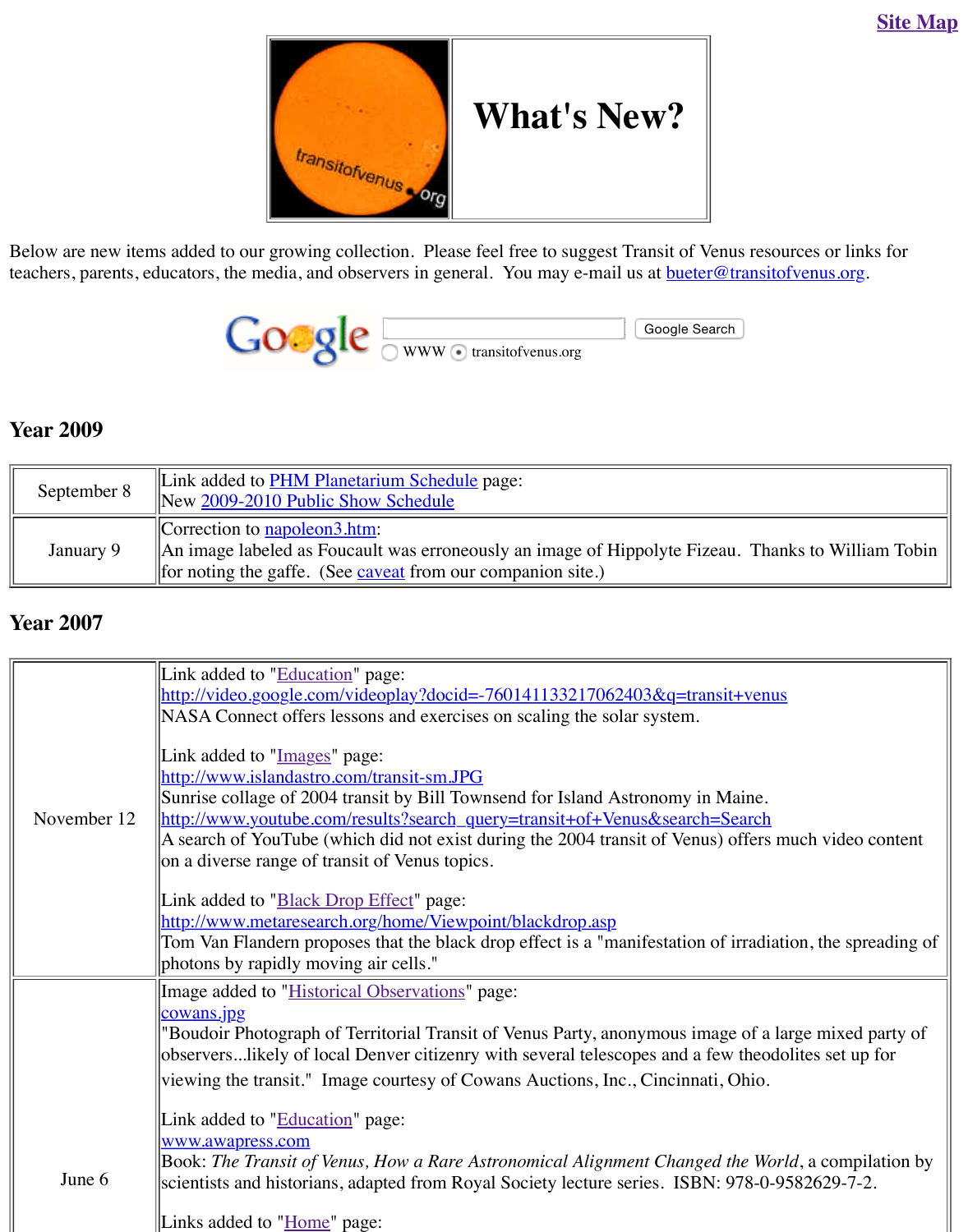Site Map

| | What's New? |
|---|---|

Below are new items added to our growing collection. Please feel free to suggest Transit of Venus resources or links for teachers, parents, educators, the media, and observers in general. You may e-mail us at bueter@transitofvenus.org.

Google Search
WWW transitofvenus.org

## Year 2009

| | |
|---|---|
| September 8 | Link added to PHM Planetarium Schedule page:<br>New 2009-2010 Public Show Schedule |
| January 9 | Correction to napoleon3.htm:<br>An image labeled as Foucault was erroneously an image of Hippolyte Fizeau. Thanks to William Tobin for noting the gaffe. (See caveat from our companion site.) |

## Year 2007

| | |
|---|---|
| November 12 | Link added to "Education" page:<br>http://video.google.com/videoplay?docid=-760141133217062403&q=transit+venus<br>NASA Connect offers lessons and exercises on scaling the solar system.<br><br>Link added to "Images" page:<br>http://www.islandastro.com/transit-sm.JPG<br>Sunrise collage of 2004 transit by Bill Townsend for Island Astronomy in Maine.<br>http://www.youtube.com/results?search_query=transit+of+Venus&search=Search<br>A search of YouTube (which did not exist during the 2004 transit of Venus) offers much video content on a diverse range of transit of Venus topics.<br><br>Link added to "Black Drop Effect" page:<br>http://www.metaresearch.org/home/Viewpoint/blackdrop.asp<br>Tom Van Flandern proposes that the black drop effect is a "manifestation of irradiation, the spreading of photons by rapidly moving air cells." |
| June 6 | Image added to "Historical Observations" page:<br>cowans.jpg<br>"Boudoir Photograph of Territorial Transit of Venus Party, anonymous image of a large mixed party of observers...likely of local Denver citizenry with several telescopes and a few theodolites set up for viewing the transit." Image courtesy of Cowans Auctions, Inc., Cincinnati, Ohio.<br><br>Link added to "Education" page:<br>www.awapress.com<br>Book: *The Transit of Venus, How a Rare Astronomical Alignment Changed the World*, a compilation by scientists and historians, adapted from Royal Society lecture series. ISBN: 978-0-9582629-7-2.<br><br>Links added to "Home" page: |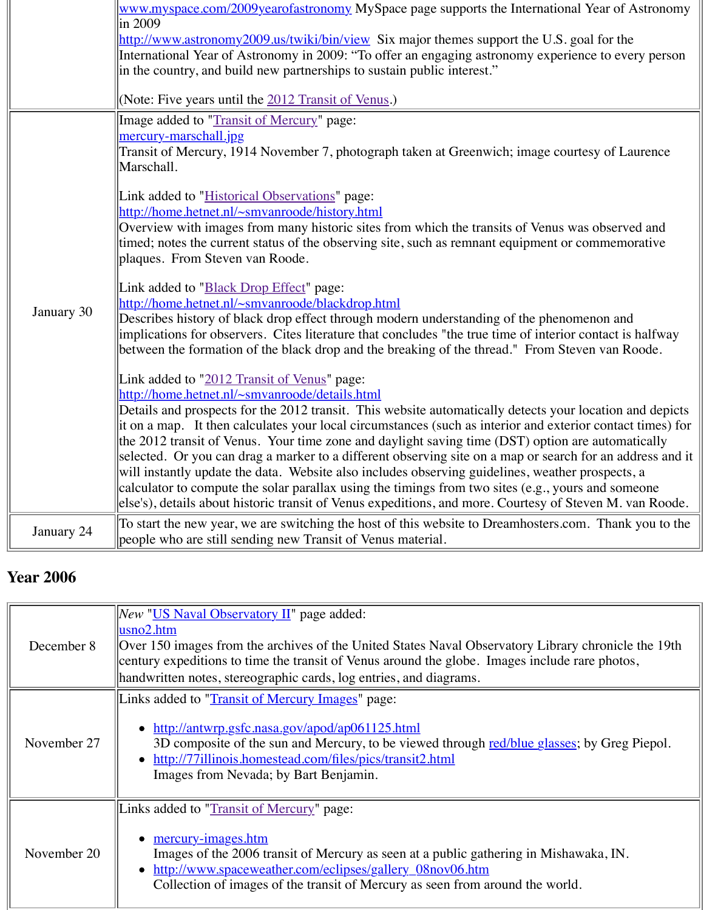| | |
|---|---|
| | www.myspace.com/2009yearofastronomy MySpace page supports the International Year of Astronomy in 2009<br>http://www.astronomy2009.us/twiki/bin/view Six major themes support the U.S. goal for the International Year of Astronomy in 2009: "To offer an engaging astronomy experience to every person in the country, and build new partnerships to sustain public interest."<br><br>(Note: Five years until the 2012 Transit of Venus.) |
| January 30 | Image added to "Transit of Mercury" page:<br>mercury-marschall.jpg<br>Transit of Mercury, 1914 November 7, photograph taken at Greenwich; image courtesy of Laurence Marschall.<br><br>Link added to "Historical Observations" page:<br>http://home.hetnet.nl/~smvanroode/history.html<br>Overview with images from many historic sites from which the transits of Venus was observed and timed; notes the current status of the observing site, such as remnant equipment or commemorative plaques. From Steven van Roode.<br><br>Link added to "Black Drop Effect" page:<br>http://home.hetnet.nl/~smvanroode/blackdrop.html<br>Describes history of black drop effect through modern understanding of the phenomenon and implications for observers. Cites literature that concludes "the true time of interior contact is halfway between the formation of the black drop and the breaking of the thread." From Steven van Roode.<br><br>Link added to "2012 Transit of Venus" page:<br>http://home.hetnet.nl/~smvanroode/details.html<br>Details and prospects for the 2012 transit. This website automatically detects your location and depicts it on a map. It then calculates your local circumstances (such as interior and exterior contact times) for the 2012 transit of Venus. Your time zone and daylight saving time (DST) option are automatically selected. Or you can drag a marker to a different observing site on a map or search for an address and it will instantly update the data. Website also includes observing guidelines, weather prospects, a calculator to compute the solar parallax using the timings from two sites (e.g., yours and someone else's), details about historic transit of Venus expeditions, and more. Courtesy of Steven M. van Roode. |
| January 24 | To start the new year, we are switching the host of this website to Dreamhosters.com. Thank you to the people who are still sending new Transit of Venus material. |

## Year 2006

| | |
|---|---|
| December 8 | *New* "US Naval Observatory II" page added:<br>usno2.htm<br>Over 150 images from the archives of the United States Naval Observatory Library chronicle the 19th century expeditions to time the transit of Venus around the globe. Images include rare photos, handwritten notes, stereographic cards, log entries, and diagrams. |
| November 27 | Links added to "Transit of Mercury Images" page:<br>• http://antwrp.gsfc.nasa.gov/apod/ap061125.html<br>3D composite of the sun and Mercury, to be viewed through red/blue glasses; by Greg Piepol.<br>• http://77illinois.homestead.com/files/pics/transit2.html<br>Images from Nevada; by Bart Benjamin. |
| November 20 | Links added to "Transit of Mercury" page:<br>• mercury-images.htm<br>Images of the 2006 transit of Mercury as seen at a public gathering in Mishawaka, IN.<br>• http://www.spaceweather.com/eclipses/gallery_08nov06.htm<br>Collection of images of the transit of Mercury as seen from around the world. |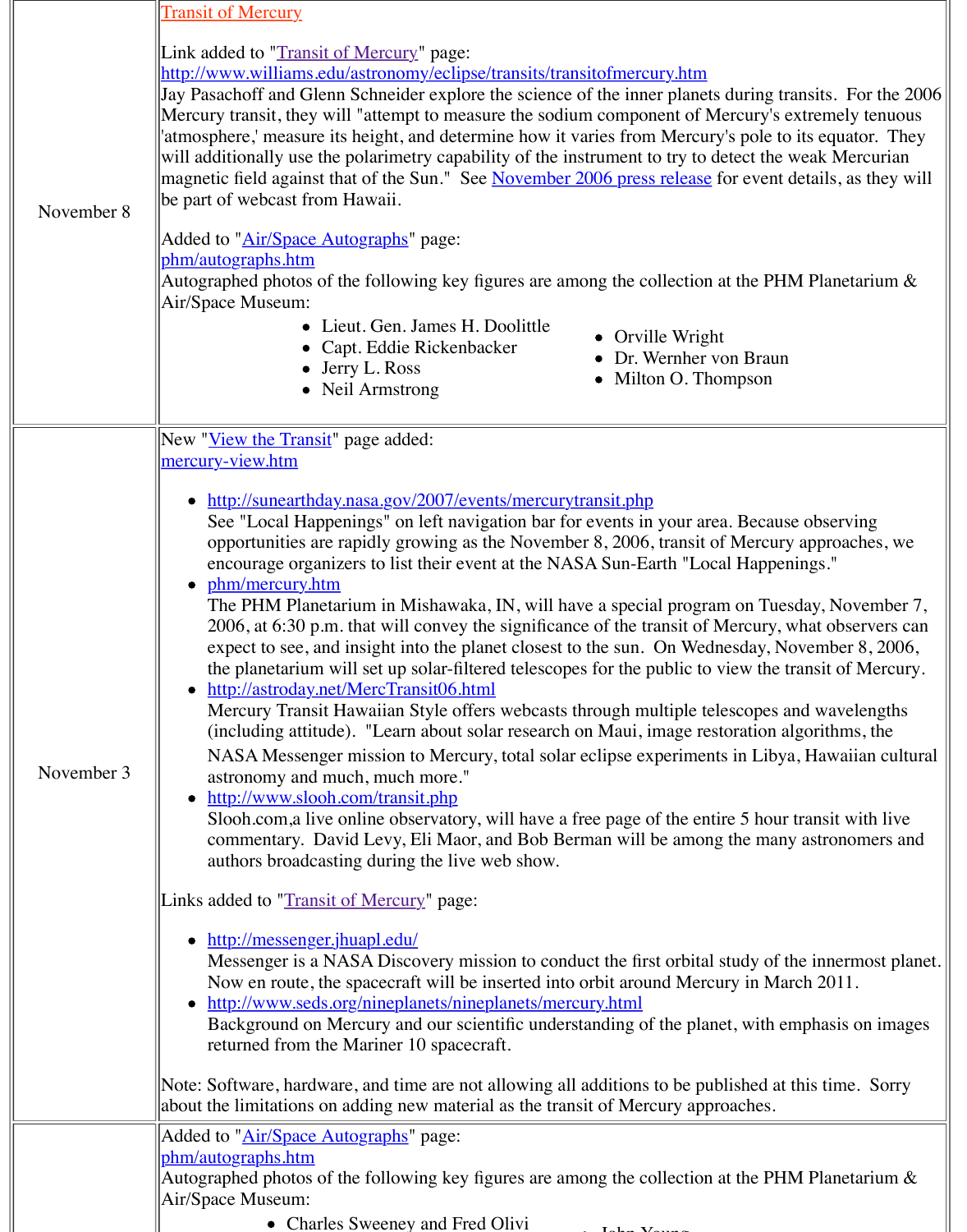| | |
|---|---|
| November 8 | Transit of Mercury<br><br>Link added to "Transit of Mercury" page:<br>http://www.williams.edu/astronomy/eclipse/transits/transitofmercury.htm<br>Jay Pasachoff and Glenn Schneider explore the science of the inner planets during transits. For the 2006 Mercury transit, they will "attempt to measure the sodium component of Mercury's extremely tenuous 'atmosphere,' measure its height, and determine how it varies from Mercury's pole to its equator. They will additionally use the polarimetry capability of the instrument to try to detect the weak Mercurian magnetic field against that of the Sun." See November 2006 press release for event details, as they will be part of webcast from Hawaii.<br><br>Added to "Air/Space Autographs" page:<br>phm/autographs.htm<br>Autographed photos of the following key figures are among the collection at the PHM Planetarium & Air/Space Museum:<br>• Lieut. Gen. James H. Doolittle<br>• Capt. Eddie Rickenbacker<br>• Jerry L. Ross<br>• Neil Armstrong<br>• Orville Wright<br>• Dr. Wernher von Braun<br>• Milton O. Thompson |
| November 3 | New "View the Transit" page added:<br>mercury-view.htm<br><br>• http://sunearthday.nasa.gov/2007/events/mercurytransit.php<br>See "Local Happenings" on left navigation bar for events in your area. Because observing opportunities are rapidly growing as the November 8, 2006, transit of Mercury approaches, we encourage organizers to list their event at the NASA Sun-Earth "Local Happenings."<br>• phm/mercury.htm<br>The PHM Planetarium in Mishawaka, IN, will have a special program on Tuesday, November 7, 2006, at 6:30 p.m. that will convey the significance of the transit of Mercury, what observers can expect to see, and insight into the planet closest to the sun. On Wednesday, November 8, 2006, the planetarium will set up solar-filtered telescopes for the public to view the transit of Mercury.<br>• http://astroday.net/MercTransit06.html<br>Mercury Transit Hawaiian Style offers webcasts through multiple telescopes and wavelengths (including attitude). "Learn about solar research on Maui, image restoration algorithms, the NASA Messenger mission to Mercury, total solar eclipse experiments in Libya, Hawaiian cultural astronomy and much, much more."<br>• http://www.slooh.com/transit.php<br>Slooh.com,a live online observatory, will have a free page of the entire 5 hour transit with live commentary. David Levy, Eli Maor, and Bob Berman will be among the many astronomers and authors broadcasting during the live web show.<br><br>Links added to "Transit of Mercury" page:<br><br>• http://messenger.jhuapl.edu/<br>Messenger is a NASA Discovery mission to conduct the first orbital study of the innermost planet. Now en route, the spacecraft will be inserted into orbit around Mercury in March 2011.<br>• http://www.seds.org/nineplanets/nineplanets/mercury.html<br>Background on Mercury and our scientific understanding of the planet, with emphasis on images returned from the Mariner 10 spacecraft.<br><br>Note: Software, hardware, and time are not allowing all additions to be published at this time. Sorry about the limitations on adding new material as the transit of Mercury approaches. |
| | Added to "Air/Space Autographs" page:<br>phm/autographs.htm<br>Autographed photos of the following key figures are among the collection at the PHM Planetarium & Air/Space Museum:<br>• Charles Sweeney and Fred Olivi<br>• John Young |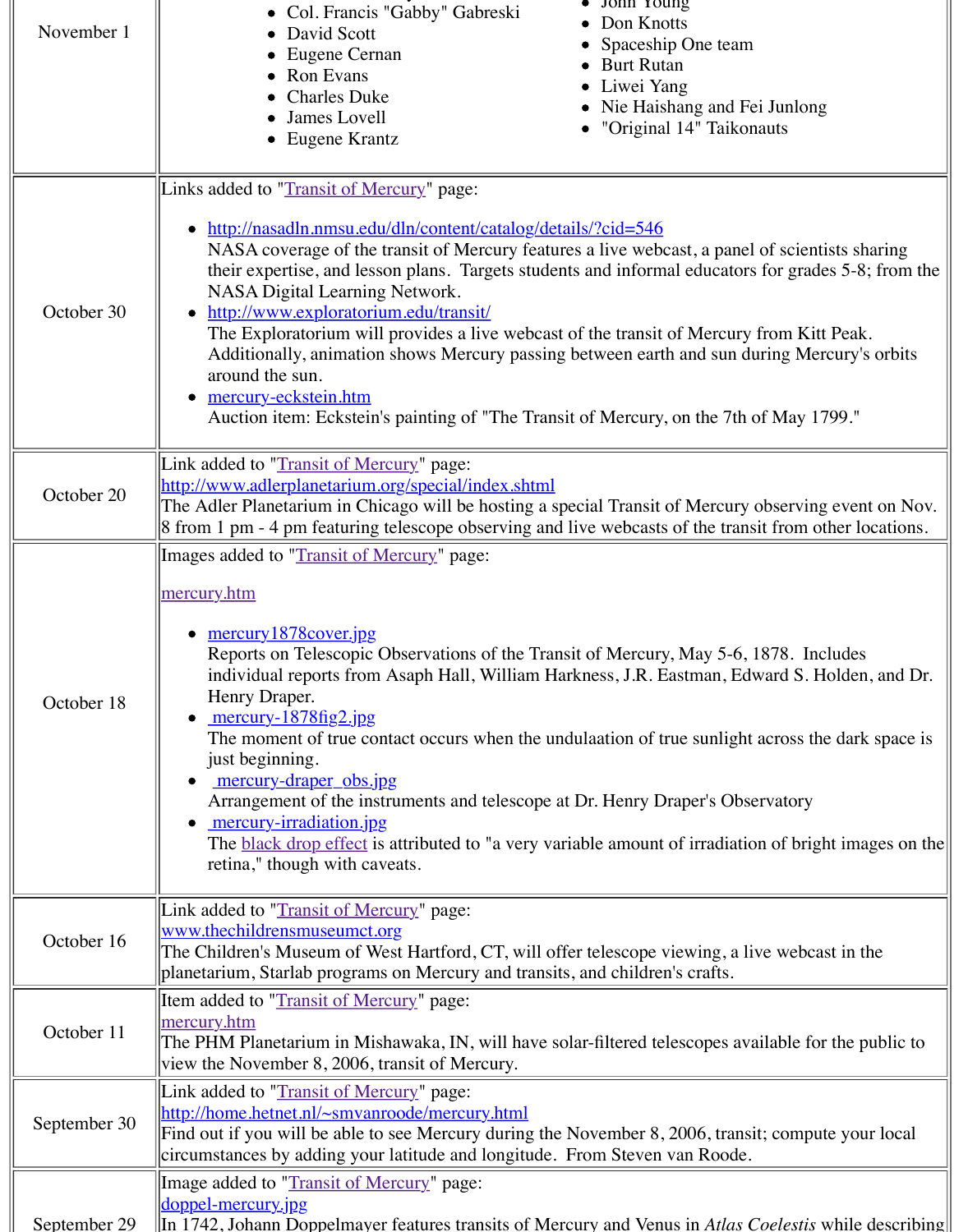| | |
|---|---|
| November 1 | - Col. Francis "Gabby" Gabreski<br>- David Scott<br>- Eugene Cernan<br>- Ron Evans<br>- Charles Duke<br>- James Lovell<br>- Eugene Krantz<br>- John Young<br>- Don Knotts<br>- Spaceship One team<br>- Burt Rutan<br>- Liwei Yang<br>- Nie Haishang and Fei Junlong<br>- "Original 14" Taikonauts |
| October 30 | Links added to "Transit of Mercury" page:<br>- http://nasadln.nmsu.edu/dln/content/catalog/details/?cid=546<br>NASA coverage of the transit of Mercury features a live webcast, a panel of scientists sharing their expertise, and lesson plans. Targets students and informal educators for grades 5-8; from the NASA Digital Learning Network.<br>- http://www.exploratorium.edu/transit/<br>The Exploratorium will provides a live webcast of the transit of Mercury from Kitt Peak. Additionally, animation shows Mercury passing between earth and sun during Mercury's orbits around the sun.<br>- mercury-eckstein.htm<br>Auction item: Eckstein's painting of "The Transit of Mercury, on the 7th of May 1799." |
| October 20 | Link added to "Transit of Mercury" page:<br>http://www.adlerplanetarium.org/special/index.shtml<br>The Adler Planetarium in Chicago will be hosting a special Transit of Mercury observing event on Nov. 8 from 1 pm - 4 pm featuring telescope observing and live webcasts of the transit from other locations. |
| October 18 | Images added to "Transit of Mercury" page:<br>mercury.htm<br>- mercury1878cover.jpg<br>Reports on Telescopic Observations of the Transit of Mercury, May 5-6, 1878. Includes individual reports from Asaph Hall, William Harkness, J.R. Eastman, Edward S. Holden, and Dr. Henry Draper.<br>- mercury-1878fig2.jpg<br>The moment of true contact occurs when the undulaation of true sunlight across the dark space is just beginning.<br>- mercury-draper_obs.jpg<br>Arrangement of the instruments and telescope at Dr. Henry Draper's Observatory<br>- mercury-irradiation.jpg<br>The black drop effect is attributed to "a very variable amount of irradiation of bright images on the retina," though with caveats. |
| October 16 | Link added to "Transit of Mercury" page:<br>www.thechildrensmuseumct.org<br>The Children's Museum of West Hartford, CT, will offer telescope viewing, a live webcast in the planetarium, Starlab programs on Mercury and transits, and children's crafts. |
| October 11 | Item added to "Transit of Mercury" page:<br>mercury.htm<br>The PHM Planetarium in Mishawaka, IN, will have solar-filtered telescopes available for the public to view the November 8, 2006, transit of Mercury. |
| September 30 | Link added to "Transit of Mercury" page:<br>http://home.hetnet.nl/~smvanroode/mercury.html<br>Find out if you will be able to see Mercury during the November 8, 2006, transit; compute your local circumstances by adding your latitude and longitude. From Steven van Roode. |
| September 29 | Image added to "Transit of Mercury" page:<br>doppel-mercury.jpg<br>In 1742, Johann Doppelmayer features transits of Mercury and Venus in *Atlas Coelestis* while describing |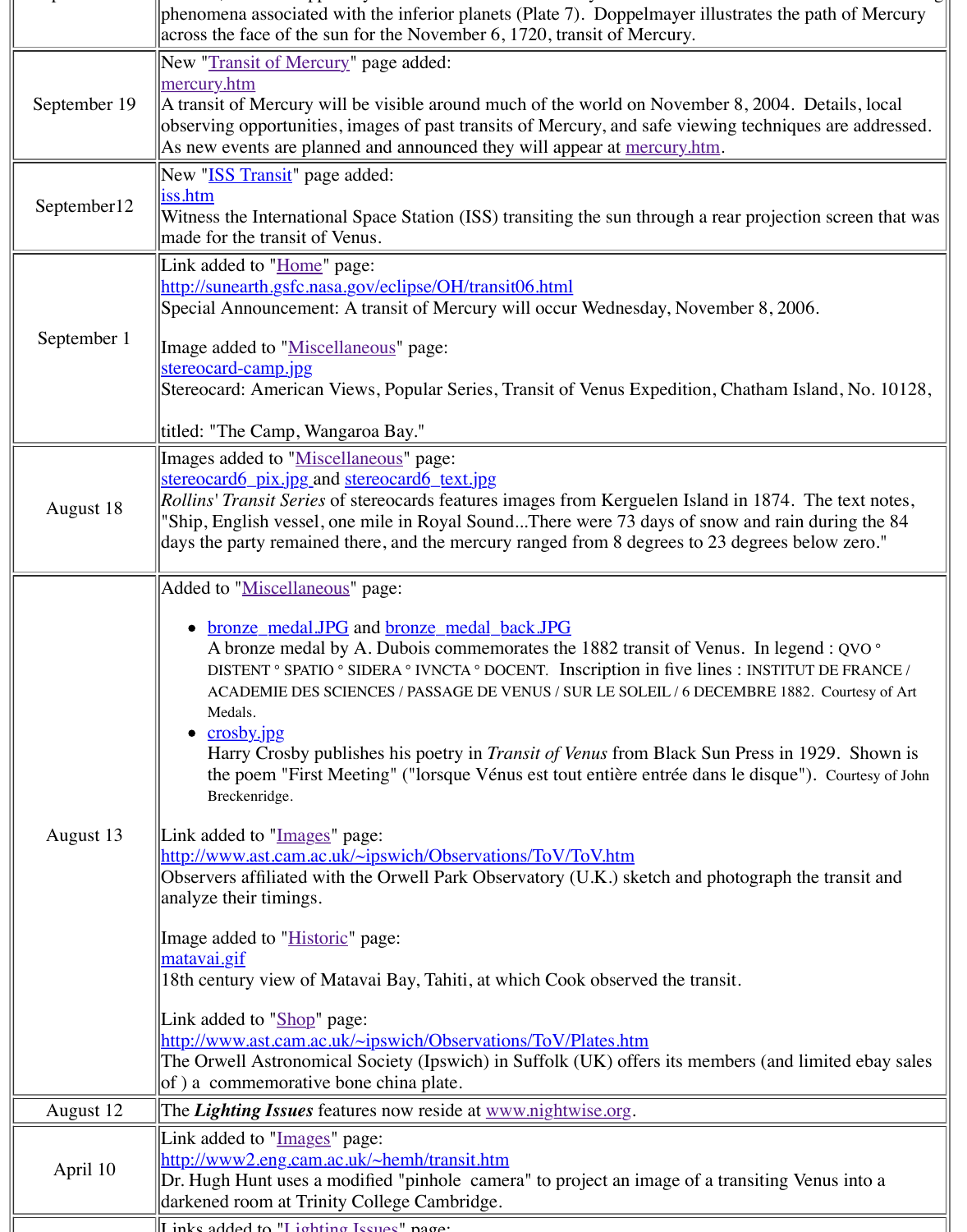| | |
|---|---|
| | phenomena associated with the inferior planets (Plate 7). Doppelmayer illustrates the path of Mercury across the face of the sun for the November 6, 1720, transit of Mercury. |
| September 19 | New "Transit of Mercury" page added:<br>mercury.htm<br>A transit of Mercury will be visible around much of the world on November 8, 2004. Details, local observing opportunities, images of past transits of Mercury, and safe viewing techniques are addressed. As new events are planned and announced they will appear at mercury.htm. |
| September12 | New "ISS Transit" page added:<br>iss.htm<br>Witness the International Space Station (ISS) transiting the sun through a rear projection screen that was made for the transit of Venus. |
| September 1 | Link added to "Home" page:<br>http://sunearth.gsfc.nasa.gov/eclipse/OH/transit06.html<br>Special Announcement: A transit of Mercury will occur Wednesday, November 8, 2006.<br><br>Image added to "Miscellaneous" page:<br>stereocard-camp.jpg<br>Stereocard: American Views, Popular Series, Transit of Venus Expedition, Chatham Island, No. 10128,<br><br>titled: "The Camp, Wangaroa Bay." |
| August 18 | Images added to "Miscellaneous" page:<br>stereocard6_pix.jpg and stereocard6_text.jpg<br>*Rollins' Transit Series* of stereocards features images from Kerguelen Island in 1874. The text notes, "Ship, English vessel, one mile in Royal Sound...There were 73 days of snow and rain during the 84 days the party remained there, and the mercury ranged from 8 degrees to 23 degrees below zero." |
| August 13 | Added to "Miscellaneous" page:<br><br>• bronze_medal.JPG and bronze_medal_back.JPG<br>A bronze medal by A. Dubois commemorates the 1882 transit of Venus. In legend : QVO ° DISTENT ° SPATIO ° SIDERA ° IVNCTA ° DOCENT. Inscription in five lines : INSTITUT DE FRANCE / ACADEMIE DES SCIENCES / PASSAGE DE VENUS / SUR LE SOLEIL / 6 DECEMBRE 1882. Courtesy of Art Medals.<br>• crosby.jpg<br>Harry Crosby publishes his poetry in *Transit of Venus* from Black Sun Press in 1929. Shown is the poem "First Meeting" ("lorsque Vénus est tout entière entrée dans le disque"). Courtesy of John Breckenridge.<br><br>Link added to "Images" page:<br>http://www.ast.cam.ac.uk/~ipswich/Observations/ToV/ToV.htm<br>Observers affiliated with the Orwell Park Observatory (U.K.) sketch and photograph the transit and analyze their timings.<br><br>Image added to "Historic" page:<br>matavai.gif<br>18th century view of Matavai Bay, Tahiti, at which Cook observed the transit.<br><br>Link added to "Shop" page:<br>http://www.ast.cam.ac.uk/~ipswich/Observations/ToV/Plates.htm<br>The Orwell Astronomical Society (Ipswich) in Suffolk (UK) offers its members (and limited ebay sales of ) a commemorative bone china plate. |
| August 12 | The ***Lighting Issues*** features now reside at www.nightwise.org. |
| April 10 | Link added to "Images" page:<br>http://www2.eng.cam.ac.uk/~hemh/transit.htm<br>Dr. Hugh Hunt uses a modified "pinhole camera" to project an image of a transiting Venus into a darkened room at Trinity College Cambridge. |
| | Links added to "Lighting Issues" page: |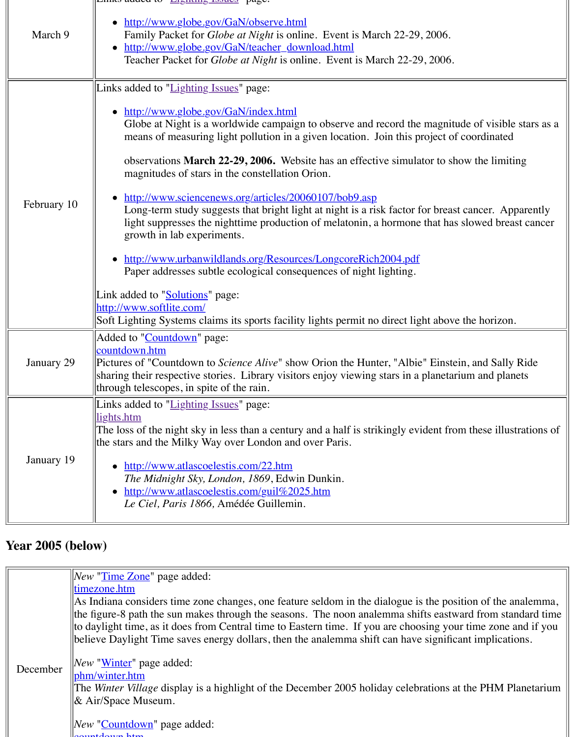| | |
|---|---|
| March 9 | Links added to "Lighting Issues" page:<br>• http://www.globe.gov/GaN/observe.html<br>Family Packet for *Globe at Night* is online. Event is March 22-29, 2006.<br>• http://www.globe.gov/GaN/teacher_download.html<br>Teacher Packet for *Globe at Night* is online. Event is March 22-29, 2006. |
| February 10 | Links added to "Lighting Issues" page:<br>• http://www.globe.gov/GaN/index.html<br>Globe at Night is a worldwide campaign to observe and record the magnitude of visible stars as a means of measuring light pollution in a given location. Join this project of coordinated observations **March 22-29, 2006.** Website has an effective simulator to show the limiting magnitudes of stars in the constellation Orion.<br>• http://www.sciencenews.org/articles/20060107/bob9.asp<br>Long-term study suggests that bright light at night is a risk factor for breast cancer. Apparently light suppresses the nighttime production of melatonin, a hormone that has slowed breast cancer growth in lab experiments.<br>• http://www.urbanwildlands.org/Resources/LongcoreRich2004.pdf<br>Paper addresses subtle ecological consequences of night lighting.<br><br>Link added to "Solutions" page:<br>http://www.softlite.com/<br>Soft Lighting Systems claims its sports facility lights permit no direct light above the horizon. |
| January 29 | Added to "Countdown" page:<br>countdown.htm<br>Pictures of "Countdown to *Science Alive*" show Orion the Hunter, "Albie" Einstein, and Sally Ride sharing their respective stories. Library visitors enjoy viewing stars in a planetarium and planets through telescopes, in spite of the rain. |
| January 19 | Links added to "Lighting Issues" page:<br>lights.htm<br>The loss of the night sky in less than a century and a half is strikingly evident from these illustrations of the stars and the Milky Way over London and over Paris.<br>• http://www.atlascoelestis.com/22.htm<br>*The Midnight Sky, London, 1869*, Edwin Dunkin.<br>• http://www.atlascoelestis.com/guil%2025.htm<br>*Le Ciel, Paris 1866,* Amédée Guillemin. |

## Year 2005 (below)

| | |
|---|---|
| December | *New* "Time Zone" page added:<br>timezone.htm<br>As Indiana considers time zone changes, one feature seldom in the dialogue is the position of the analemma, the figure-8 path the sun makes through the seasons. The noon analemma shifts eastward from standard time to daylight time, as it does from Central time to Eastern time. If you are choosing your time zone and if you believe Daylight Time saves energy dollars, then the analemma shift can have significant implications.<br><br>*New* "Winter" page added:<br>phm/winter.htm<br>The *Winter Village* display is a highlight of the December 2005 holiday celebrations at the PHM Planetarium & Air/Space Museum.<br><br>*New* "Countdown" page added:<br>countdown.htm |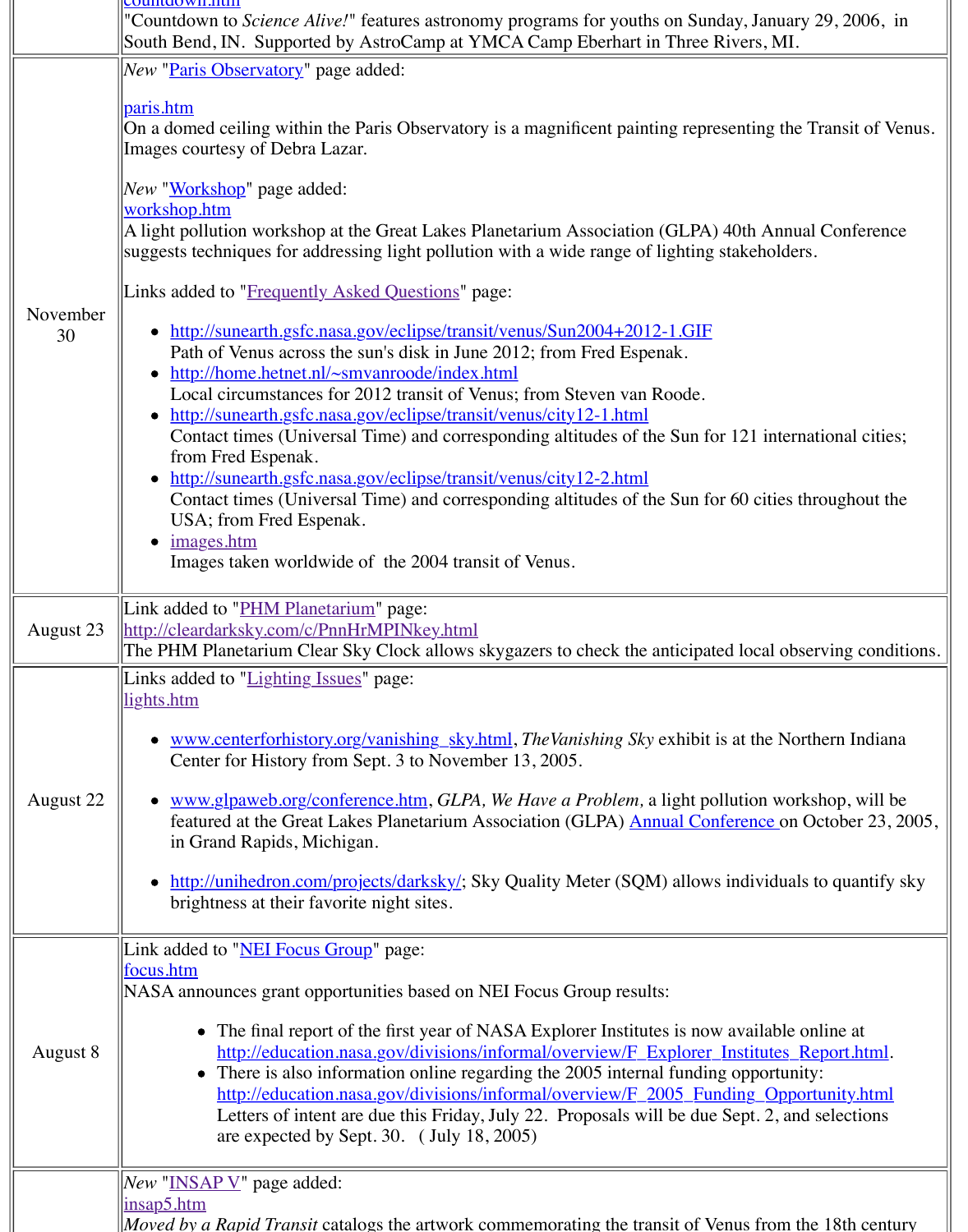| | |
|---|---|
| | countdown.htm<br>"Countdown to *Science Alive!*" features astronomy programs for youths on Sunday, January 29, 2006, in South Bend, IN. Supported by AstroCamp at YMCA Camp Eberhart in Three Rivers, MI. |
| November 30 | *New* "Paris Observatory" page added:<br><br>paris.htm<br>On a domed ceiling within the Paris Observatory is a magnificent painting representing the Transit of Venus. Images courtesy of Debra Lazar.<br><br>*New* "Workshop" page added:<br>workshop.htm<br>A light pollution workshop at the Great Lakes Planetarium Association (GLPA) 40th Annual Conference suggests techniques for addressing light pollution with a wide range of lighting stakeholders.<br><br>Links added to "Frequently Asked Questions" page:<br><br>• http://sunearth.gsfc.nasa.gov/eclipse/transit/venus/Sun2004+2012-1.GIF<br>Path of Venus across the sun's disk in June 2012; from Fred Espenak.<br>• http://home.hetnet.nl/~smvanroode/index.html<br>Local circumstances for 2012 transit of Venus; from Steven van Roode.<br>• http://sunearth.gsfc.nasa.gov/eclipse/transit/venus/city12-1.html<br>Contact times (Universal Time) and corresponding altitudes of the Sun for 121 international cities; from Fred Espenak.<br>• http://sunearth.gsfc.nasa.gov/eclipse/transit/venus/city12-2.html<br>Contact times (Universal Time) and corresponding altitudes of the Sun for 60 cities throughout the USA; from Fred Espenak.<br>• images.htm<br>Images taken worldwide of the 2004 transit of Venus. |
| August 23 | Link added to "PHM Planetarium" page:<br>http://cleardarksky.com/c/PnnHrMPINkey.html<br>The PHM Planetarium Clear Sky Clock allows skygazers to check the anticipated local observing conditions. |
| August 22 | Links added to "Lighting Issues" page:<br>lights.htm<br><br>• www.centerforhistory.org/vanishing_sky.html, *TheVanishing Sky* exhibit is at the Northern Indiana Center for History from Sept. 3 to November 13, 2005.<br><br>• www.glpaweb.org/conference.htm, *GLPA, We Have a Problem,* a light pollution workshop, will be featured at the Great Lakes Planetarium Association (GLPA) Annual Conference on October 23, 2005, in Grand Rapids, Michigan.<br><br>• http://unihedron.com/projects/darksky/; Sky Quality Meter (SQM) allows individuals to quantify sky brightness at their favorite night sites. |
| August 8 | Link added to "NEI Focus Group" page:<br>focus.htm<br>NASA announces grant opportunities based on NEI Focus Group results:<br><br>• The final report of the first year of NASA Explorer Institutes is now available online at http://education.nasa.gov/divisions/informal/overview/F_Explorer_Institutes_Report.html.<br>• There is also information online regarding the 2005 internal funding opportunity: http://education.nasa.gov/divisions/informal/overview/F_2005_Funding_Opportunity.html<br>Letters of intent are due this Friday, July 22. Proposals will be due Sept. 2, and selections are expected by Sept. 30. ( July 18, 2005) |
| | *New* "INSAP V" page added:<br>insap5.htm<br>*Moved by a Rapid Transit* catalogs the artwork commemorating the transit of Venus from the 18th century |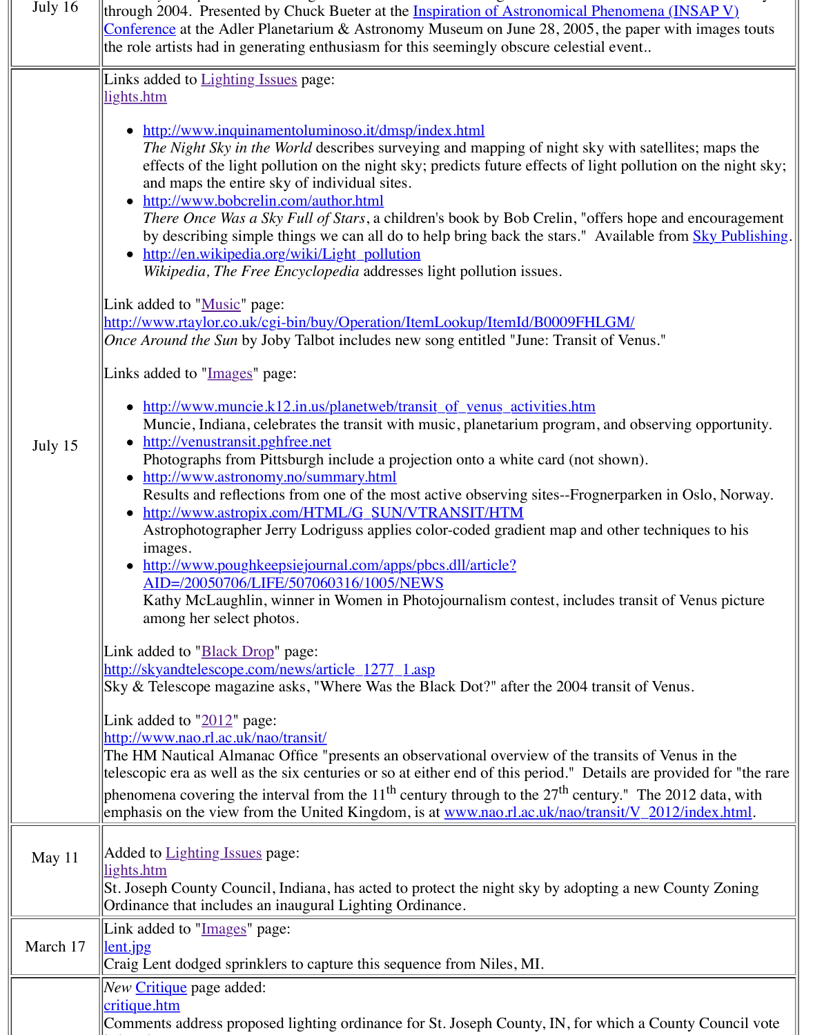| | |
|---|---|
| July 16 | through 2004. Presented by Chuck Bueter at the Inspiration of Astronomical Phenomena (INSAP V) Conference at the Adler Planetarium & Astronomy Museum on June 28, 2005, the paper with images touts the role artists had in generating enthusiasm for this seemingly obscure celestial event.. |
| July 15 | Links added to Lighting Issues page:<br>lights.htm<br><br>• http://www.inquinamentoluminoso.it/dmsp/index.html<br>*The Night Sky in the World* describes surveying and mapping of night sky with satellites; maps the effects of the light pollution on the night sky; predicts future effects of light pollution on the night sky; and maps the entire sky of individual sites.<br>• http://www.bobcrelin.com/author.html<br>*There Once Was a Sky Full of Stars*, a children's book by Bob Crelin, "offers hope and encouragement by describing simple things we can all do to help bring back the stars." Available from Sky Publishing.<br>• http://en.wikipedia.org/wiki/Light_pollution<br>*Wikipedia, The Free Encyclopedia* addresses light pollution issues.<br><br>Link added to "Music" page:<br>http://www.rtaylor.co.uk/cgi-bin/buy/Operation/ItemLookup/ItemId/B0009FHLGM/<br>*Once Around the Sun* by Joby Talbot includes new song entitled "June: Transit of Venus."<br><br>Links added to "Images" page:<br><br>• http://www.muncie.k12.in.us/planetweb/transit_of_venus_activities.htm<br>Muncie, Indiana, celebrates the transit with music, planetarium program, and observing opportunity.<br>• http://venustransit.pghfree.net<br>Photographs from Pittsburgh include a projection onto a white card (not shown).<br>• http://www.astronomy.no/summary.html<br>Results and reflections from one of the most active observing sites--Frognerparken in Oslo, Norway.<br>• http://www.astropix.com/HTML/G_SUN/VTRANSIT/HTM<br>Astrophotographer Jerry Lodriguss applies color-coded gradient map and other techniques to his images.<br>• http://www.poughkeepsiejournal.com/apps/pbcs.dll/article?AID=/20050706/LIFE/507060316/1005/NEWS<br>Kathy McLaughlin, winner in Women in Photojournalism contest, includes transit of Venus picture among her select photos.<br><br>Link added to "Black Drop" page:<br>http://skyandtelescope.com/news/article_1277_1.asp<br>Sky & Telescope magazine asks, "Where Was the Black Dot?" after the 2004 transit of Venus.<br><br>Link added to "2012" page:<br>http://www.nao.rl.ac.uk/nao/transit/<br>The HM Nautical Almanac Office "presents an observational overview of the transits of Venus in the telescopic era as well as the six centuries or so at either end of this period." Details are provided for "the rare phenomena covering the interval from the 11th century through to the 27th century." The 2012 data, with emphasis on the view from the United Kingdom, is at www.nao.rl.ac.uk/nao/transit/V_2012/index.html. |
| May 11 | Added to Lighting Issues page:<br>lights.htm<br>St. Joseph County Council, Indiana, has acted to protect the night sky by adopting a new County Zoning Ordinance that includes an inaugural Lighting Ordinance. |
| March 17 | Link added to "Images" page:<br>lent.jpg<br>Craig Lent dodged sprinklers to capture this sequence from Niles, MI. |
| | *New* Critique page added:<br>critique.htm<br>Comments address proposed lighting ordinance for St. Joseph County, IN, for which a County Council vote |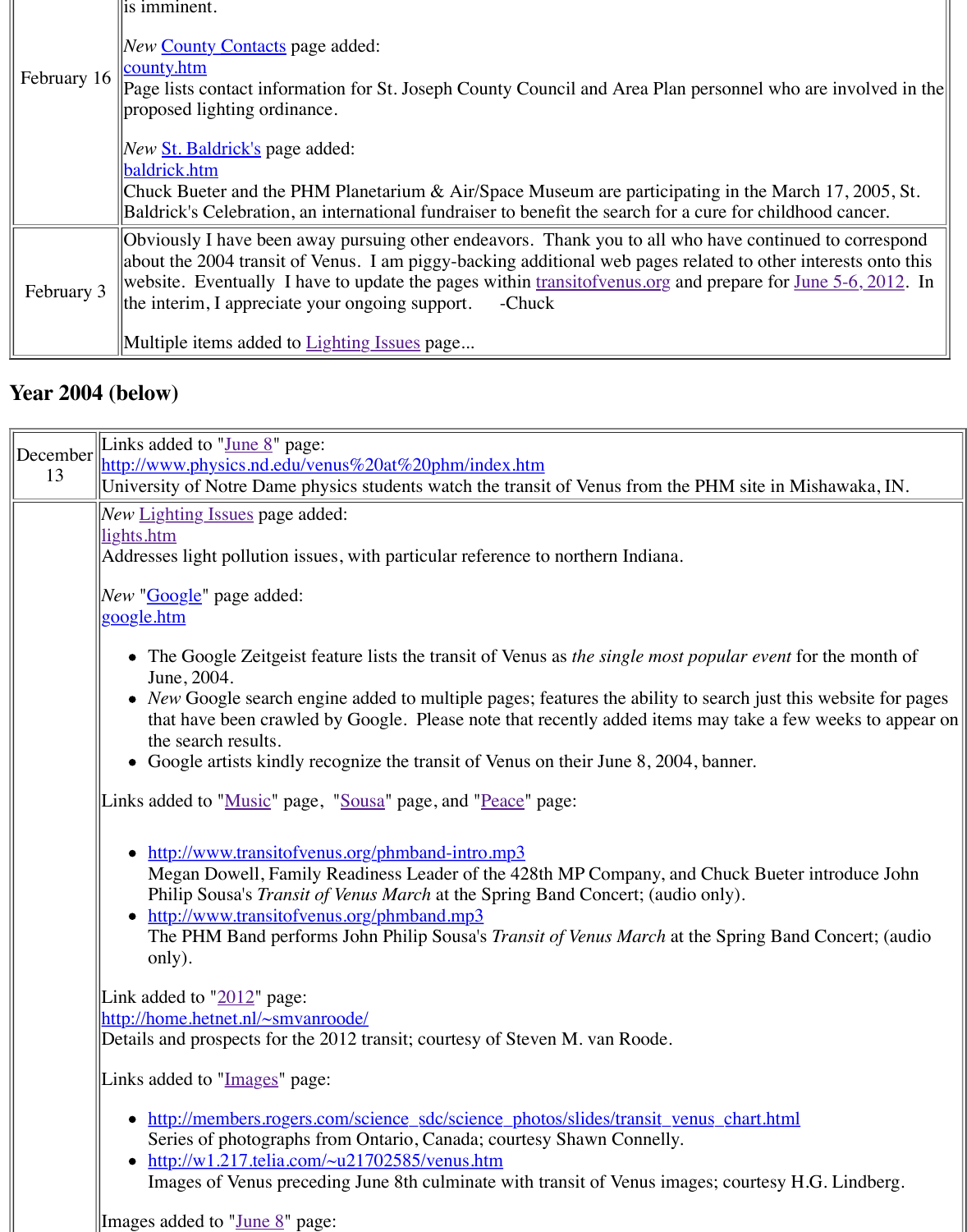| | |
|---|---|
| February 16 | is imminent.<br><br>*New* County Contacts page added:<br>county.htm<br>Page lists contact information for St. Joseph County Council and Area Plan personnel who are involved in the proposed lighting ordinance.<br><br>*New* St. Baldrick's page added:<br>baldrick.htm<br>Chuck Bueter and the PHM Planetarium & Air/Space Museum are participating in the March 17, 2005, St. Baldrick's Celebration, an international fundraiser to benefit the search for a cure for childhood cancer. |
| February 3 | Obviously I have been away pursuing other endeavors. Thank you to all who have continued to correspond about the 2004 transit of Venus. I am piggy-backing additional web pages related to other interests onto this website. Eventually I have to update the pages within transitofvenus.org and prepare for June 5-6, 2012. In the interim, I appreciate your ongoing support. -Chuck<br><br>Multiple items added to Lighting Issues page... |

## Year 2004 (below)

| | |
|---|---|
| December 13 | Links added to "June 8" page:<br>http://www.physics.nd.edu/venus%20at%20phm/index.htm<br>University of Notre Dame physics students watch the transit of Venus from the PHM site in Mishawaka, IN. |
| | *New* Lighting Issues page added:<br>lights.htm<br>Addresses light pollution issues, with particular reference to northern Indiana.<br><br>*New* "Google" page added:<br>google.htm<br>• The Google Zeitgeist feature lists the transit of Venus as *the single most popular event* for the month of June, 2004.<br>• *New* Google search engine added to multiple pages; features the ability to search just this website for pages that have been crawled by Google. Please note that recently added items may take a few weeks to appear on the search results.<br>• Google artists kindly recognize the transit of Venus on their June 8, 2004, banner.<br><br>Links added to "Music" page, "Sousa" page, and "Peace" page:<br>• http://www.transitofvenus.org/phmband-intro.mp3<br>Megan Dowell, Family Readiness Leader of the 428th MP Company, and Chuck Bueter introduce John Philip Sousa's *Transit of Venus March* at the Spring Band Concert; (audio only).<br>• http://www.transitofvenus.org/phmband.mp3<br>The PHM Band performs John Philip Sousa's *Transit of Venus March* at the Spring Band Concert; (audio only).<br><br>Link added to "2012" page:<br>http://home.hetnet.nl/~smvanroode/<br>Details and prospects for the 2012 transit; courtesy of Steven M. van Roode.<br><br>Links added to "Images" page:<br>• http://members.rogers.com/science_sdc/science_photos/slides/transit_venus_chart.html<br>Series of photographs from Ontario, Canada; courtesy Shawn Connelly.<br>• http://w1.217.telia.com/~u21702585/venus.htm<br>Images of Venus preceding June 8th culminate with transit of Venus images; courtesy H.G. Lindberg.<br><br>Images added to "June 8" page: |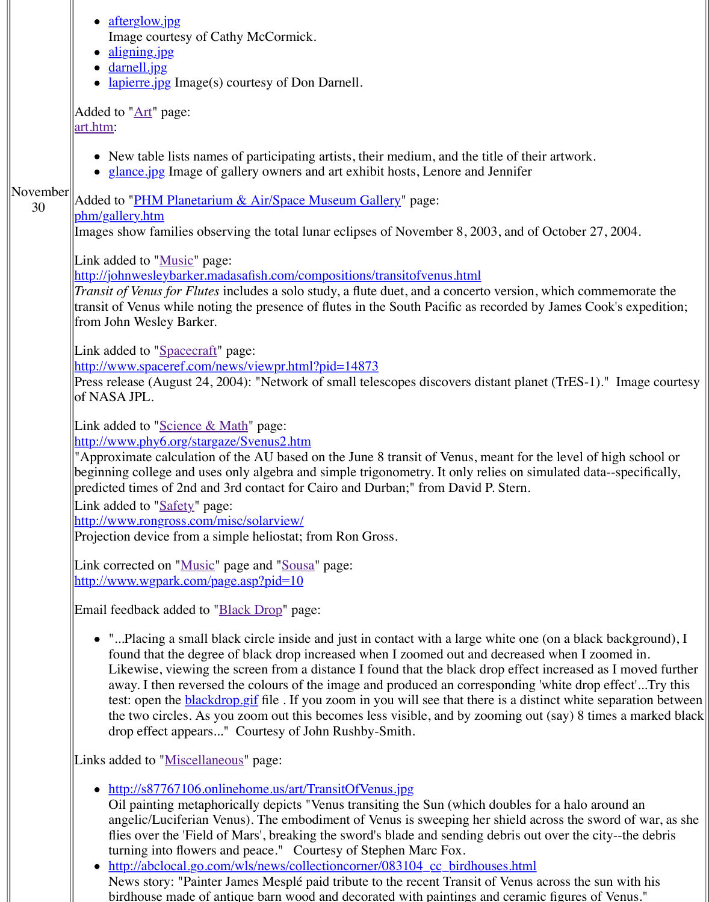- afterglow.jpg
  Image courtesy of Cathy McCormick.
- aligning.jpg
- darnell.jpg
- lapierre.jpg Image(s) courtesy of Don Darnell.

Added to "Art" page:
art.htm:

- New table lists names of participating artists, their medium, and the title of their artwork.
- glance.jpg Image of gallery owners and art exhibit hosts, Lenore and Jennifer

November 30

Added to "PHM Planetarium & Air/Space Museum Gallery" page:
phm/gallery.htm
Images show families observing the total lunar eclipses of November 8, 2003, and of October 27, 2004.

Link added to "Music" page:
http://johnwesleybarker.madasafish.com/compositions/transitofvenus.html
*Transit of Venus for Flutes* includes a solo study, a flute duet, and a concerto version, which commemorate the transit of Venus while noting the presence of flutes in the South Pacific as recorded by James Cook's expedition; from John Wesley Barker.

Link added to "Spacecraft" page:
http://www.spaceref.com/news/viewpr.html?pid=14873
Press release (August 24, 2004): "Network of small telescopes discovers distant planet (TrES-1)." Image courtesy of NASA JPL.

Link added to "Science & Math" page:
http://www.phy6.org/stargaze/Svenus2.htm
"Approximate calculation of the AU based on the June 8 transit of Venus, meant for the level of high school or beginning college and uses only algebra and simple trigonometry. It only relies on simulated data--specifically, predicted times of 2nd and 3rd contact for Cairo and Durban;" from David P. Stern.

Link added to "Safety" page:
http://www.rongross.com/misc/solarview/
Projection device from a simple heliostat; from Ron Gross.

Link corrected on "Music" page and "Sousa" page:
http://www.wgpark.com/page.asp?pid=10

Email feedback added to "Black Drop" page:

- "...Placing a small black circle inside and just in contact with a large white one (on a black background), I found that the degree of black drop increased when I zoomed out and decreased when I zoomed in. Likewise, viewing the screen from a distance I found that the black drop effect increased as I moved further away. I then reversed the colours of the image and produced an corresponding 'white drop effect'...Try this test: open the blackdrop.gif file . If you zoom in you will see that there is a distinct white separation between the two circles. As you zoom out this becomes less visible, and by zooming out (say) 8 times a marked black drop effect appears..." Courtesy of John Rushby-Smith.

Links added to "Miscellaneous" page:

- http://s87767106.onlinehome.us/art/TransitOfVenus.jpg
  Oil painting metaphorically depicts "Venus transiting the Sun (which doubles for a halo around an angelic/Luciferian Venus). The embodiment of Venus is sweeping her shield across the sword of war, as she flies over the 'Field of Mars', breaking the sword's blade and sending debris out over the city--the debris turning into flowers and peace." Courtesy of Stephen Marc Fox.
- http://abclocal.go.com/wls/news/collectioncorner/083104_cc_birdhouses.html
  News story: "Painter James Mesplé paid tribute to the recent Transit of Venus across the sun with his birdhouse made of antique barn wood and decorated with paintings and ceramic figures of Venus."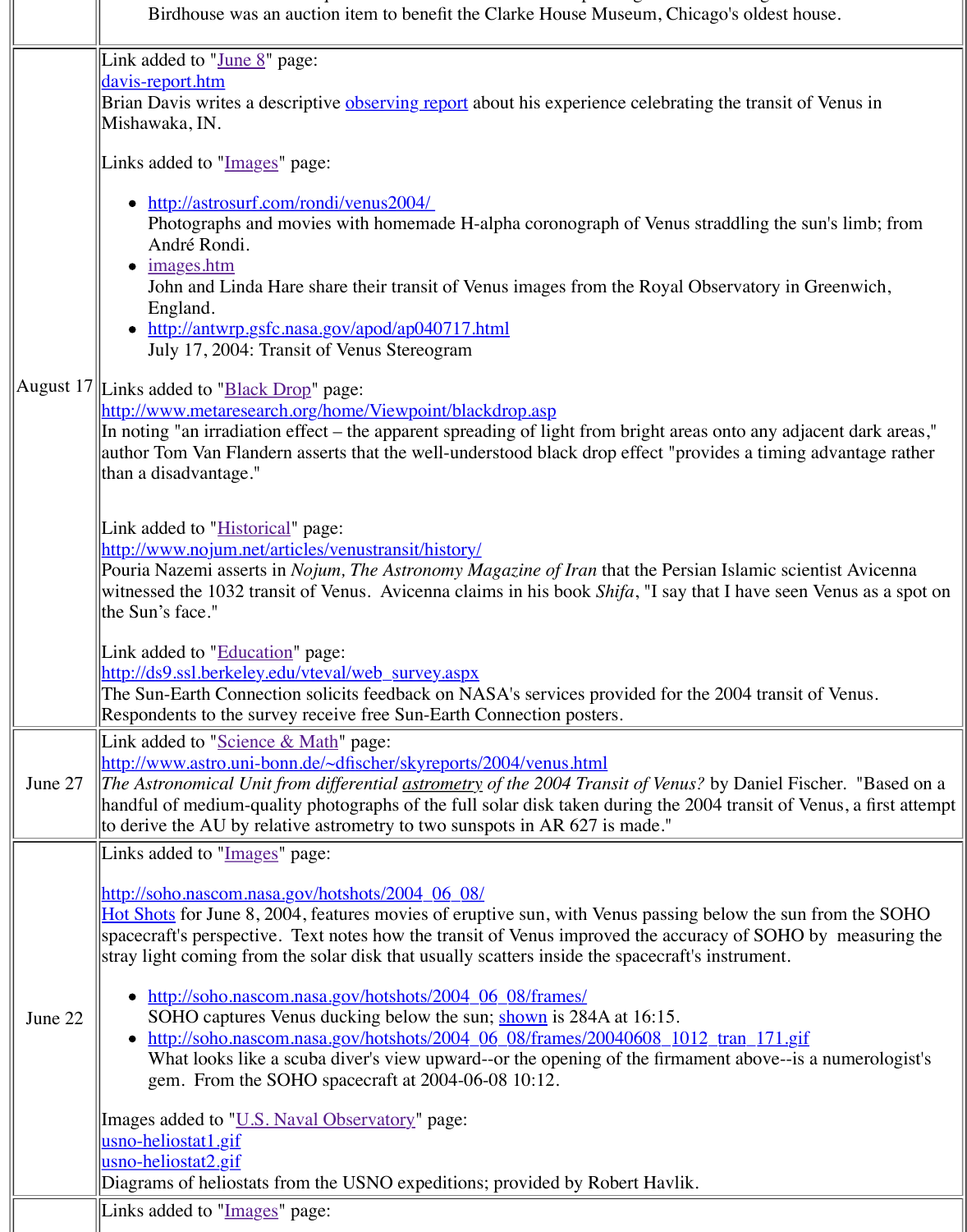| | |
|---|---|
| | Birdhouse was an auction item to benefit the Clarke House Museum, Chicago's oldest house. |
| August 17 | Link added to "June 8" page:<br>davis-report.htm<br>Brian Davis writes a descriptive observing report about his experience celebrating the transit of Venus in Mishawaka, IN.<br><br>Links added to "Images" page:<br>• http://astrosurf.com/rondi/venus2004/<br>Photographs and movies with homemade H-alpha coronograph of Venus straddling the sun's limb; from André Rondi.<br>• images.htm<br>John and Linda Hare share their transit of Venus images from the Royal Observatory in Greenwich, England.<br>• http://antwrp.gsfc.nasa.gov/apod/ap040717.html<br>July 17, 2004: Transit of Venus Stereogram<br><br>Links added to "Black Drop" page:<br>http://www.metaresearch.org/home/Viewpoint/blackdrop.asp<br>In noting "an irradiation effect – the apparent spreading of light from bright areas onto any adjacent dark areas," author Tom Van Flandern asserts that the well-understood black drop effect "provides a timing advantage rather than a disadvantage."<br><br>Link added to "Historical" page:<br>http://www.nojum.net/articles/venustransit/history/<br>Pouria Nazemi asserts in *Nojum, The Astronomy Magazine of Iran* that the Persian Islamic scientist Avicenna witnessed the 1032 transit of Venus. Avicenna claims in his book *Shifa*, "I say that I have seen Venus as a spot on the Sun's face."<br><br>Link added to "Education" page:<br>http://ds9.ssl.berkeley.edu/vteval/web_survey.aspx<br>The Sun-Earth Connection solicits feedback on NASA's services provided for the 2004 transit of Venus. Respondents to the survey receive free Sun-Earth Connection posters. |
| June 27 | Link added to "Science & Math" page:<br>http://www.astro.uni-bonn.de/~dfischer/skyreports/2004/venus.html<br>*The Astronomical Unit from differential astrometry of the 2004 Transit of Venus?* by Daniel Fischer. "Based on a handful of medium-quality photographs of the full solar disk taken during the 2004 transit of Venus, a first attempt to derive the AU by relative astrometry to two sunspots in AR 627 is made." |
| June 22 | Links added to "Images" page:<br><br>http://soho.nascom.nasa.gov/hotshots/2004_06_08/<br>Hot Shots for June 8, 2004, features movies of eruptive sun, with Venus passing below the sun from the SOHO spacecraft's perspective. Text notes how the transit of Venus improved the accuracy of SOHO by measuring the stray light coming from the solar disk that usually scatters inside the spacecraft's instrument.<br><br>• http://soho.nascom.nasa.gov/hotshots/2004_06_08/frames/<br>SOHO captures Venus ducking below the sun; shown is 284A at 16:15.<br>• http://soho.nascom.nasa.gov/hotshots/2004_06_08/frames/20040608_1012_tran_171.gif<br>What looks like a scuba diver's view upward--or the opening of the firmament above--is a numerologist's gem. From the SOHO spacecraft at 2004-06-08 10:12.<br><br>Images added to "U.S. Naval Observatory" page:<br>usno-heliostat1.gif<br>usno-heliostat2.gif<br>Diagrams of heliostats from the USNO expeditions; provided by Robert Havlik. |
| | Links added to "Images" page: |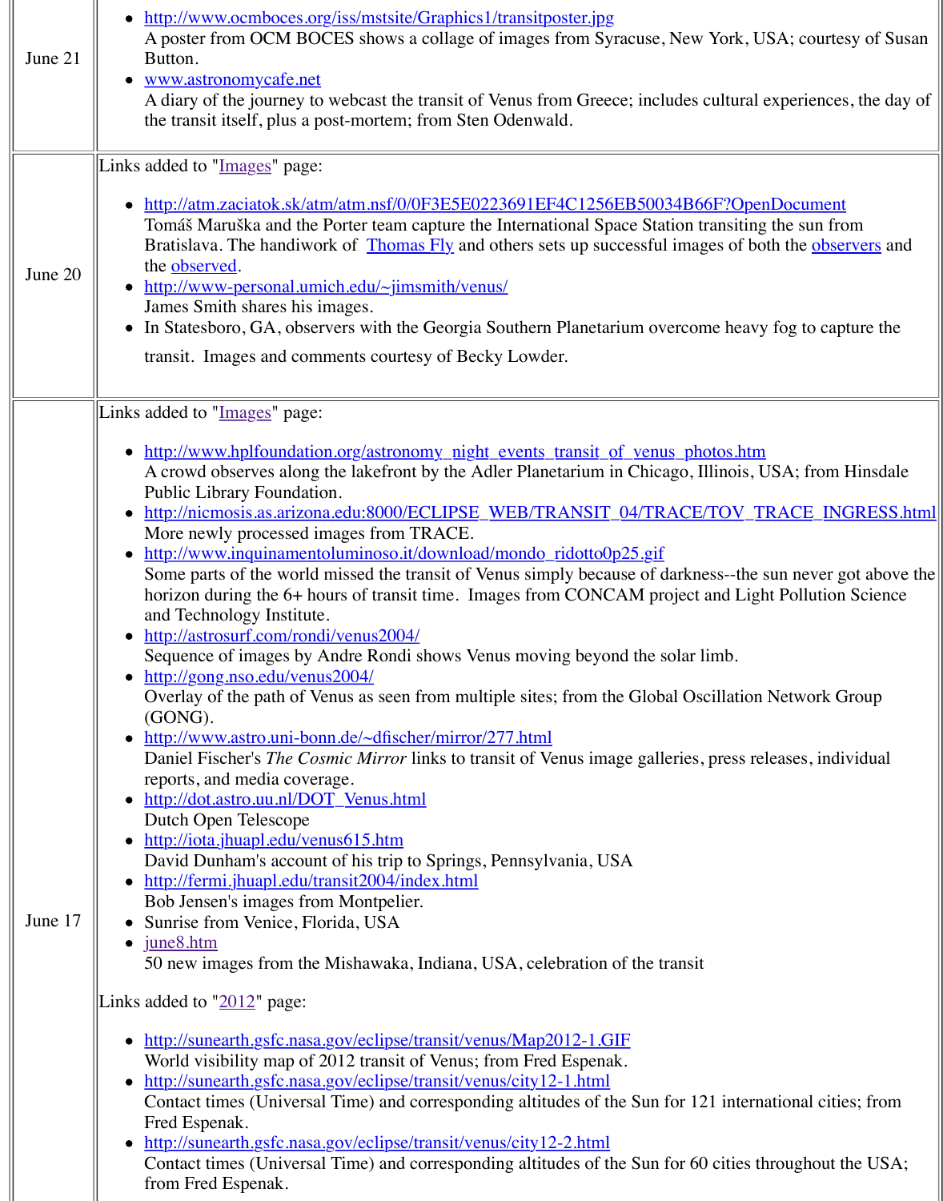| | |
|---|---|
| June 21 | - http://www.ocmboces.org/iss/mstsite/Graphics1/transitposter.jpg<br>A poster from OCM BOCES shows a collage of images from Syracuse, New York, USA; courtesy of Susan Button.<br>- www.astronomycafe.net<br>A diary of the journey to webcast the transit of Venus from Greece; includes cultural experiences, the day of the transit itself, plus a post-mortem; from Sten Odenwald. |
| June 20 | Links added to "Images" page:<br>- http://atm.zaciatok.sk/atm/atm.nsf/0/0F3E5E0223691EF4C1256EB50034B66F?OpenDocument<br>Tomáš Maruška and the Porter team capture the International Space Station transiting the sun from Bratislava. The handiwork of Thomas Fly and others sets up successful images of both the observers and the observed.<br>- http://www-personal.umich.edu/~jimsmith/venus/<br>James Smith shares his images.<br>- In Statesboro, GA, observers with the Georgia Southern Planetarium overcome heavy fog to capture the transit. Images and comments courtesy of Becky Lowder. |
| June 17 | Links added to "Images" page:<br>- http://www.hplfoundation.org/astronomy_night_events_transit_of_venus_photos.htm<br>A crowd observes along the lakefront by the Adler Planetarium in Chicago, Illinois, USA; from Hinsdale Public Library Foundation.<br>- http://nicmosis.as.arizona.edu:8000/ECLIPSE_WEB/TRANSIT_04/TRACE/TOV_TRACE_INGRESS.html<br>More newly processed images from TRACE.<br>- http://www.inquinamentoluminoso.it/download/mondo_ridotto0p25.gif<br>Some parts of the world missed the transit of Venus simply because of darkness--the sun never got above the horizon during the 6+ hours of transit time. Images from CONCAM project and Light Pollution Science and Technology Institute.<br>- http://astrosurf.com/rondi/venus2004/<br>Sequence of images by Andre Rondi shows Venus moving beyond the solar limb.<br>- http://gong.nso.edu/venus2004/<br>Overlay of the path of Venus as seen from multiple sites; from the Global Oscillation Network Group (GONG).<br>- http://www.astro.uni-bonn.de/~dfischer/mirror/277.html<br>Daniel Fischer's *The Cosmic Mirror* links to transit of Venus image galleries, press releases, individual reports, and media coverage.<br>- http://dot.astro.uu.nl/DOT_Venus.html<br>Dutch Open Telescope<br>- http://iota.jhuapl.edu/venus615.htm<br>David Dunham's account of his trip to Springs, Pennsylvania, USA<br>- http://fermi.jhuapl.edu/transit2004/index.html<br>Bob Jensen's images from Montpelier.<br>- Sunrise from Venice, Florida, USA<br>- june8.htm<br>50 new images from the Mishawaka, Indiana, USA, celebration of the transit<br><br>Links added to "2012" page:<br>- http://sunearth.gsfc.nasa.gov/eclipse/transit/venus/Map2012-1.GIF<br>World visibility map of 2012 transit of Venus; from Fred Espenak.<br>- http://sunearth.gsfc.nasa.gov/eclipse/transit/venus/city12-1.html<br>Contact times (Universal Time) and corresponding altitudes of the Sun for 121 international cities; from Fred Espenak.<br>- http://sunearth.gsfc.nasa.gov/eclipse/transit/venus/city12-2.html<br>Contact times (Universal Time) and corresponding altitudes of the Sun for 60 cities throughout the USA; from Fred Espenak. |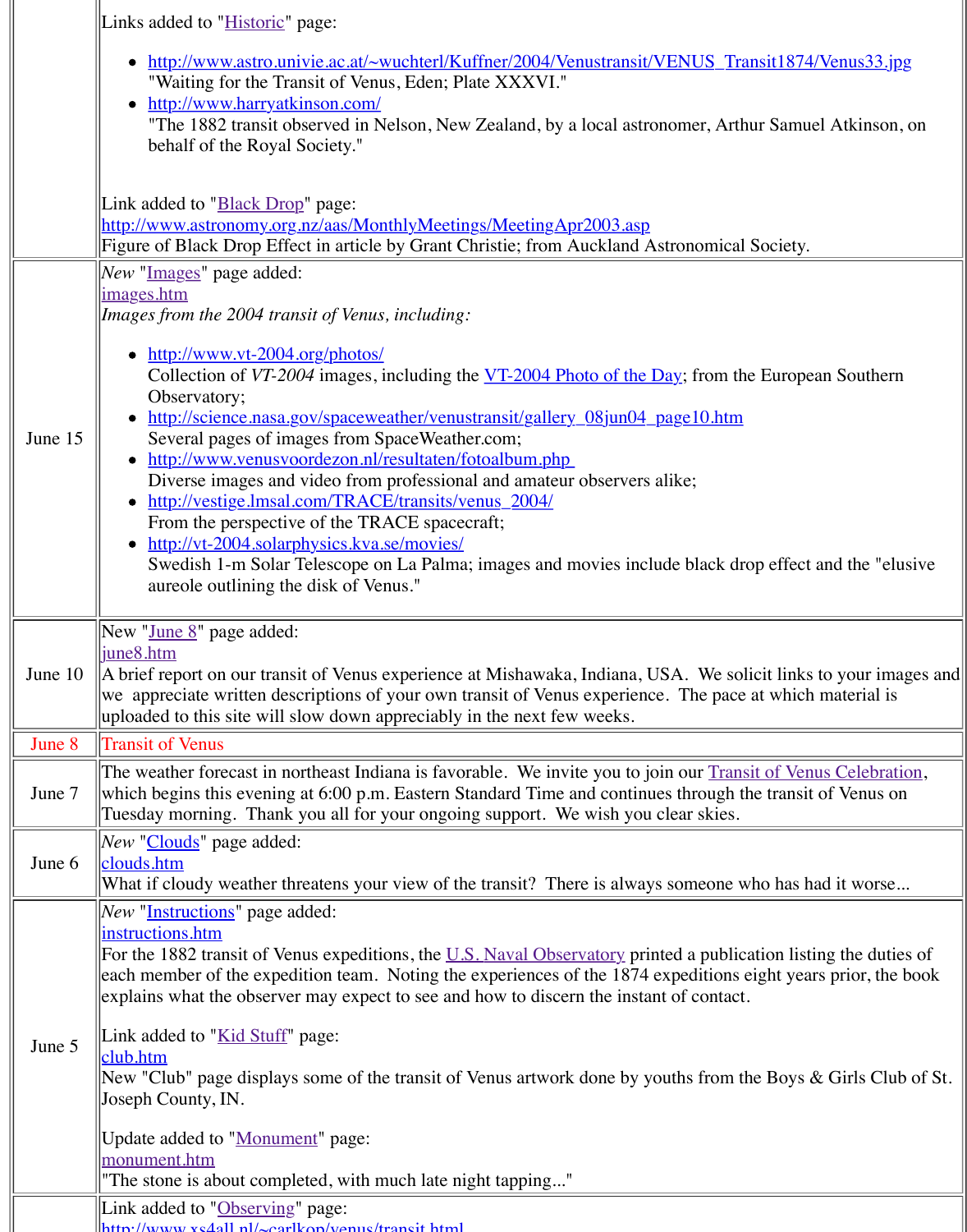| | |
|---|---|
| | Links added to "Historic" page:<br><ul><li>http://www.astro.univie.ac.at/~wuchterl/Kuffner/2004/Venustransit/VENUS_Transit1874/Venus33.jpg<br>"Waiting for the Transit of Venus, Eden; Plate XXXVI."</li><li>http://www.harryatkinson.com/<br>"The 1882 transit observed in Nelson, New Zealand, by a local astronomer, Arthur Samuel Atkinson, on behalf of the Royal Society."</li></ul>Link added to "Black Drop" page:<br>http://www.astronomy.org.nz/aas/MonthlyMeetings/MeetingApr2003.asp<br>Figure of Black Drop Effect in article by Grant Christie; from Auckland Astronomical Society. |
| June 15 | *New* "Images" page added:<br>images.htm<br>*Images from the 2004 transit of Venus, including:*<br><ul><li>http://www.vt-2004.org/photos/<br>Collection of *VT-2004* images, including the VT-2004 Photo of the Day; from the European Southern Observatory;</li><li>http://science.nasa.gov/spaceweather/venustransit/gallery_08jun04_page10.htm<br>Several pages of images from SpaceWeather.com;</li><li>http://www.venusvoordezon.nl/resultaten/fotoalbum.php<br>Diverse images and video from professional and amateur observers alike;</li><li>http://vestige.lmsal.com/TRACE/transits/venus_2004/<br>From the perspective of the TRACE spacecraft;</li><li>http://vt-2004.solarphysics.kva.se/movies/<br>Swedish 1-m Solar Telescope on La Palma; images and movies include black drop effect and the "elusive aureole outlining the disk of Venus."</li></ul> |
| June 10 | New "June 8" page added:<br>june8.htm<br>A brief report on our transit of Venus experience at Mishawaka, Indiana, USA. We solicit links to your images and we appreciate written descriptions of your own transit of Venus experience. The pace at which material is uploaded to this site will slow down appreciably in the next few weeks. |
| June 8 | Transit of Venus |
| June 7 | The weather forecast in northeast Indiana is favorable. We invite you to join our Transit of Venus Celebration, which begins this evening at 6:00 p.m. Eastern Standard Time and continues through the transit of Venus on Tuesday morning. Thank you all for your ongoing support. We wish you clear skies. |
| June 6 | *New* "Clouds" page added:<br>clouds.htm<br>What if cloudy weather threatens your view of the transit? There is always someone who has had it worse... |
| June 5 | *New* "Instructions" page added:<br>instructions.htm<br>For the 1882 transit of Venus expeditions, the U.S. Naval Observatory printed a publication listing the duties of each member of the expedition team. Noting the experiences of the 1874 expeditions eight years prior, the book explains what the observer may expect to see and how to discern the instant of contact.<br><br>Link added to "Kid Stuff" page:<br>club.htm<br>New "Club" page displays some of the transit of Venus artwork done by youths from the Boys & Girls Club of St. Joseph County, IN.<br><br>Update added to "Monument" page:<br>monument.htm<br>"The stone is about completed, with much late night tapping..." |
| | Link added to "Observing" page:<br>http://www.xs4all.nl/~carlkop/venus/transit.html |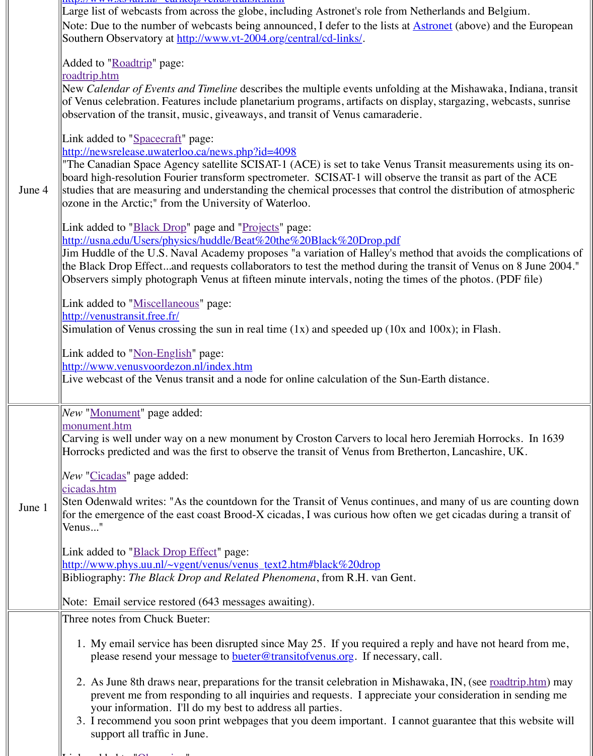| | |
|---|---|
| June 4 | http://www.xs4all.nl/~carlkop/venus/transit.html<br>Large list of webcasts from across the globe, including Astronet's role from Netherlands and Belgium.<br>Note: Due to the number of webcasts being announced, I defer to the lists at Astronet (above) and the European Southern Observatory at http://www.vt-2004.org/central/cd-links/.<br><br>Added to "Roadtrip" page:<br>roadtrip.htm<br>New *Calendar of Events and Timeline* describes the multiple events unfolding at the Mishawaka, Indiana, transit of Venus celebration. Features include planetarium programs, artifacts on display, stargazing, webcasts, sunrise observation of the transit, music, giveaways, and transit of Venus camaraderie.<br><br>Link added to "Spacecraft" page:<br>http://newsrelease.uwaterloo.ca/news.php?id=4098<br>"The Canadian Space Agency satellite SCISAT-1 (ACE) is set to take Venus Transit measurements using its on-board high-resolution Fourier transform spectrometer. SCISAT-1 will observe the transit as part of the ACE studies that are measuring and understanding the chemical processes that control the distribution of atmospheric ozone in the Arctic;" from the University of Waterloo.<br><br>Link added to "Black Drop" page and "Projects" page:<br>http://usna.edu/Users/physics/huddle/Beat%20the%20Black%20Drop.pdf<br>Jim Huddle of the U.S. Naval Academy proposes "a variation of Halley's method that avoids the complications of the Black Drop Effect...and requests collaborators to test the method during the transit of Venus on 8 June 2004." Observers simply photograph Venus at fifteen minute intervals, noting the times of the photos. (PDF file)<br><br>Link added to "Miscellaneous" page:<br>http://venustransit.free.fr/<br>Simulation of Venus crossing the sun in real time (1x) and speeded up (10x and 100x); in Flash.<br><br>Link added to "Non-English" page:<br>http://www.venusvoordezon.nl/index.htm<br>Live webcast of the Venus transit and a node for online calculation of the Sun-Earth distance. |
| June 1 | *New* "Monument" page added:<br>monument.htm<br>Carving is well under way on a new monument by Croston Carvers to local hero Jeremiah Horrocks. In 1639 Horrocks predicted and was the first to observe the transit of Venus from Bretherton, Lancashire, UK.<br><br>*New* "Cicadas" page added:<br>cicadas.htm<br>Sten Odenwald writes: "As the countdown for the Transit of Venus continues, and many of us are counting down for the emergence of the east coast Brood-X cicadas, I was curious how often we get cicadas during a transit of Venus..."<br><br>Link added to "Black Drop Effect" page:<br>http://www.phys.uu.nl/~vgent/venus/venus_text2.htm#black%20drop<br>Bibliography: *The Black Drop and Related Phenomena*, from R.H. van Gent.<br><br>Note: Email service restored (643 messages awaiting). |
| | Three notes from Chuck Bueter:<br><br>1. My email service has been disrupted since May 25. If you required a reply and have not heard from me, please resend your message to bueter@transitofvenus.org. If necessary, call.<br>2. As June 8th draws near, preparations for the transit celebration in Mishawaka, IN, (see roadtrip.htm) may prevent me from responding to all inquiries and requests. I appreciate your consideration in sending me your information. I'll do my best to address all parties.<br>3. I recommend you soon print webpages that you deem important. I cannot guarantee that this website will support all traffic in June. |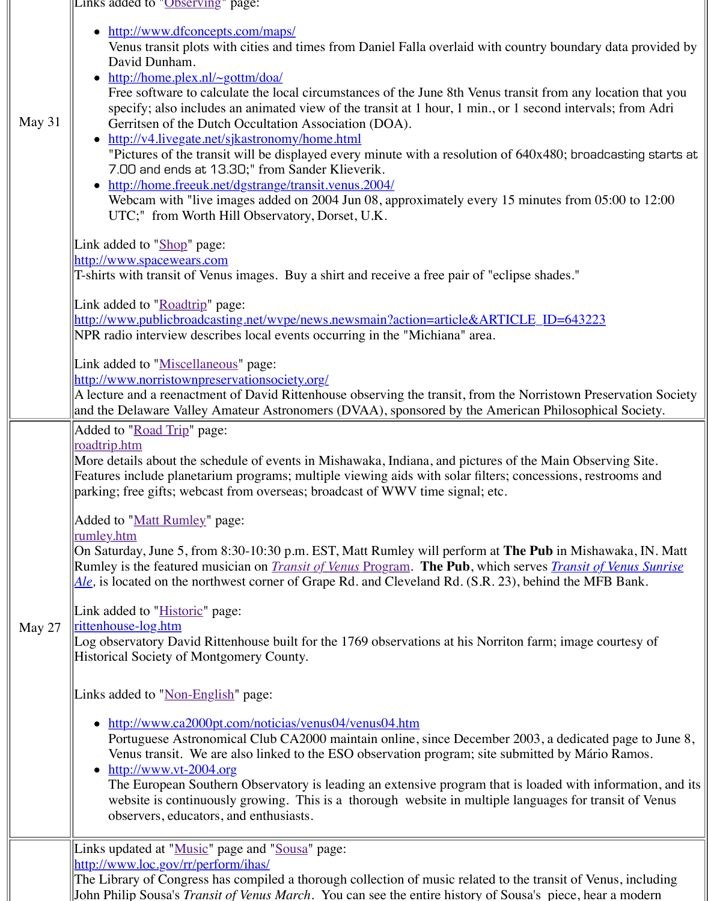| | |
|---|---|
| May 31 | Links added to "Observing" page:<br><ul><li>http://www.dfconcepts.com/maps/<br>Venus transit plots with cities and times from Daniel Falla overlaid with country boundary data provided by David Dunham.</li><li>http://home.plex.nl/~gottm/doa/<br>Free software to calculate the local circumstances of the June 8th Venus transit from any location that you specify; also includes an animated view of the transit at 1 hour, 1 min., or 1 second intervals; from Adri Gerritsen of the Dutch Occultation Association (DOA).</li><li>http://v4.livegate.net/sjkastronomy/home.html<br>"Pictures of the transit will be displayed every minute with a resolution of 640x480; broadcasting starts at 7.00 and ends at 13.30;" from Sander Klieverik.</li><li>http://home.freeuk.net/dgstrange/transit.venus.2004/<br>Webcam with "live images added on 2004 Jun 08, approximately every 15 minutes from 05:00 to 12:00 UTC;" from Worth Hill Observatory, Dorset, U.K.</li></ul>Link added to "Shop" page:<br>http://www.spacewears.com<br>T-shirts with transit of Venus images. Buy a shirt and receive a free pair of "eclipse shades."<br><br>Link added to "Roadtrip" page:<br>http://www.publicbroadcasting.net/wvpe/news.newsmain?action=article&ARTICLE_ID=643223<br>NPR radio interview describes local events occurring in the "Michiana" area.<br><br>Link added to "Miscellaneous" page:<br>http://www.norristownpreservationsociety.org/<br>A lecture and a reenactment of David Rittenhouse observing the transit, from the Norristown Preservation Society and the Delaware Valley Amateur Astronomers (DVAA), sponsored by the American Philosophical Society. |
| May 27 | Added to "Road Trip" page:<br>roadtrip.htm<br>More details about the schedule of events in Mishawaka, Indiana, and pictures of the Main Observing Site. Features include planetarium programs; multiple viewing aids with solar filters; concessions, restrooms and parking; free gifts; webcast from overseas; broadcast of WWV time signal; etc.<br><br>Added to "Matt Rumley" page:<br>rumley.htm<br>On Saturday, June 5, from 8:30-10:30 p.m. EST, Matt Rumley will perform at **The Pub** in Mishawaka, IN. Matt Rumley is the featured musician on *Transit of Venus* Program. **The Pub**, which serves *Transit of Venus Sunrise Ale*, is located on the northwest corner of Grape Rd. and Cleveland Rd. (S.R. 23), behind the MFB Bank.<br><br>Link added to "Historic" page:<br>rittenhouse-log.htm<br>Log observatory David Rittenhouse built for the 1769 observations at his Norriton farm; image courtesy of Historical Society of Montgomery County.<br><br>Links added to "Non-English" page:<br><ul><li>http://www.ca2000pt.com/noticias/venus04/venus04.htm<br>Portuguese Astronomical Club CA2000 maintain online, since December 2003, a dedicated page to June 8, Venus transit. We are also linked to the ESO observation program; site submitted by Mário Ramos.</li><li>http://www.vt-2004.org<br>The European Southern Observatory is leading an extensive program that is loaded with information, and its website is continuously growing. This is a thorough website in multiple languages for transit of Venus observers, educators, and enthusiasts.</li></ul> |
| | Links updated at "Music" page and "Sousa" page:<br>http://www.loc.gov/rr/perform/ihas/<br>The Library of Congress has compiled a thorough collection of music related to the transit of Venus, including John Philip Sousa's *Transit of Venus March*. You can see the entire history of Sousa's piece, hear a modern |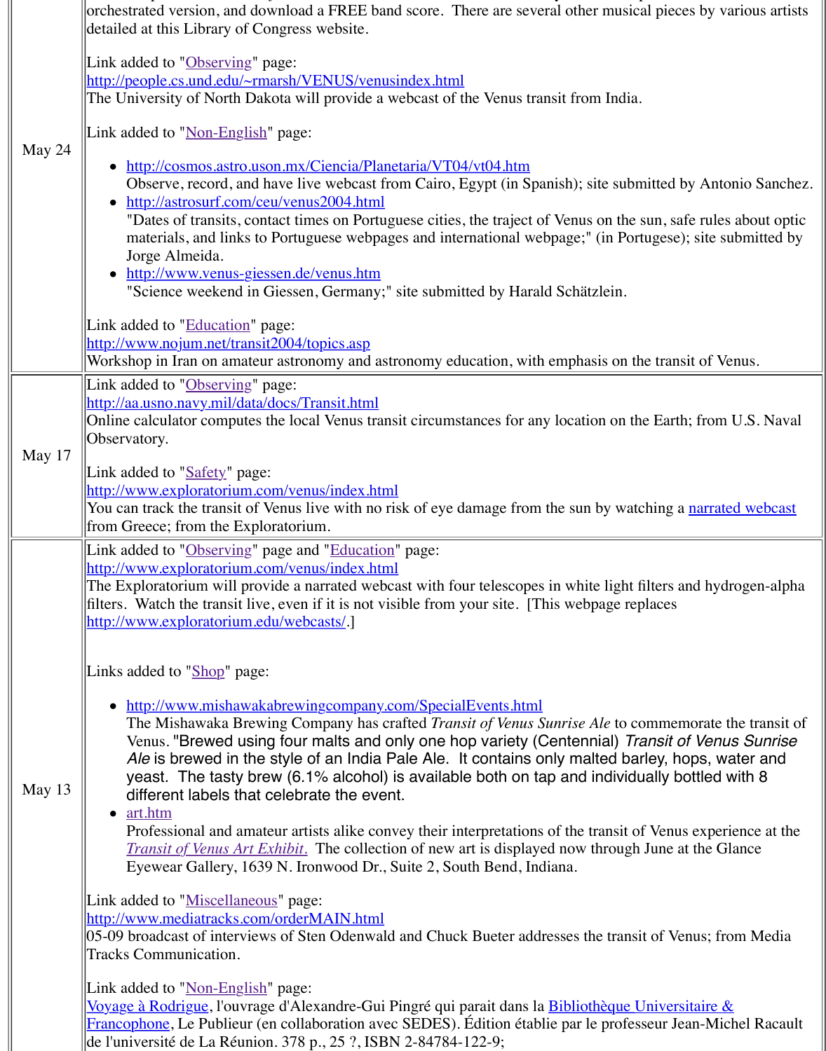orchestrated version, and download a FREE band score. There are several other musical pieces by various artists detailed at this Library of Congress website.

| | |
|---|---|
| May 24 | Link added to "Observing" page:<br>http://people.cs.und.edu/~rmarsh/VENUS/venusindex.html<br>The University of North Dakota will provide a webcast of the Venus transit from India.<br><br>Link added to "Non-English" page:<br>• http://cosmos.astro.uson.mx/Ciencia/Planetaria/VT04/vt04.htm<br>Observe, record, and have live webcast from Cairo, Egypt (in Spanish); site submitted by Antonio Sanchez.<br>• http://astrosurf.com/ceu/venus2004.html<br>"Dates of transits, contact times on Portuguese cities, the traject of Venus on the sun, safe rules about optic materials, and links to Portuguese webpages and international webpage;" (in Portugese); site submitted by Jorge Almeida.<br>• http://www.venus-giessen.de/venus.htm<br>"Science weekend in Giessen, Germany;" site submitted by Harald Schätzlein.<br><br>Link added to "Education" page:<br>http://www.nojum.net/transit2004/topics.asp<br>Workshop in Iran on amateur astronomy and astronomy education, with emphasis on the transit of Venus. |
| May 17 | Link added to "Observing" page:<br>http://aa.usno.navy.mil/data/docs/Transit.html<br>Online calculator computes the local Venus transit circumstances for any location on the Earth; from U.S. Naval Observatory.<br><br>Link added to "Safety" page:<br>http://www.exploratorium.com/venus/index.html<br>You can track the transit of Venus live with no risk of eye damage from the sun by watching a narrated webcast from Greece; from the Exploratorium. |
| May 13 | Link added to "Observing" page and "Education" page:<br>http://www.exploratorium.com/venus/index.html<br>The Exploratorium will provide a narrated webcast with four telescopes in white light filters and hydrogen-alpha filters. Watch the transit live, even if it is not visible from your site. [This webpage replaces http://www.exploratorium.edu/webcasts/.]<br><br>Links added to "Shop" page:<br>• http://www.mishawakabrewingcompany.com/SpecialEvents.html<br>The Mishawaka Brewing Company has crafted *Transit of Venus Sunrise Ale* to commemorate the transit of Venus. "Brewed using four malts and only one hop variety (Centennial) *Transit of Venus Sunrise Ale* is brewed in the style of an India Pale Ale. It contains only malted barley, hops, water and yeast. The tasty brew (6.1% alcohol) is available both on tap and individually bottled with 8 different labels that celebrate the event.<br>• art.htm<br>Professional and amateur artists alike convey their interpretations of the transit of Venus experience at the *Transit of Venus Art Exhibit.* The collection of new art is displayed now through June at the Glance Eyewear Gallery, 1639 N. Ironwood Dr., Suite 2, South Bend, Indiana.<br><br>Link added to "Miscellaneous" page:<br>http://www.mediatracks.com/orderMAIN.html<br>05-09 broadcast of interviews of Sten Odenwald and Chuck Bueter addresses the transit of Venus; from Media Tracks Communication.<br><br>Link added to "Non-English" page:<br>Voyage à Rodrigue, l'ouvrage d'Alexandre-Gui Pingré qui parait dans la Bibliothèque Universitaire & Francophone, Le Publieur (en collaboration avec SEDES). Édition établie par le professeur Jean-Michel Racault de l'université de La Réunion. 378 p., 25 ?, ISBN 2-84784-122-9; |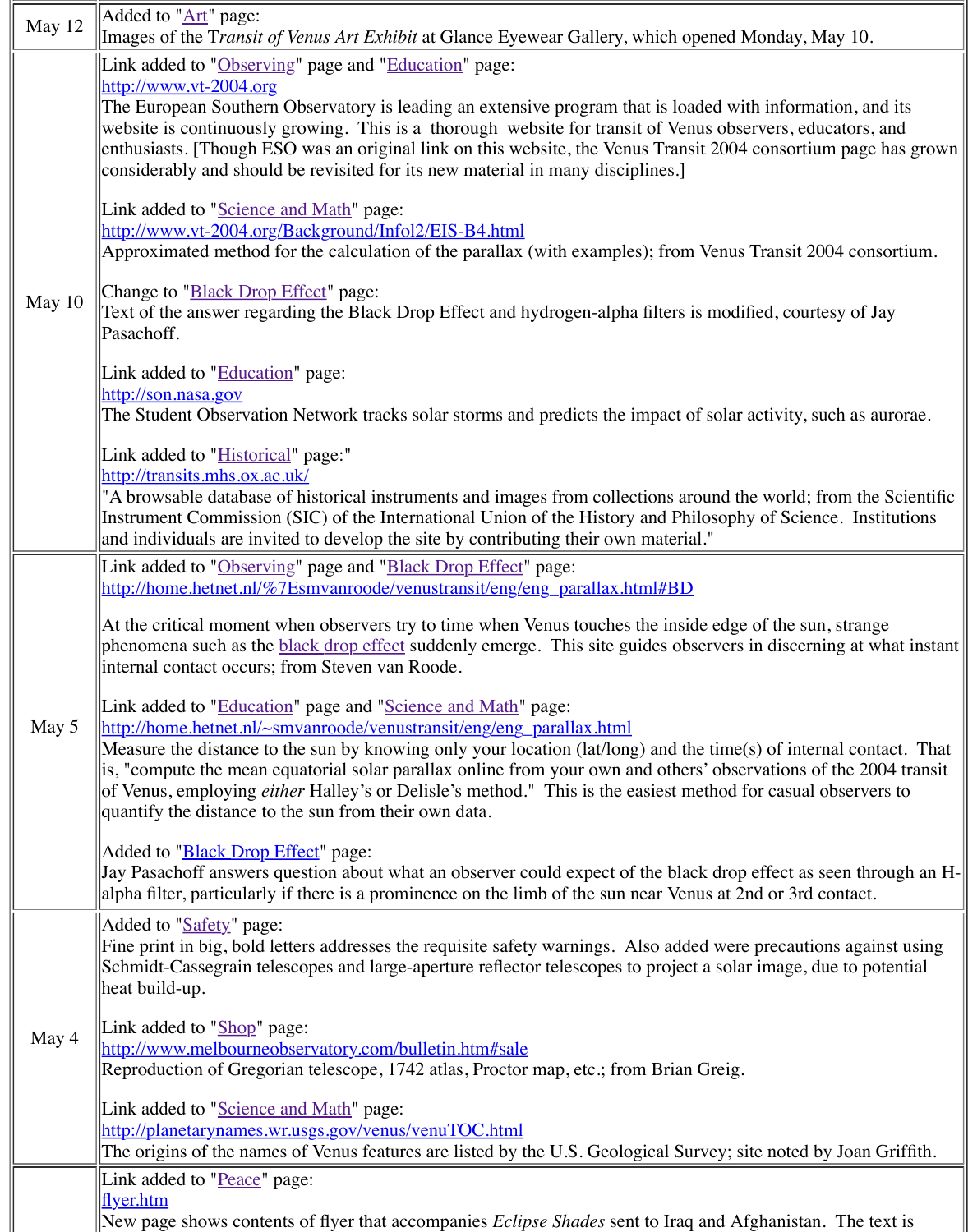| | |
|---|---|
| May 12 | Added to "Art" page:<br>Images of the T*ransit of Venus Art Exhibit* at Glance Eyewear Gallery, which opened Monday, May 10. |
| May 10 | Link added to "Observing" page and "Education" page:<br>http://www.vt-2004.org<br>The European Southern Observatory is leading an extensive program that is loaded with information, and its website is continuously growing. This is a thorough website for transit of Venus observers, educators, and enthusiasts. [Though ESO was an original link on this website, the Venus Transit 2004 consortium page has grown considerably and should be revisited for its new material in many disciplines.]<br><br>Link added to "Science and Math" page:<br>http://www.vt-2004.org/Background/Infol2/EIS-B4.html<br>Approximated method for the calculation of the parallax (with examples); from Venus Transit 2004 consortium.<br><br>Change to "Black Drop Effect" page:<br>Text of the answer regarding the Black Drop Effect and hydrogen-alpha filters is modified, courtesy of Jay Pasachoff.<br><br>Link added to "Education" page:<br>http://son.nasa.gov<br>The Student Observation Network tracks solar storms and predicts the impact of solar activity, such as aurorae.<br><br>Link added to "Historical" page:"<br>http://transits.mhs.ox.ac.uk/<br>"A browsable database of historical instruments and images from collections around the world; from the Scientific Instrument Commission (SIC) of the International Union of the History and Philosophy of Science. Institutions and individuals are invited to develop the site by contributing their own material." |
| May 5 | Link added to "Observing" page and "Black Drop Effect" page:<br>http://home.hetnet.nl/%7Esmvanroode/venustransit/eng/eng_parallax.html#BD<br><br>At the critical moment when observers try to time when Venus touches the inside edge of the sun, strange phenomena such as the black drop effect suddenly emerge. This site guides observers in discerning at what instant internal contact occurs; from Steven van Roode.<br><br>Link added to "Education" page and "Science and Math" page:<br>http://home.hetnet.nl/~smvanroode/venustransit/eng/eng_parallax.html<br>Measure the distance to the sun by knowing only your location (lat/long) and the time(s) of internal contact. That is, "compute the mean equatorial solar parallax online from your own and others' observations of the 2004 transit of Venus, employing *either* Halley's or Delisle's method." This is the easiest method for casual observers to quantify the distance to the sun from their own data.<br><br>Added to "Black Drop Effect" page:<br>Jay Pasachoff answers question about what an observer could expect of the black drop effect as seen through an H-alpha filter, particularly if there is a prominence on the limb of the sun near Venus at 2nd or 3rd contact. |
| May 4 | Added to "Safety" page:<br>Fine print in big, bold letters addresses the requisite safety warnings. Also added were precautions against using Schmidt-Cassegrain telescopes and large-aperture reflector telescopes to project a solar image, due to potential heat build-up.<br><br>Link added to "Shop" page:<br>http://www.melbourneobservatory.com/bulletin.htm#sale<br>Reproduction of Gregorian telescope, 1742 atlas, Proctor map, etc.; from Brian Greig.<br><br>Link added to "Science and Math" page:<br>http://planetarynames.wr.usgs.gov/venus/venuTOC.html<br>The origins of the names of Venus features are listed by the U.S. Geological Survey; site noted by Joan Griffith. |
| | Link added to "Peace" page:<br>flyer.htm<br>New page shows contents of flyer that accompanies *Eclipse Shades* sent to Iraq and Afghanistan. The text is |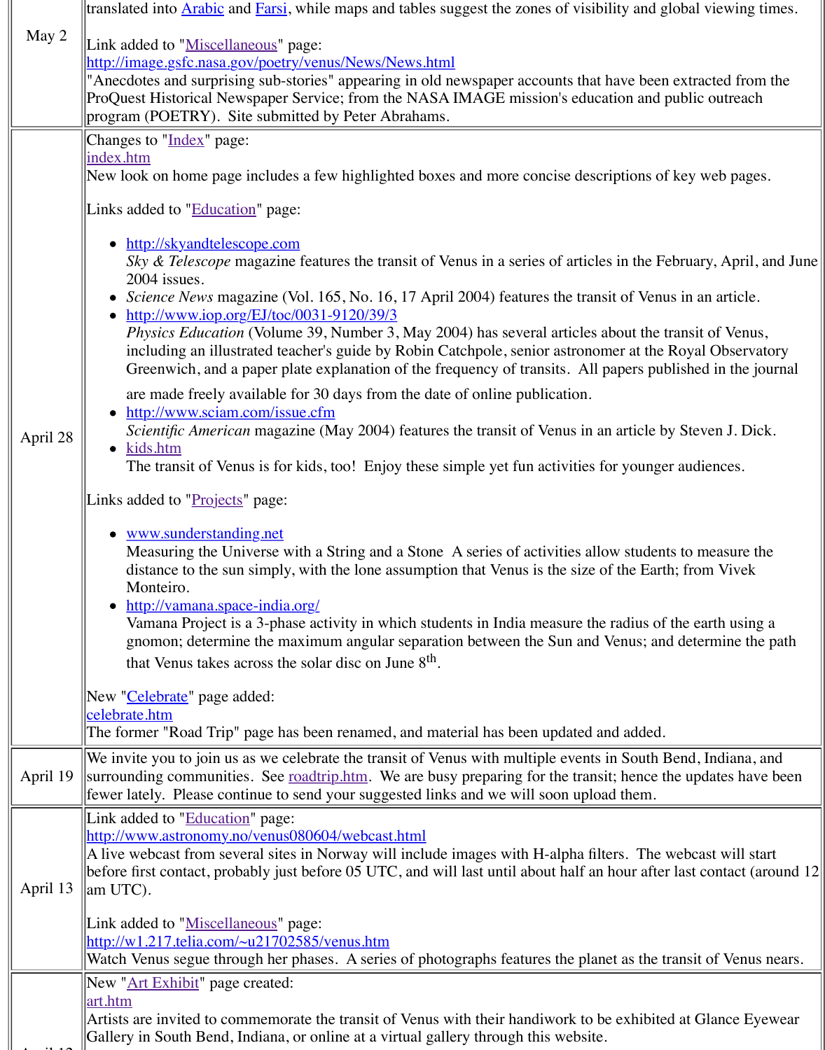| | |
|---|---|
| May 2 | translated into Arabic and Farsi, while maps and tables suggest the zones of visibility and global viewing times.<br><br>Link added to "Miscellaneous" page:<br>http://image.gsfc.nasa.gov/poetry/venus/News/News.html<br>"Anecdotes and surprising sub-stories" appearing in old newspaper accounts that have been extracted from the ProQuest Historical Newspaper Service; from the NASA IMAGE mission's education and public outreach program (POETRY). Site submitted by Peter Abrahams. |
| April 28 | Changes to "Index" page:<br>index.htm<br>New look on home page includes a few highlighted boxes and more concise descriptions of key web pages.<br><br>Links added to "Education" page:<br>• http://skyandtelescope.com<br>*Sky & Telescope* magazine features the transit of Venus in a series of articles in the February, April, and June 2004 issues.<br>• *Science News* magazine (Vol. 165, No. 16, 17 April 2004) features the transit of Venus in an article.<br>• http://www.iop.org/EJ/toc/0031-9120/39/3<br>*Physics Education* (Volume 39, Number 3, May 2004) has several articles about the transit of Venus, including an illustrated teacher's guide by Robin Catchpole, senior astronomer at the Royal Observatory Greenwich, and a paper plate explanation of the frequency of transits. All papers published in the journal are made freely available for 30 days from the date of online publication.<br>• http://www.sciam.com/issue.cfm<br>*Scientific American* magazine (May 2004) features the transit of Venus in an article by Steven J. Dick.<br>• kids.htm<br>The transit of Venus is for kids, too! Enjoy these simple yet fun activities for younger audiences.<br><br>Links added to "Projects" page:<br>• www.sunderstanding.net<br>Measuring the Universe with a String and a Stone A series of activities allow students to measure the distance to the sun simply, with the lone assumption that Venus is the size of the Earth; from Vivek Monteiro.<br>• http://vamana.space-india.org/<br>Vamana Project is a 3-phase activity in which students in India measure the radius of the earth using a gnomon; determine the maximum angular separation between the Sun and Venus; and determine the path that Venus takes across the solar disc on June 8th.<br><br>New "Celebrate" page added:<br>celebrate.htm<br>The former "Road Trip" page has been renamed, and material has been updated and added. |
| April 19 | We invite you to join us as we celebrate the transit of Venus with multiple events in South Bend, Indiana, and surrounding communities. See roadtrip.htm. We are busy preparing for the transit; hence the updates have been fewer lately. Please continue to send your suggested links and we will soon upload them. |
| April 13 | Link added to "Education" page:<br>http://www.astronomy.no/venus080604/webcast.html<br>A live webcast from several sites in Norway will include images with H-alpha filters. The webcast will start before first contact, probably just before 05 UTC, and will last until about half an hour after last contact (around 12 am UTC).<br><br>Link added to "Miscellaneous" page:<br>http://w1.217.telia.com/~u21702585/venus.htm<br>Watch Venus segue through her phases. A series of photographs features the planet as the transit of Venus nears. |
| April 12 | New "Art Exhibit" page created:<br>art.htm<br>Artists are invited to commemorate the transit of Venus with their handiwork to be exhibited at Glance Eyewear Gallery in South Bend, Indiana, or online at a virtual gallery through this website. |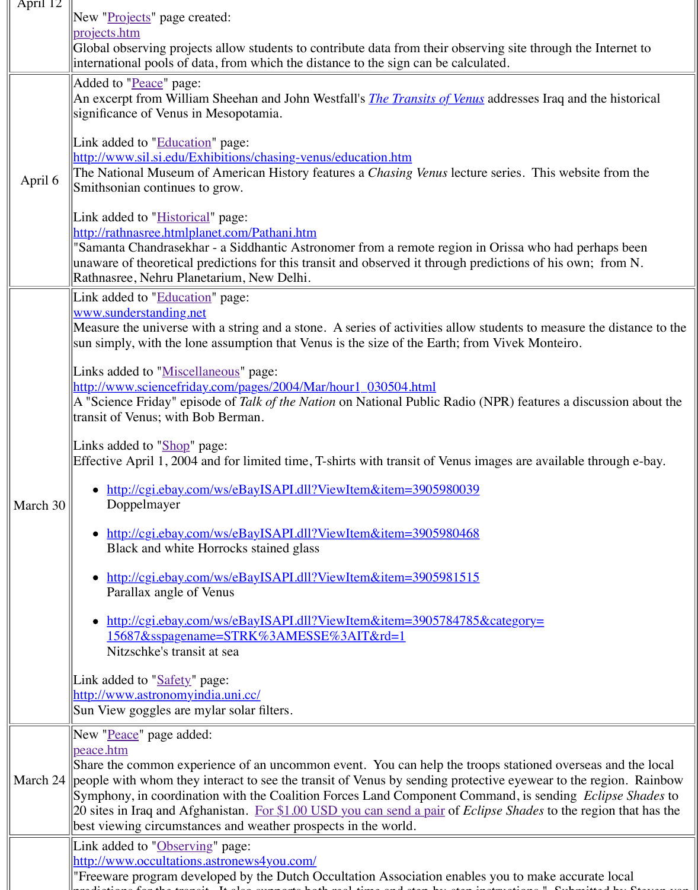| | |
|---|---|
| April 12 | New "Projects" page created:<br>projects.htm<br>Global observing projects allow students to contribute data from their observing site through the Internet to international pools of data, from which the distance to the sign can be calculated. |
| April 6 | Added to "Peace" page:<br>An excerpt from William Sheehan and John Westfall's *The Transits of Venus* addresses Iraq and the historical significance of Venus in Mesopotamia.<br><br>Link added to "Education" page:<br>http://www.sil.si.edu/Exhibitions/chasing-venus/education.htm<br>The National Museum of American History features a *Chasing Venus* lecture series. This website from the Smithsonian continues to grow.<br><br>Link added to "Historical" page:<br>http://rathnasree.htmlplanet.com/Pathani.htm<br>"Samanta Chandrasekhar - a Siddhantic Astronomer from a remote region in Orissa who had perhaps been unaware of theoretical predictions for this transit and observed it through predictions of his own; from N. Rathnasree, Nehru Planetarium, New Delhi. |
| March 30 | Link added to "Education" page:<br>www.sunderstanding.net<br>Measure the universe with a string and a stone. A series of activities allow students to measure the distance to the sun simply, with the lone assumption that Venus is the size of the Earth; from Vivek Monteiro.<br><br>Links added to "Miscellaneous" page:<br>http://www.sciencefriday.com/pages/2004/Mar/hour1_030504.html<br>A "Science Friday" episode of *Talk of the Nation* on National Public Radio (NPR) features a discussion about the transit of Venus; with Bob Berman.<br><br>Links added to "Shop" page:<br>Effective April 1, 2004 and for limited time, T-shirts with transit of Venus images are available through e-bay.<br><br>• http://cgi.ebay.com/ws/eBayISAPI.dll?ViewItem&item=3905980039<br>Doppelmayer<br>• http://cgi.ebay.com/ws/eBayISAPI.dll?ViewItem&item=3905980468<br>Black and white Horrocks stained glass<br>• http://cgi.ebay.com/ws/eBayISAPI.dll?ViewItem&item=3905981515<br>Parallax angle of Venus<br>• http://cgi.ebay.com/ws/eBayISAPI.dll?ViewItem&item=3905784785&category=15687&sspagename=STRK%3AMESSE%3AIT&rd=1<br>Nitzschke's transit at sea<br><br>Link added to "Safety" page:<br>http://www.astronomyindia.uni.cc/<br>Sun View goggles are mylar solar filters. |
| March 24 | New "Peace" page added:<br>peace.htm<br>Share the common experience of an uncommon event. You can help the troops stationed overseas and the local people with whom they interact to see the transit of Venus by sending protective eyewear to the region. Rainbow Symphony, in coordination with the Coalition Forces Land Component Command, is sending *Eclipse Shades* to 20 sites in Iraq and Afghanistan. For $1.00 USD you can send a pair of *Eclipse Shades* to the region that has the best viewing circumstances and weather prospects in the world. |
| | Link added to "Observing" page:<br>http://www.occultations.astronews4you.com/<br>"Freeware program developed by the Dutch Occultation Association enables you to make accurate local |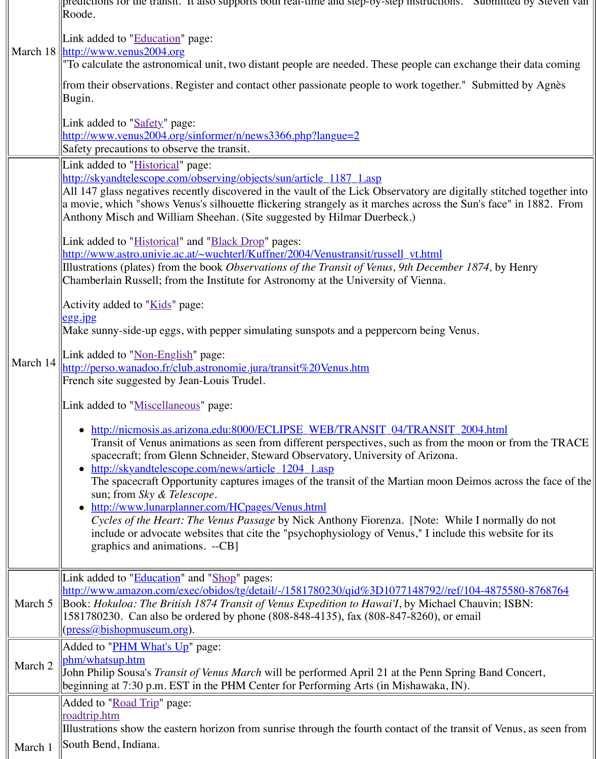| | |
|---|---|
| | predictions for the transit. It also supports both real-time and step-by-step instructions. Submitted by Steven van Roode. |
| March 18 | Link added to "Education" page:<br>http://www.venus2004.org<br>"To calculate the astronomical unit, two distant people are needed. These people can exchange their data coming from their observations. Register and contact other passionate people to work together." Submitted by Agnès Bugin.<br><br>Link added to "Safety" page:<br>http://www.venus2004.org/sinformer/n/news3366.php?langue=2<br>Safety precautions to observe the transit. |
| March 14 | Link added to "Historical" page:<br>http://skyandtelescope.com/observing/objects/sun/article_1187_1.asp<br>All 147 glass negatives recently discovered in the vault of the Lick Observatory are digitally stitched together into a movie, which "shows Venus's silhouette flickering strangely as it marches across the Sun's face" in 1882. From Anthony Misch and William Sheehan. (Site suggested by Hilmar Duerbeck.)<br><br>Link added to "Historical" and "Black Drop" pages:<br>http://www.astro.univie.ac.at/~wuchterl/Kuffner/2004/Venustransit/russell_vt.html<br>Illustrations (plates) from the book *Observations of the Transit of Venus, 9th December 1874,* by Henry Chamberlain Russell; from the Institute for Astronomy at the University of Vienna.<br><br>Activity added to "Kids" page:<br>egg.jpg<br>Make sunny-side-up eggs, with pepper simulating sunspots and a peppercorn being Venus.<br><br>Link added to "Non-English" page:<br>http://perso.wanadoo.fr/club.astronomie.jura/transit%20Venus.htm<br>French site suggested by Jean-Louis Trudel.<br><br>Link added to "Miscellaneous" page:<br>• http://nicmosis.as.arizona.edu:8000/ECLIPSE_WEB/TRANSIT_04/TRANSIT_2004.html<br>Transit of Venus animations as seen from different perspectives, such as from the moon or from the TRACE spacecraft; from Glenn Schneider, Steward Observatory, University of Arizona.<br>• http://skyandtelescope.com/news/article_1204_1.asp<br>The spacecraft Opportunity captures images of the transit of the Martian moon Deimos across the face of the sun; from *Sky & Telescope*.<br>• http://www.lunarplanner.com/HCpages/Venus.html<br>*Cycles of the Heart: The Venus Passage* by Nick Anthony Fiorenza. [Note: While I normally do not include or advocate websites that cite the "psychophysiology of Venus," I include this website for its graphics and animations. --CB] |
| March 5 | Link added to "Education" and "Shop" pages:<br>http://www.amazon.com/exec/obidos/tg/detail/-/1581780230/qid%3D1077148792//ref/104-4875580-8768764<br>Book: *Hokuloa: The British 1874 Transit of Venus Expedition to Hawai'I*, by Michael Chauvin; ISBN: 1581780230. Can also be ordered by phone (808-848-4135), fax (808-847-8260), or email (press@bishopmuseum.org). |
| March 2 | Added to "PHM What's Up" page:<br>phm/whatsup.htm<br>John Philip Sousa's *Transit of Venus March* will be performed April 21 at the Penn Spring Band Concert, beginning at 7:30 p.m. EST in the PHM Center for Performing Arts (in Mishawaka, IN). |
| March 1 | Added to "Road Trip" page:<br>roadtrip.htm<br>Illustrations show the eastern horizon from sunrise through the fourth contact of the transit of Venus, as seen from South Bend, Indiana. |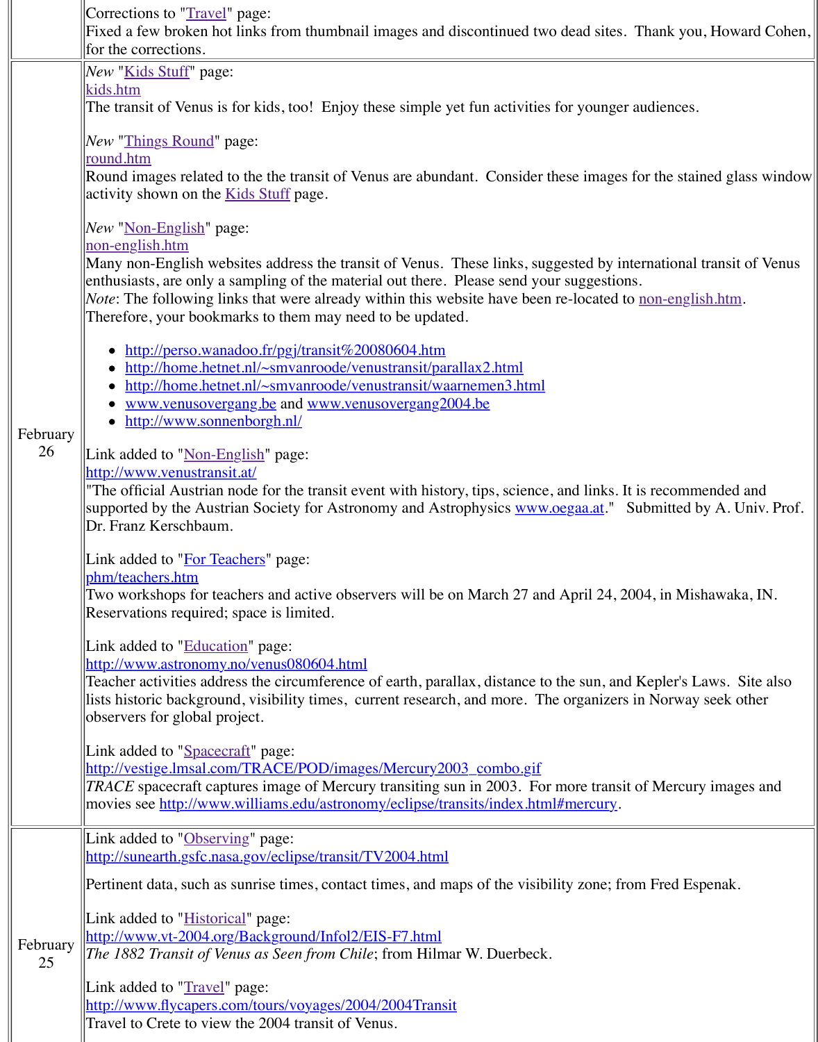| | |
|---|---|
| | Corrections to "Travel" page:<br>Fixed a few broken hot links from thumbnail images and discontinued two dead sites. Thank you, Howard Cohen, for the corrections. |
| February 26 | *New* "Kids Stuff" page:<br>kids.htm<br>The transit of Venus is for kids, too! Enjoy these simple yet fun activities for younger audiences.<br><br>*New* "Things Round" page:<br>round.htm<br>Round images related to the the transit of Venus are abundant. Consider these images for the stained glass window activity shown on the Kids Stuff page.<br><br>*New* "Non-English" page:<br>non-english.htm<br>Many non-English websites address the transit of Venus. These links, suggested by international transit of Venus enthusiasts, are only a sampling of the material out there. Please send your suggestions.<br>*Note*: The following links that were already within this website have been re-located to non-english.htm. Therefore, your bookmarks to them may need to be updated.<br><br>• http://perso.wanadoo.fr/pgj/transit%20080604.htm<br>• http://home.hetnet.nl/~smvanroode/venustransit/parallax2.html<br>• http://home.hetnet.nl/~smvanroode/venustransit/waarnemen3.html<br>• www.venusovergang.be and www.venusovergang2004.be<br>• http://www.sonnenborgh.nl/<br><br>Link added to "Non-English" page:<br>http://www.venustransit.at/<br>"The official Austrian node for the transit event with history, tips, science, and links. It is recommended and supported by the Austrian Society for Astronomy and Astrophysics www.oegaa.at." Submitted by A. Univ. Prof. Dr. Franz Kerschbaum.<br><br>Link added to "For Teachers" page:<br>phm/teachers.htm<br>Two workshops for teachers and active observers will be on March 27 and April 24, 2004, in Mishawaka, IN. Reservations required; space is limited.<br><br>Link added to "Education" page:<br>http://www.astronomy.no/venus080604.html<br>Teacher activities address the circumference of earth, parallax, distance to the sun, and Kepler's Laws. Site also lists historic background, visibility times, current research, and more. The organizers in Norway seek other observers for global project.<br><br>Link added to "Spacecraft" page:<br>http://vestige.lmsal.com/TRACE/POD/images/Mercury2003_combo.gif<br>*TRACE* spacecraft captures image of Mercury transiting sun in 2003. For more transit of Mercury images and movies see http://www.williams.edu/astronomy/eclipse/transits/index.html#mercury. |
| February 25 | Link added to "Observing" page:<br>http://sunearth.gsfc.nasa.gov/eclipse/transit/TV2004.html<br>Pertinent data, such as sunrise times, contact times, and maps of the visibility zone; from Fred Espenak.<br><br>Link added to "Historical" page:<br>http://www.vt-2004.org/Background/Infol2/EIS-F7.html<br>*The 1882 Transit of Venus as Seen from Chile*; from Hilmar W. Duerbeck.<br><br>Link added to "Travel" page:<br>http://www.flycapers.com/tours/voyages/2004/2004Transit<br>Travel to Crete to view the 2004 transit of Venus. |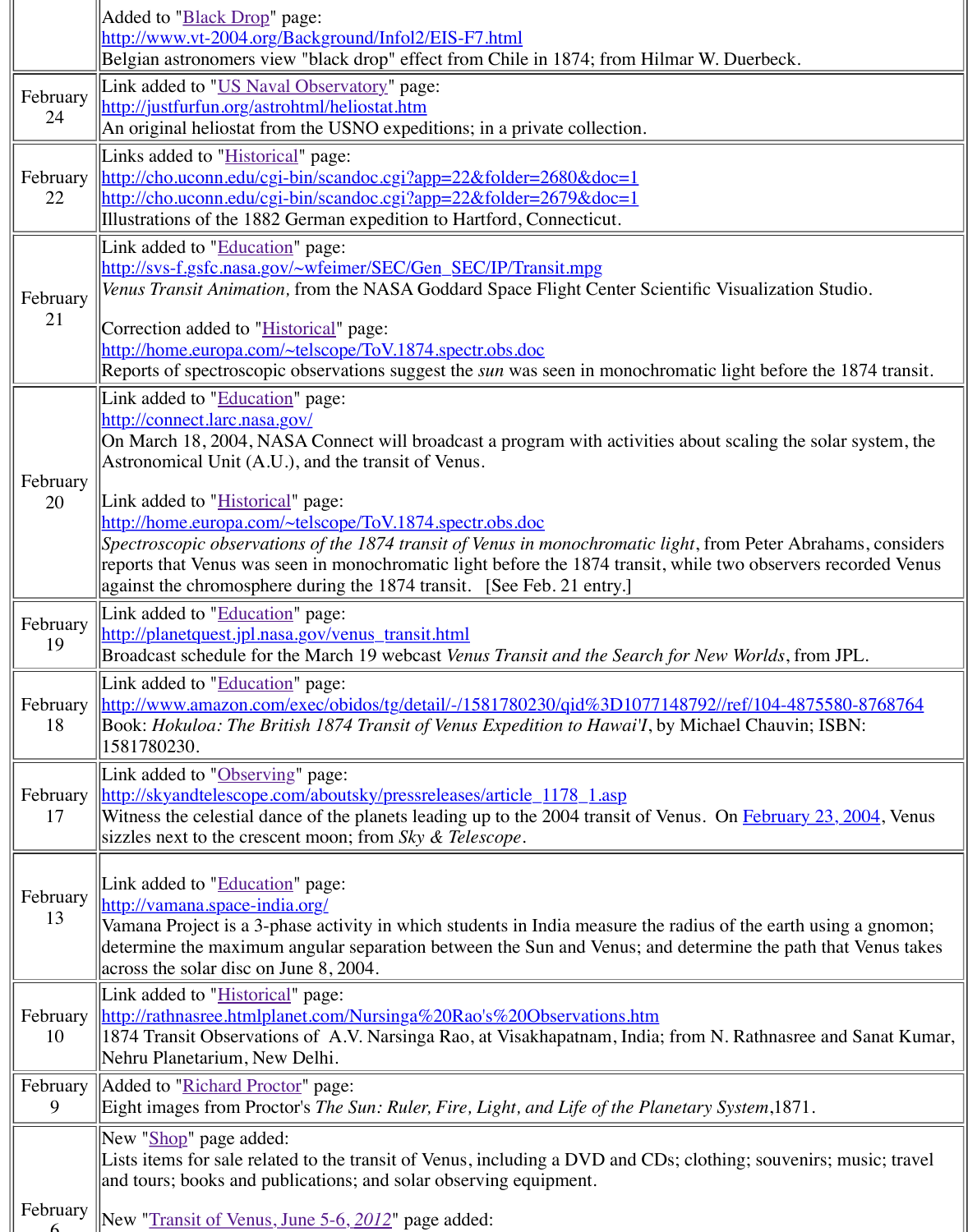| | |
|---|---|
| | Added to "Black Drop" page:<br>http://www.vt-2004.org/Background/Infol2/EIS-F7.html<br>Belgian astronomers view "black drop" effect from Chile in 1874; from Hilmar W. Duerbeck. |
| February 24 | Link added to "US Naval Observatory" page:<br>http://justfurfun.org/astrohtml/heliostat.htm<br>An original heliostat from the USNO expeditions; in a private collection. |
| February 22 | Links added to "Historical" page:<br>http://cho.uconn.edu/cgi-bin/scandoc.cgi?app=22&folder=2680&doc=1<br>http://cho.uconn.edu/cgi-bin/scandoc.cgi?app=22&folder=2679&doc=1<br>Illustrations of the 1882 German expedition to Hartford, Connecticut. |
| February 21 | Link added to "Education" page:<br>http://svs-f.gsfc.nasa.gov/~wfeimer/SEC/Gen_SEC/IP/Transit.mpg<br>*Venus Transit Animation,* from the NASA Goddard Space Flight Center Scientific Visualization Studio.<br><br>Correction added to "Historical" page:<br>http://home.europa.com/~telscope/ToV.1874.spectr.obs.doc<br>Reports of spectroscopic observations suggest the *sun* was seen in monochromatic light before the 1874 transit. |
| February 20 | Link added to "Education" page:<br>http://connect.larc.nasa.gov/<br>On March 18, 2004, NASA Connect will broadcast a program with activities about scaling the solar system, the Astronomical Unit (A.U.), and the transit of Venus.<br><br>Link added to "Historical" page:<br>http://home.europa.com/~telscope/ToV.1874.spectr.obs.doc<br>*Spectroscopic observations of the 1874 transit of Venus in monochromatic light*, from Peter Abrahams, considers reports that Venus was seen in monochromatic light before the 1874 transit, while two observers recorded Venus against the chromosphere during the 1874 transit. [See Feb. 21 entry.] |
| February 19 | Link added to "Education" page:<br>http://planetquest.jpl.nasa.gov/venus_transit.html<br>Broadcast schedule for the March 19 webcast *Venus Transit and the Search for New Worlds*, from JPL. |
| February 18 | Link added to "Education" page:<br>http://www.amazon.com/exec/obidos/tg/detail/-/1581780230/qid%3D1077148792//ref/104-4875580-8768764<br>Book: *Hokuloa: The British 1874 Transit of Venus Expedition to Hawai'I*, by Michael Chauvin; ISBN: 1581780230. |
| February 17 | Link added to "Observing" page:<br>http://skyandtelescope.com/aboutsky/pressreleases/article_1178_1.asp<br>Witness the celestial dance of the planets leading up to the 2004 transit of Venus. On February 23, 2004, Venus sizzles next to the crescent moon; from *Sky & Telescope*. |
| February 13 | Link added to "Education" page:<br>http://vamana.space-india.org/<br>Vamana Project is a 3-phase activity in which students in India measure the radius of the earth using a gnomon; determine the maximum angular separation between the Sun and Venus; and determine the path that Venus takes across the solar disc on June 8, 2004. |
| February 10 | Link added to "Historical" page:<br>http://rathnasree.htmlplanet.com/Nursinga%20Rao's%20Observations.htm<br>1874 Transit Observations of A.V. Narsinga Rao, at Visakhapatnam, India; from N. Rathnasree and Sanat Kumar, Nehru Planetarium, New Delhi. |
| February 9 | Added to "Richard Proctor" page:<br>Eight images from Proctor's *The Sun: Ruler, Fire, Light, and Life of the Planetary System*,1871. |
| February 6 | New "Shop" page added:<br>Lists items for sale related to the transit of Venus, including a DVD and CDs; clothing; souvenirs; music; travel and tours; books and publications; and solar observing equipment.<br><br>New "Transit of Venus, June 5-6, *2012*" page added: |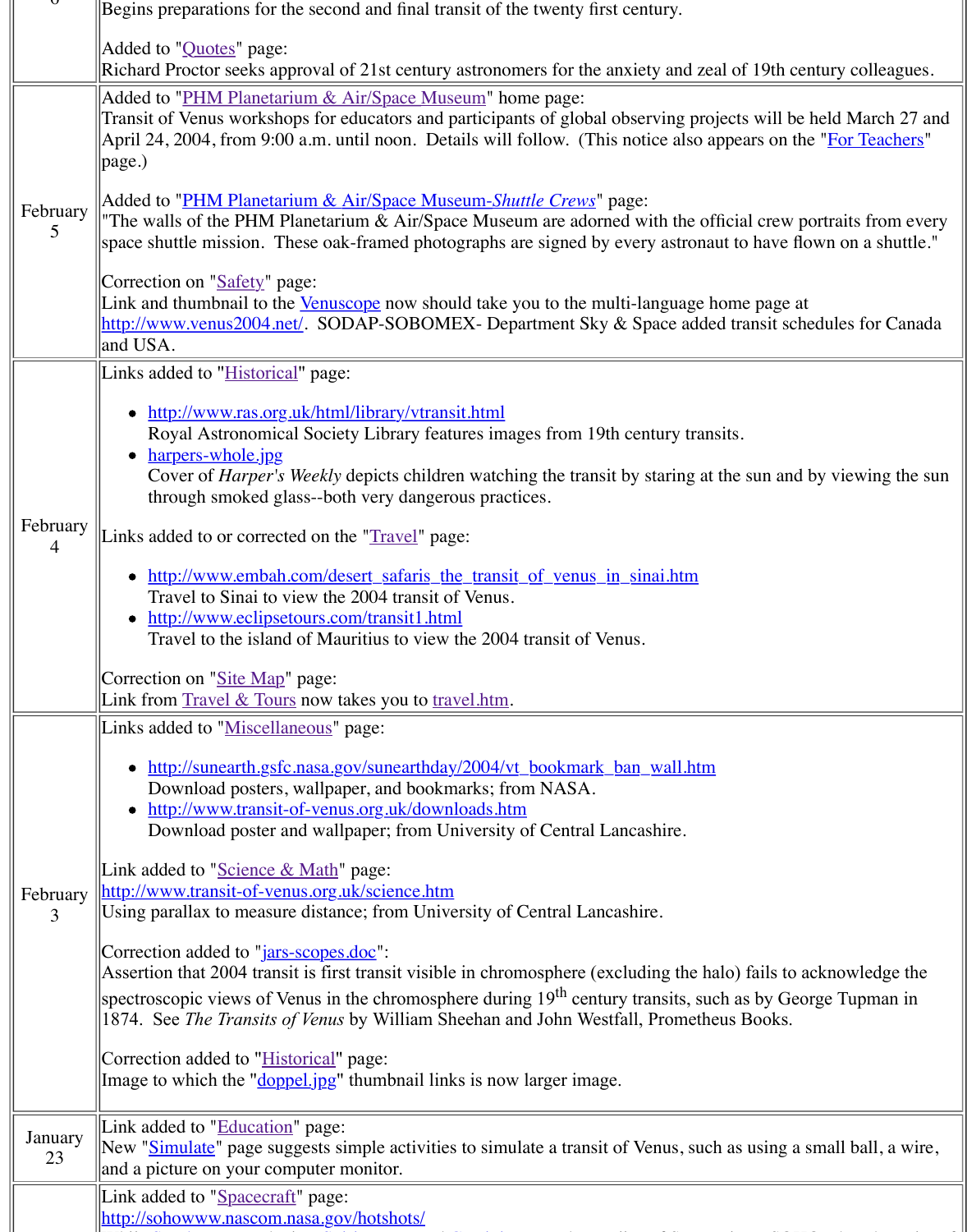| | |
|---|---|
| | Begins preparations for the second and final transit of the twenty first century.<br><br>Added to "Quotes" page:<br>Richard Proctor seeks approval of 21st century astronomers for the anxiety and zeal of 19th century colleagues. |
| February 5 | Added to "PHM Planetarium & Air/Space Museum" home page:<br>Transit of Venus workshops for educators and participants of global observing projects will be held March 27 and April 24, 2004, from 9:00 a.m. until noon. Details will follow. (This notice also appears on the "For Teachers" page.)<br><br>Added to "PHM Planetarium & Air/Space Museum-*Shuttle Crews*" page:<br>"The walls of the PHM Planetarium & Air/Space Museum are adorned with the official crew portraits from every space shuttle mission. These oak-framed photographs are signed by every astronaut to have flown on a shuttle."<br><br>Correction on "Safety" page:<br>Link and thumbnail to the Venuscope now should take you to the multi-language home page at http://www.venus2004.net/. SODAP-SOBOMEX- Department Sky & Space added transit schedules for Canada and USA. |
| February 4 | Links added to "Historical" page:<br>• http://www.ras.org.uk/html/library/vtransit.html<br>Royal Astronomical Society Library features images from 19th century transits.<br>• harpers-whole.jpg<br>Cover of *Harper's Weekly* depicts children watching the transit by staring at the sun and by viewing the sun through smoked glass--both very dangerous practices.<br><br>Links added to or corrected on the "Travel" page:<br>• http://www.embah.com/desert_safaris_the_transit_of_venus_in_sinai.htm<br>Travel to Sinai to view the 2004 transit of Venus.<br>• http://www.eclipsetours.com/transit1.html<br>Travel to the island of Mauritius to view the 2004 transit of Venus.<br><br>Correction on "Site Map" page:<br>Link from Travel & Tours now takes you to travel.htm. |
| February 3 | Links added to "Miscellaneous" page:<br>• http://sunearth.gsfc.nasa.gov/sunearthday/2004/vt_bookmark_ban_wall.htm<br>Download posters, wallpaper, and bookmarks; from NASA.<br>• http://www.transit-of-venus.org.uk/downloads.htm<br>Download poster and wallpaper; from University of Central Lancashire.<br><br>Link added to "Science & Math" page:<br>http://www.transit-of-venus.org.uk/science.htm<br>Using parallax to measure distance; from University of Central Lancashire.<br><br>Correction added to "jars-scopes.doc":<br>Assertion that 2004 transit is first transit visible in chromosphere (excluding the halo) fails to acknowledge the spectroscopic views of Venus in the chromosphere during 19th century transits, such as by George Tupman in 1874. See *The Transits of Venus* by William Sheehan and John Westfall, Prometheus Books.<br><br>Correction added to "Historical" page:<br>Image to which the "doppel.jpg" thumbnail links is now larger image. |
| January 23 | Link added to "Education" page:<br>New "Simulate" page suggests simple activities to simulate a transit of Venus, such as using a small ball, a wire, and a picture on your computer monitor. |
| | Link added to "Spacecraft" page:<br>http://sohowww.nascom.nasa.gov/hotshots/ |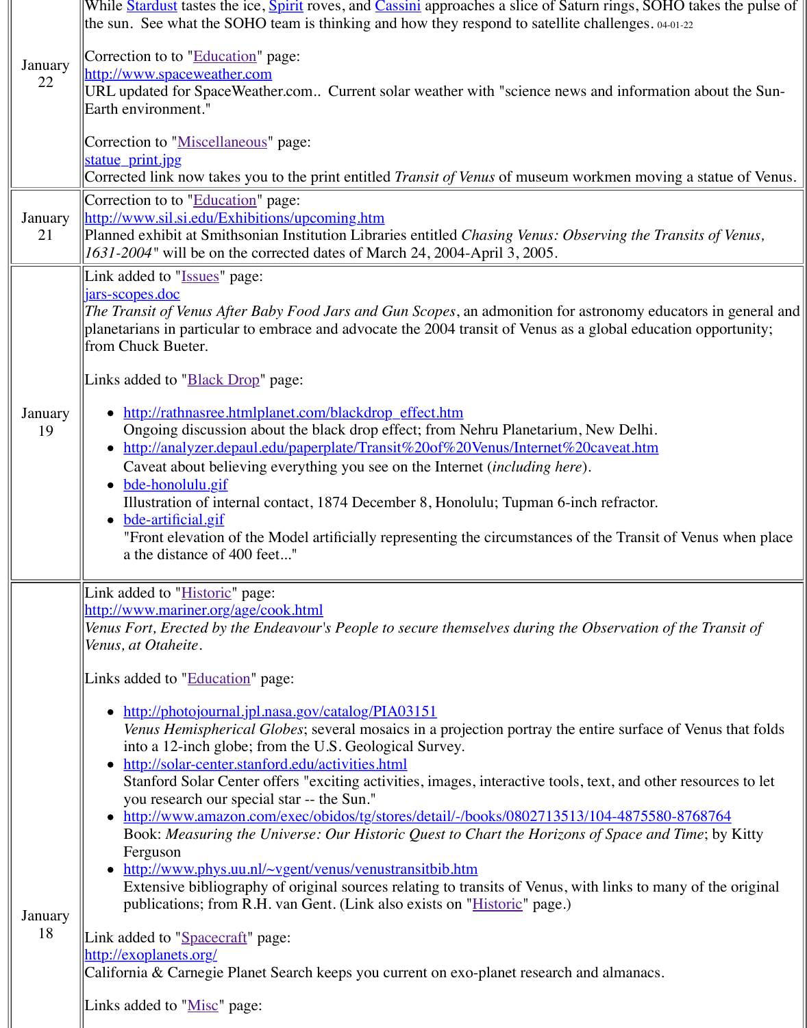| | |
|---|---|
| January 22 | While Stardust tastes the ice, Spirit roves, and Cassini approaches a slice of Saturn rings, SOHO takes the pulse of the sun. See what the SOHO team is thinking and how they respond to satellite challenges. 04-01-22<br><br>Correction to to "Education" page:<br>http://www.spaceweather.com<br>URL updated for SpaceWeather.com.. Current solar weather with "science news and information about the Sun-Earth environment."<br><br>Correction to "Miscellaneous" page:<br>statue_print.jpg<br>Corrected link now takes you to the print entitled *Transit of Venus* of museum workmen moving a statue of Venus. |
| January 21 | Correction to to "Education" page:<br>http://www.sil.si.edu/Exhibitions/upcoming.htm<br>Planned exhibit at Smithsonian Institution Libraries entitled *Chasing Venus: Observing the Transits of Venus, 1631-2004*" will be on the corrected dates of March 24, 2004-April 3, 2005. |
| January 19 | Link added to "Issues" page:<br>jars-scopes.doc<br>*The Transit of Venus After Baby Food Jars and Gun Scopes*, an admonition for astronomy educators in general and planetarians in particular to embrace and advocate the 2004 transit of Venus as a global education opportunity; from Chuck Bueter.<br><br>Links added to "Black Drop" page:<br>• http://rathnasree.htmlplanet.com/blackdrop_effect.htm<br>Ongoing discussion about the black drop effect; from Nehru Planetarium, New Delhi.<br>• http://analyzer.depaul.edu/paperplate/Transit%20of%20Venus/Internet%20caveat.htm<br>Caveat about believing everything you see on the Internet (*including here*).<br>• bde-honolulu.gif<br>Illustration of internal contact, 1874 December 8, Honolulu; Tupman 6-inch refractor.<br>• bde-artificial.gif<br>"Front elevation of the Model artificially representing the circumstances of the Transit of Venus when place a the distance of 400 feet..." |
| January 18 | Link added to "Historic" page:<br>http://www.mariner.org/age/cook.html<br>*Venus Fort, Erected by the Endeavour's People to secure themselves during the Observation of the Transit of Venus, at Otaheite*.<br><br>Links added to "Education" page:<br>• http://photojournal.jpl.nasa.gov/catalog/PIA03151<br>*Venus Hemispherical Globes*; several mosaics in a projection portray the entire surface of Venus that folds into a 12-inch globe; from the U.S. Geological Survey.<br>• http://solar-center.stanford.edu/activities.html<br>Stanford Solar Center offers "exciting activities, images, interactive tools, text, and other resources to let you research our special star -- the Sun."<br>• http://www.amazon.com/exec/obidos/tg/stores/detail/-/books/0802713513/104-4875580-8768764<br>Book: *Measuring the Universe: Our Historic Quest to Chart the Horizons of Space and Time*; by Kitty Ferguson<br>• http://www.phys.uu.nl/~vgent/venus/venustransitbib.htm<br>Extensive bibliography of original sources relating to transits of Venus, with links to many of the original publications; from R.H. van Gent. (Link also exists on "Historic" page.)<br><br>Link added to "Spacecraft" page:<br>http://exoplanets.org/<br>California & Carnegie Planet Search keeps you current on exo-planet research and almanacs.<br><br>Links added to "Misc" page: |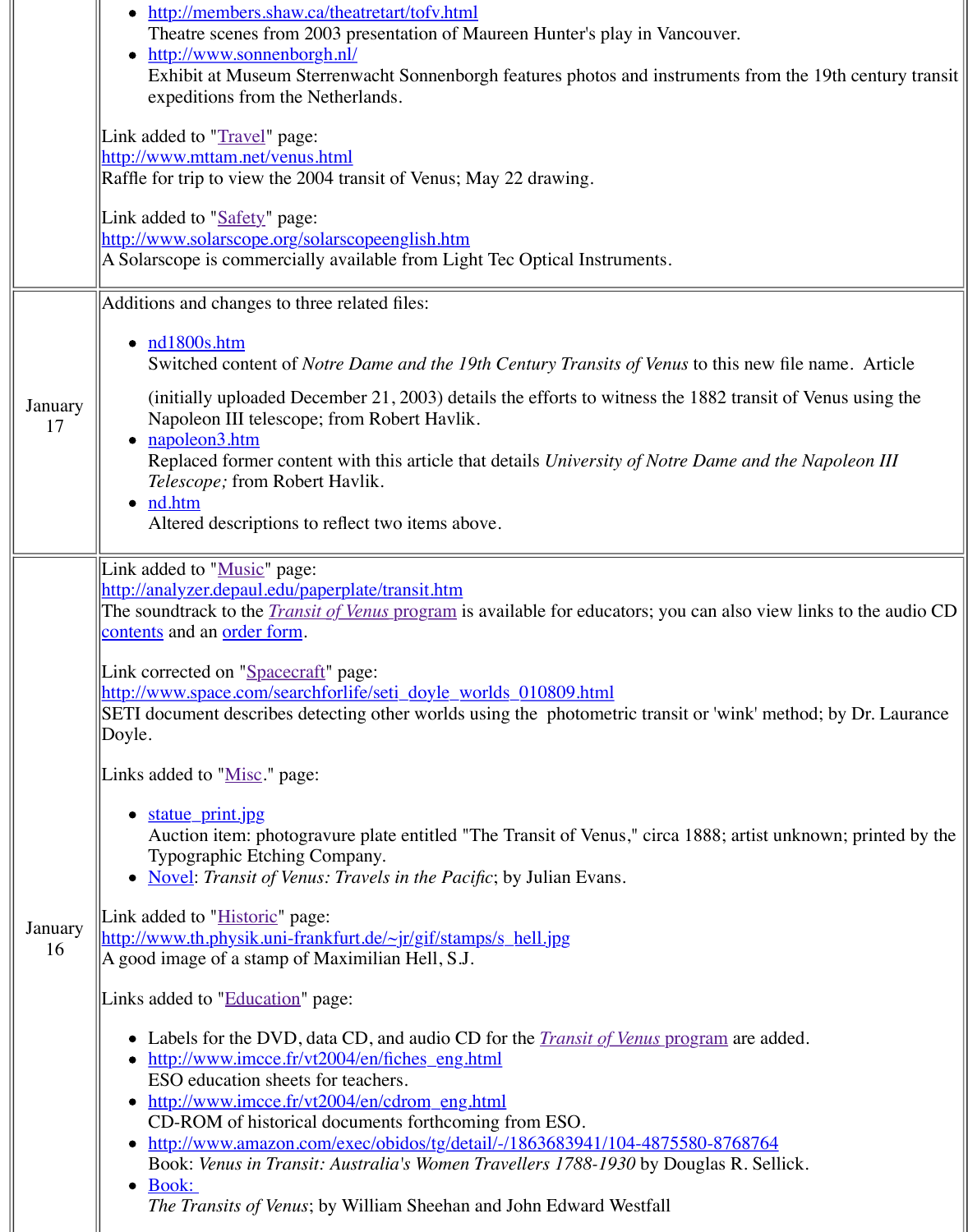| | |
|---|---|
| | • http://members.shaw.ca/theatretart/tofv.html<br>Theatre scenes from 2003 presentation of Maureen Hunter's play in Vancouver.<br>• http://www.sonnenborgh.nl/<br>Exhibit at Museum Sterrenwacht Sonnenborgh features photos and instruments from the 19th century transit expeditions from the Netherlands.<br><br>Link added to "Travel" page:<br>http://www.mttam.net/venus.html<br>Raffle for trip to view the 2004 transit of Venus; May 22 drawing.<br><br>Link added to "Safety" page:<br>http://www.solarscope.org/solarscopeenglish.htm<br>A Solarscope is commercially available from Light Tec Optical Instruments. |
| January 17 | Additions and changes to three related files:<br><br>• nd1800s.htm<br>Switched content of *Notre Dame and the 19th Century Transits of Venus* to this new file name. Article (initially uploaded December 21, 2003) details the efforts to witness the 1882 transit of Venus using the Napoleon III telescope; from Robert Havlik.<br>• napoleon3.htm<br>Replaced former content with this article that details *University of Notre Dame and the Napoleon III Telescope;* from Robert Havlik.<br>• nd.htm<br>Altered descriptions to reflect two items above. |
| January 16 | Link added to "Music" page:<br>http://analyzer.depaul.edu/paperplate/transit.htm<br>The soundtrack to the *Transit of Venus* program is available for educators; you can also view links to the audio CD contents and an order form.<br><br>Link corrected on "Spacecraft" page:<br>http://www.space.com/searchforlife/seti_doyle_worlds_010809.html<br>SETI document describes detecting other worlds using the photometric transit or 'wink' method; by Dr. Laurance Doyle.<br><br>Links added to "Misc." page:<br><br>• statue_print.jpg<br>Auction item: photogravure plate entitled "The Transit of Venus," circa 1888; artist unknown; printed by the Typographic Etching Company.<br>• Novel: *Transit of Venus: Travels in the Pacific*; by Julian Evans.<br><br>Link added to "Historic" page:<br>http://www.th.physik.uni-frankfurt.de/~jr/gif/stamps/s_hell.jpg<br>A good image of a stamp of Maximilian Hell, S.J.<br><br>Links added to "Education" page:<br><br>• Labels for the DVD, data CD, and audio CD for the *Transit of Venus* program are added.<br>• http://www.imcce.fr/vt2004/en/fiches_eng.html<br>ESO education sheets for teachers.<br>• http://www.imcce.fr/vt2004/en/cdrom_eng.html<br>CD-ROM of historical documents forthcoming from ESO.<br>• http://www.amazon.com/exec/obidos/tg/detail/-/1863683941/104-4875580-8768764<br>Book: *Venus in Transit: Australia's Women Travellers 1788-1930* by Douglas R. Sellick.<br>• Book:<br>*The Transits of Venus*; by William Sheehan and John Edward Westfall |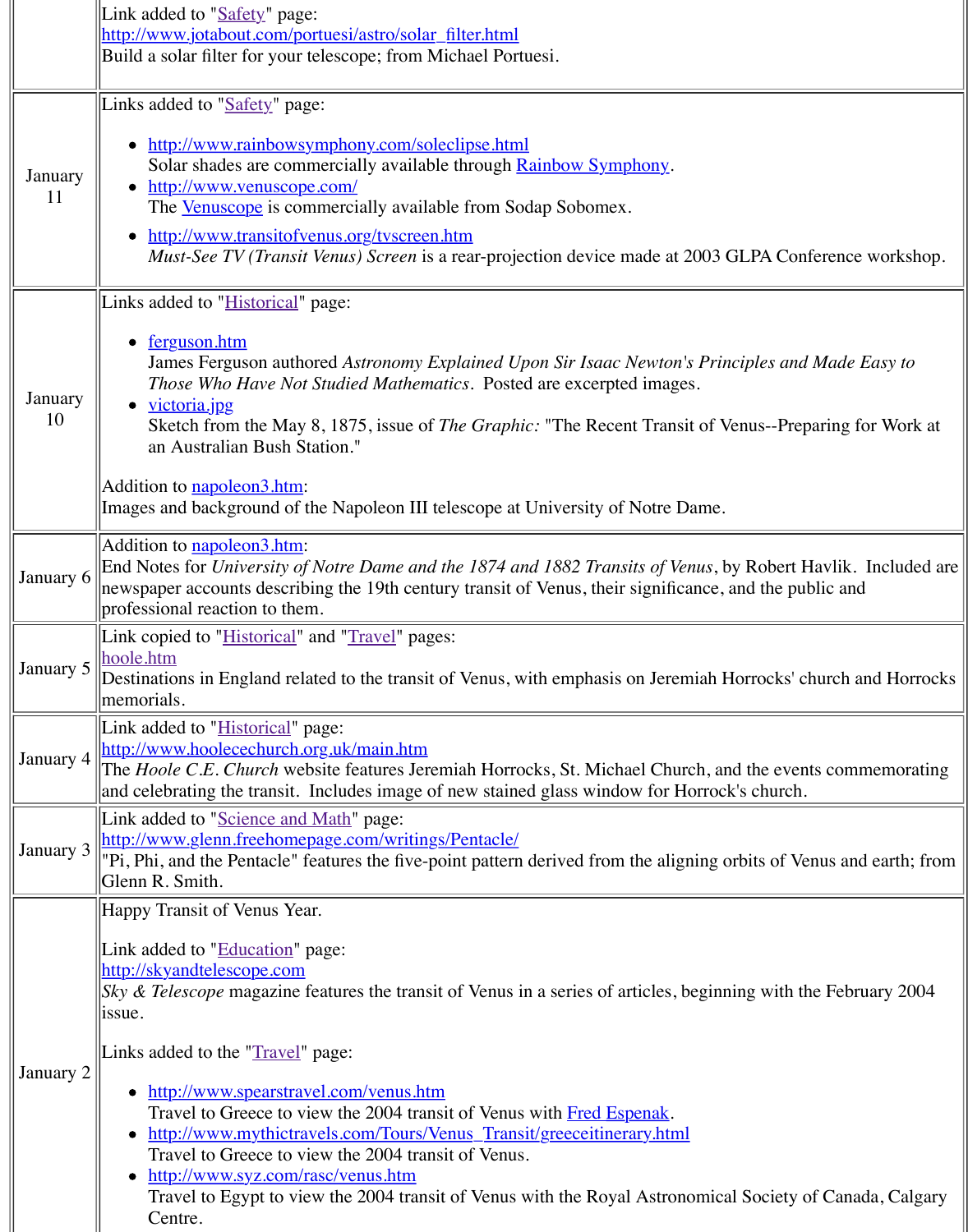| | |
|---|---|
| | Link added to "Safety" page:<br>http://www.jotabout.com/portuesi/astro/solar_filter.html<br>Build a solar filter for your telescope; from Michael Portuesi. |
| January 11 | Links added to "Safety" page:<br>• http://www.rainbowsymphony.com/soleclipse.html<br>Solar shades are commercially available through Rainbow Symphony.<br>• http://www.venuscope.com/<br>The Venuscope is commercially available from Sodap Sobomex.<br>• http://www.transitofvenus.org/tvscreen.htm<br>*Must-See TV (Transit Venus) Screen* is a rear-projection device made at 2003 GLPA Conference workshop. |
| January 10 | Links added to "Historical" page:<br>• ferguson.htm<br>James Ferguson authored *Astronomy Explained Upon Sir Isaac Newton's Principles and Made Easy to Those Who Have Not Studied Mathematics*. Posted are excerpted images.<br>• victoria.jpg<br>Sketch from the May 8, 1875, issue of *The Graphic:* "The Recent Transit of Venus--Preparing for Work at an Australian Bush Station."<br><br>Addition to napoleon3.htm:<br>Images and background of the Napoleon III telescope at University of Notre Dame. |
| January 6 | Addition to napoleon3.htm:<br>End Notes for *University of Notre Dame and the 1874 and 1882 Transits of Venus*, by Robert Havlik. Included are newspaper accounts describing the 19th century transit of Venus, their significance, and the public and professional reaction to them. |
| January 5 | Link copied to "Historical" and "Travel" pages:<br>hoole.htm<br>Destinations in England related to the transit of Venus, with emphasis on Jeremiah Horrocks' church and Horrocks memorials. |
| January 4 | Link added to "Historical" page:<br>http://www.hoolecechurch.org.uk/main.htm<br>The *Hoole C.E. Church* website features Jeremiah Horrocks, St. Michael Church, and the events commemorating and celebrating the transit. Includes image of new stained glass window for Horrock's church. |
| January 3 | Link added to "Science and Math" page:<br>http://www.glenn.freehomepage.com/writings/Pentacle/<br>"Pi, Phi, and the Pentacle" features the five-point pattern derived from the aligning orbits of Venus and earth; from Glenn R. Smith. |
| January 2 | Happy Transit of Venus Year.<br><br>Link added to "Education" page:<br>http://skyandtelescope.com<br>*Sky & Telescope* magazine features the transit of Venus in a series of articles, beginning with the February 2004 issue.<br><br>Links added to the "Travel" page:<br>• http://www.spearstravel.com/venus.htm<br>Travel to Greece to view the 2004 transit of Venus with Fred Espenak.<br>• http://www.mythictravels.com/Tours/Venus_Transit/greeceitinerary.html<br>Travel to Greece to view the 2004 transit of Venus.<br>• http://www.syz.com/rasc/venus.htm<br>Travel to Egypt to view the 2004 transit of Venus with the Royal Astronomical Society of Canada, Calgary Centre. |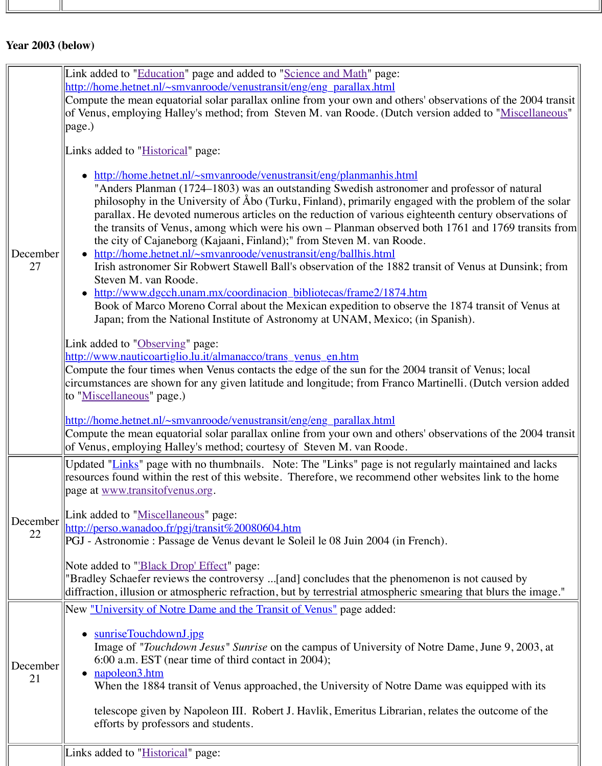**Year 2003 (below)**

<table>
<tr>
<td>December 27</td>
<td>
Link added to "Education" page and added to "Science and Math" page:<br>
http://home.hetnet.nl/~smvanroode/venustransit/eng/eng_parallax.html<br>
Compute the mean equatorial solar parallax online from your own and others' observations of the 2004 transit of Venus, employing Halley's method; from Steven M. van Roode. (Dutch version added to "Miscellaneous" page.)<br><br>
Links added to "Historical" page:
<ul>
<li>http://home.hetnet.nl/~smvanroode/venustransit/eng/planmanhis.html<br>"Anders Planman (1724–1803) was an outstanding Swedish astronomer and professor of natural philosophy in the University of Åbo (Turku, Finland), primarily engaged with the problem of the solar parallax. He devoted numerous articles on the reduction of various eighteenth century observations of the transits of Venus, among which were his own – Planman observed both 1761 and 1769 transits from the city of Cajaneborg (Kajaani, Finland);" from Steven M. van Roode.</li>
<li>http://home.hetnet.nl/~smvanroode/venustransit/eng/ballhis.html<br>Irish astronomer Sir Robwert Stawell Ball's observation of the 1882 transit of Venus at Dunsink; from Steven M. van Roode.</li>
<li>http://www.dgcch.unam.mx/coordinacion_bibliotecas/frame2/1874.htm<br>Book of Marco Moreno Corral about the Mexican expedition to observe the 1874 transit of Venus at Japan; from the National Institute of Astronomy at UNAM, Mexico; (in Spanish).</li>
</ul>
Link added to "Observing" page:<br>
http://www.nauticoartiglio.lu.it/almanacco/trans_venus_en.htm<br>
Compute the four times when Venus contacts the edge of the sun for the 2004 transit of Venus; local circumstances are shown for any given latitude and longitude; from Franco Martinelli. (Dutch version added to "Miscellaneous" page.)<br><br>
http://home.hetnet.nl/~smvanroode/venustransit/eng/eng_parallax.html<br>
Compute the mean equatorial solar parallax online from your own and others' observations of the 2004 transit of Venus, employing Halley's method; courtesy of Steven M. van Roode.
</td>
</tr>
<tr>
<td>December 22</td>
<td>
Updated "Links" page with no thumbnails. Note: The "Links" page is not regularly maintained and lacks resources found within the rest of this website. Therefore, we recommend other websites link to the home page at www.transitofvenus.org.<br><br>
Link added to "Miscellaneous" page:<br>
http://perso.wanadoo.fr/pgj/transit%20080604.htm<br>
PGJ - Astronomie : Passage de Venus devant le Soleil le 08 Juin 2004 (in French).<br><br>
Note added to "'Black Drop' Effect" page:<br>
"Bradley Schaefer reviews the controversy ...[and] concludes that the phenomenon is not caused by diffraction, illusion or atmospheric refraction, but by terrestrial atmospheric smearing that blurs the image."
</td>
</tr>
<tr>
<td>December 21</td>
<td>
New "University of Notre Dame and the Transit of Venus" page added:
<ul>
<li>sunriseTouchdownJ.jpg<br>Image of "<i>Touchdown Jesus</i>" <i>Sunrise</i> on the campus of University of Notre Dame, June 9, 2003, at 6:00 a.m. EST (near time of third contact in 2004);</li>
<li>napoleon3.htm<br>When the 1884 transit of Venus approached, the University of Notre Dame was equipped with its<br><br>telescope given by Napoleon III. Robert J. Havlik, Emeritus Librarian, relates the outcome of the efforts by professors and students.</li>
</ul>
</td>
</tr>
<tr>
<td></td>
<td>Links added to "Historical" page:</td>
</tr>
</table>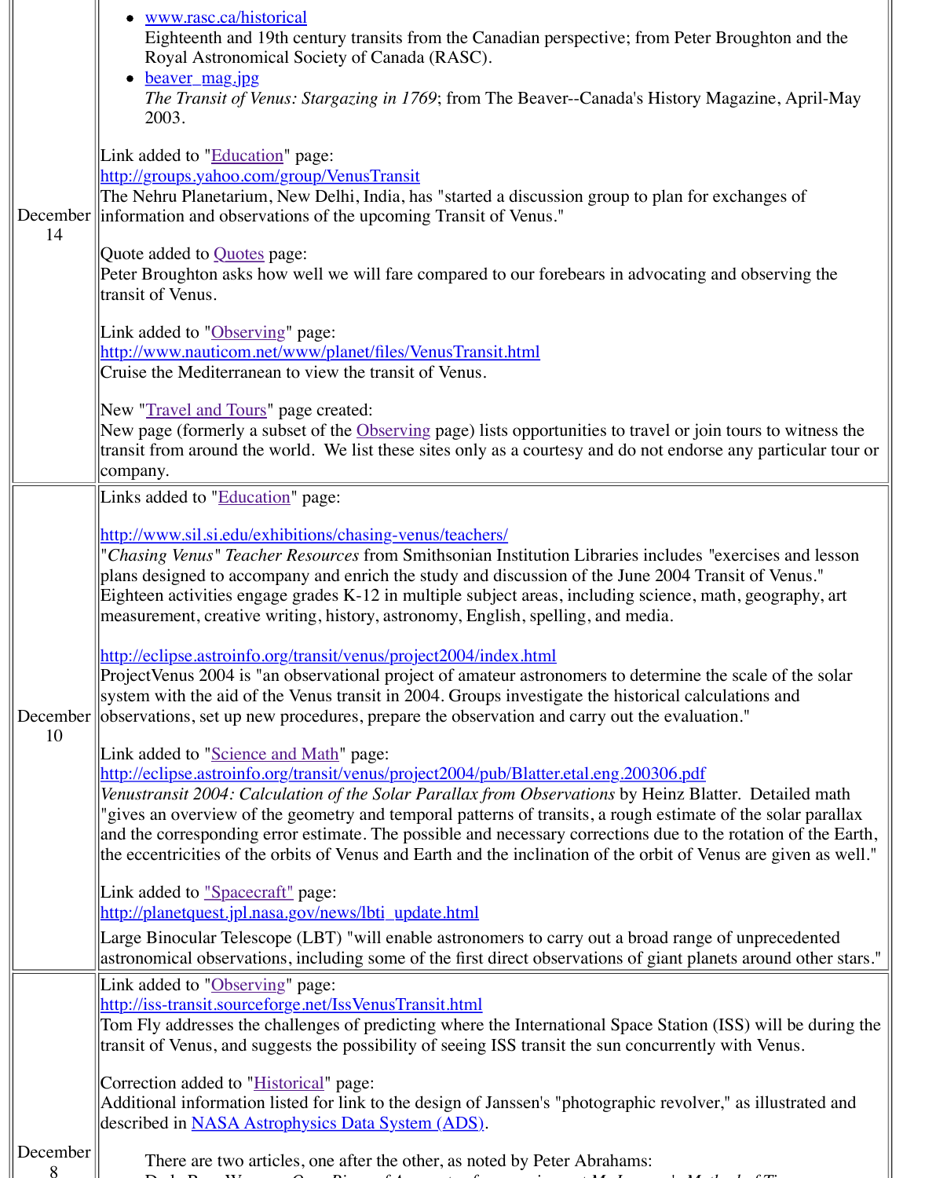| | |
|---|---|
| December 14 | - www.rasc.ca/historical<br>Eighteenth and 19th century transits from the Canadian perspective; from Peter Broughton and the Royal Astronomical Society of Canada (RASC).<br>- beaver_mag.jpg<br>*The Transit of Venus: Stargazing in 1769*; from The Beaver--Canada's History Magazine, April-May 2003.<br><br>Link added to "Education" page:<br>http://groups.yahoo.com/group/VenusTransit<br>The Nehru Planetarium, New Delhi, India, has "started a discussion group to plan for exchanges of information and observations of the upcoming Transit of Venus."<br><br>Quote added to Quotes page:<br>Peter Broughton asks how well we will fare compared to our forebears in advocating and observing the transit of Venus.<br><br>Link added to "Observing" page:<br>http://www.nauticom.net/www/planet/files/VenusTransit.html<br>Cruise the Mediterranean to view the transit of Venus.<br><br>New "Travel and Tours" page created:<br>New page (formerly a subset of the Observing page) lists opportunities to travel or join tours to witness the transit from around the world. We list these sites only as a courtesy and do not endorse any particular tour or company. |
| December 10 | Links added to "Education" page:<br><br>http://www.sil.si.edu/exhibitions/chasing-venus/teachers/<br>"*Chasing Venus*" *Teacher Resources* from Smithsonian Institution Libraries includes "exercises and lesson plans designed to accompany and enrich the study and discussion of the June 2004 Transit of Venus." Eighteen activities engage grades K-12 in multiple subject areas, including science, math, geography, art measurement, creative writing, history, astronomy, English, spelling, and media.<br><br>http://eclipse.astroinfo.org/transit/venus/project2004/index.html<br>ProjectVenus 2004 is "an observational project of amateur astronomers to determine the scale of the solar system with the aid of the Venus transit in 2004. Groups investigate the historical calculations and observations, set up new procedures, prepare the observation and carry out the evaluation."<br><br>Link added to "Science and Math" page:<br>http://eclipse.astroinfo.org/transit/venus/project2004/pub/Blatter.etal.eng.200306.pdf<br>*Venustransit 2004: Calculation of the Solar Parallax from Observations* by Heinz Blatter. Detailed math "gives an overview of the geometry and temporal patterns of transits, a rough estimate of the solar parallax and the corresponding error estimate. The possible and necessary corrections due to the rotation of the Earth, the eccentricities of the orbits of Venus and Earth and the inclination of the orbit of Venus are given as well."<br><br>Link added to "Spacecraft" page:<br>http://planetquest.jpl.nasa.gov/news/lbti_update.html<br>Large Binocular Telescope (LBT) "will enable astronomers to carry out a broad range of unprecedented astronomical observations, including some of the first direct observations of giant planets around other stars." |
| December 8 | Link added to "Observing" page:<br>http://iss-transit.sourceforge.net/IssVenusTransit.html<br>Tom Fly addresses the challenges of predicting where the International Space Station (ISS) will be during the transit of Venus, and suggests the possibility of seeing ISS transit the sun concurrently with Venus.<br><br>Correction added to "Historical" page:<br>Additional information listed for link to the design of Janssen's "photographic revolver," as illustrated and described in NASA Astrophysics Data System (ADS).<br><br>There are two articles, one after the other, as noted by Peter Abrahams: |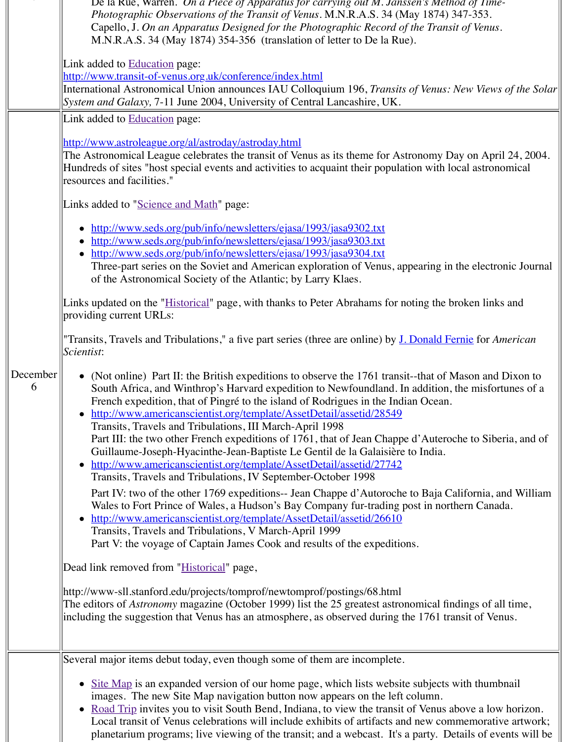De la Rue, Warren. *On a Piece of Apparatus for carrying out M. Janssen's Method of Time-Photographic Observations of the Transit of Venus*. M.N.R.A.S. 34 (May 1874) 347-353.
Capello, J. *On an Apparatus Designed for the Photographic Record of the Transit of Venus*. M.N.R.A.S. 34 (May 1874) 354-356 (translation of letter to De la Rue).

Link added to Education page:
http://www.transit-of-venus.org.uk/conference/index.html
International Astronomical Union announces IAU Colloquium 196, *Transits of Venus: New Views of the Solar System and Galaxy,* 7-11 June 2004, University of Central Lancashire, UK.

| | |
|---|---|
| December 6 | Link added to Education page:<br><br>http://www.astroleague.org/al/astroday/astroday.html<br>The Astronomical League celebrates the transit of Venus as its theme for Astronomy Day on April 24, 2004. Hundreds of sites "host special events and activities to acquaint their population with local astronomical resources and facilities."<br><br>Links added to "Science and Math" page:<br><br>• http://www.seds.org/pub/info/newsletters/ejasa/1993/jasa9302.txt<br>• http://www.seds.org/pub/info/newsletters/ejasa/1993/jasa9303.txt<br>• http://www.seds.org/pub/info/newsletters/ejasa/1993/jasa9304.txt<br>Three-part series on the Soviet and American exploration of Venus, appearing in the electronic Journal of the Astronomical Society of the Atlantic; by Larry Klaes.<br><br>Links updated on the "Historical" page, with thanks to Peter Abrahams for noting the broken links and providing current URLs:<br><br>"Transits, Travels and Tribulations," a five part series (three are online) by J. Donald Fernie for *American Scientist*:<br><br>• (Not online) Part II: the British expeditions to observe the 1761 transit--that of Mason and Dixon to South Africa, and Winthrop's Harvard expedition to Newfoundland. In addition, the misfortunes of a French expedition, that of Pingré to the island of Rodrigues in the Indian Ocean.<br>• http://www.americanscientist.org/template/AssetDetail/assetid/28549<br>Transits, Travels and Tribulations, III March-April 1998<br>Part III: the two other French expeditions of 1761, that of Jean Chappe d'Auteroche to Siberia, and of Guillaume-Joseph-Hyacinthe-Jean-Baptiste Le Gentil de la Galaisière to India.<br>• http://www.americanscientist.org/template/AssetDetail/assetid/27742<br>Transits, Travels and Tribulations, IV September-October 1998<br>Part IV: two of the other 1769 expeditions-- Jean Chappe d'Autoroche to Baja California, and William Wales to Fort Prince of Wales, a Hudson's Bay Company fur-trading post in northern Canada.<br>• http://www.americanscientist.org/template/AssetDetail/assetid/26610<br>Transits, Travels and Tribulations, V March-April 1999<br>Part V: the voyage of Captain James Cook and results of the expeditions.<br><br>Dead link removed from "Historical" page,<br><br>http://www-sll.stanford.edu/projects/tomprof/newtomprof/postings/68.html<br>The editors of *Astronomy* magazine (October 1999) list the 25 greatest astronomical findings of all time, including the suggestion that Venus has an atmosphere, as observed during the 1761 transit of Venus. |

Several major items debut today, even though some of them are incomplete.

- Site Map is an expanded version of our home page, which lists website subjects with thumbnail images. The new Site Map navigation button now appears on the left column.
- Road Trip invites you to visit South Bend, Indiana, to view the transit of Venus above a low horizon. Local transit of Venus celebrations will include exhibits of artifacts and new commemorative artwork; planetarium programs; live viewing of the transit; and a webcast. It's a party. Details of events will be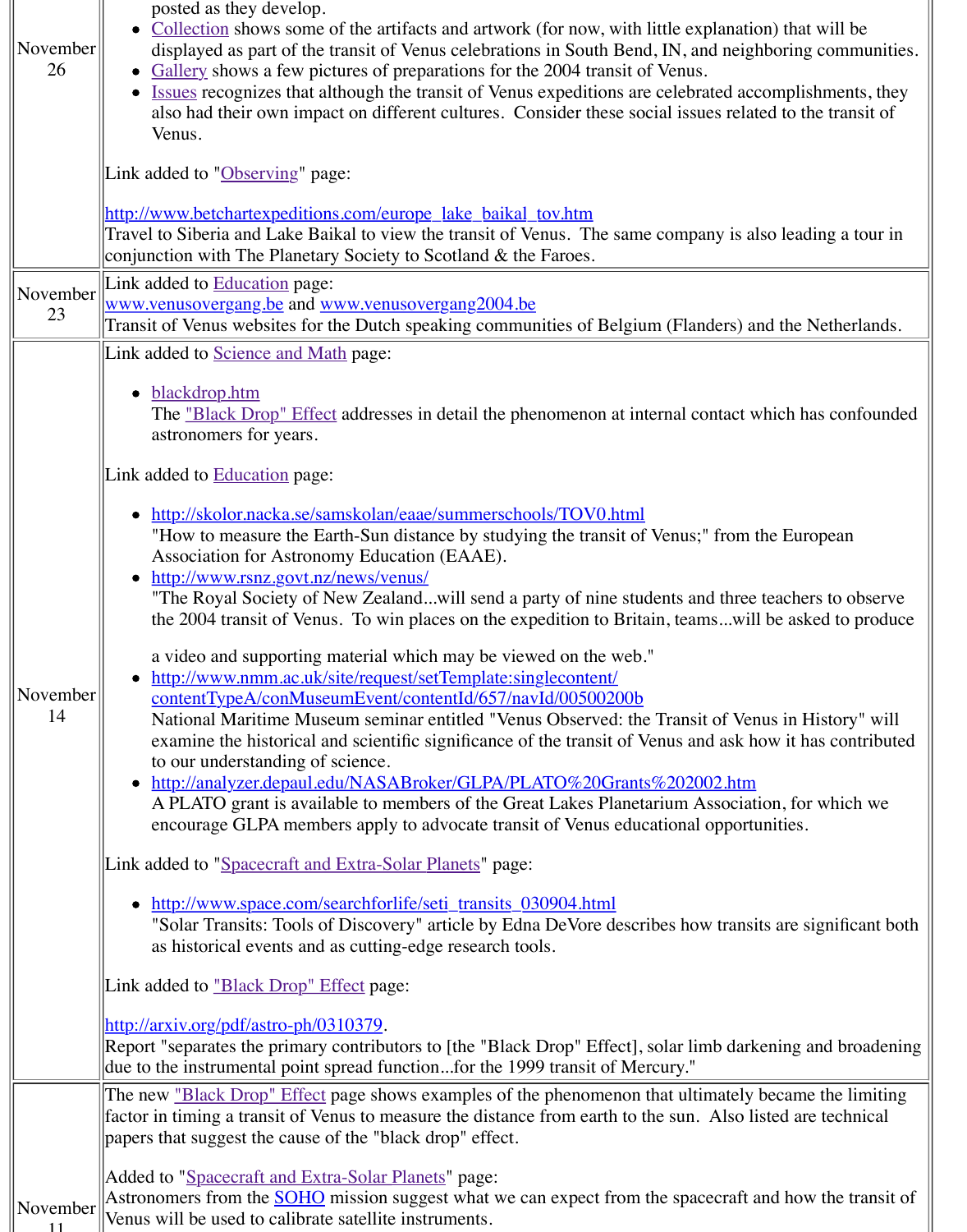| | |
|---|---|
| November 26 | posted as they develop.<br>• Collection shows some of the artifacts and artwork (for now, with little explanation) that will be displayed as part of the transit of Venus celebrations in South Bend, IN, and neighboring communities.<br>• Gallery shows a few pictures of preparations for the 2004 transit of Venus.<br>• Issues recognizes that although the transit of Venus expeditions are celebrated accomplishments, they also had their own impact on different cultures. Consider these social issues related to the transit of Venus.<br><br>Link added to "Observing" page:<br><br>http://www.betchartexpeditions.com/europe_lake_baikal_tov.htm<br>Travel to Siberia and Lake Baikal to view the transit of Venus. The same company is also leading a tour in conjunction with The Planetary Society to Scotland & the Faroes. |
| November 23 | Link added to Education page:<br>www.venusovergang.be and www.venusovergang2004.be<br>Transit of Venus websites for the Dutch speaking communities of Belgium (Flanders) and the Netherlands. |
| November 14 | Link added to Science and Math page:<br><br>• blackdrop.htm<br>The "Black Drop" Effect addresses in detail the phenomenon at internal contact which has confounded astronomers for years.<br><br>Link added to Education page:<br><br>• http://skolor.nacka.se/samskolan/eaae/summerschools/TOV0.html<br>"How to measure the Earth-Sun distance by studying the transit of Venus;" from the European Association for Astronomy Education (EAAE).<br>• http://www.rsnz.govt.nz/news/venus/<br>"The Royal Society of New Zealand...will send a party of nine students and three teachers to observe the 2004 transit of Venus. To win places on the expedition to Britain, teams...will be asked to produce a video and supporting material which may be viewed on the web."<br>• http://www.nmm.ac.uk/site/request/setTemplate:singlecontent/contentTypeA/conMuseumEvent/contentId/657/navId/00500200b<br>National Maritime Museum seminar entitled "Venus Observed: the Transit of Venus in History" will examine the historical and scientific significance of the transit of Venus and ask how it has contributed to our understanding of science.<br>• http://analyzer.depaul.edu/NASABroker/GLPA/PLATO%20Grants%202002.htm<br>A PLATO grant is available to members of the Great Lakes Planetarium Association, for which we encourage GLPA members apply to advocate transit of Venus educational opportunities.<br><br>Link added to "Spacecraft and Extra-Solar Planets" page:<br><br>• http://www.space.com/searchforlife/seti_transits_030904.html<br>"Solar Transits: Tools of Discovery" article by Edna DeVore describes how transits are significant both as historical events and as cutting-edge research tools.<br><br>Link added to "Black Drop" Effect page:<br><br>http://arxiv.org/pdf/astro-ph/0310379.<br>Report "separates the primary contributors to [the "Black Drop" Effect], solar limb darkening and broadening due to the instrumental point spread function...for the 1999 transit of Mercury." |
| November 11 | The new "Black Drop" Effect page shows examples of the phenomenon that ultimately became the limiting factor in timing a transit of Venus to measure the distance from earth to the sun. Also listed are technical papers that suggest the cause of the "black drop" effect.<br><br>Added to "Spacecraft and Extra-Solar Planets" page:<br>Astronomers from the SOHO mission suggest what we can expect from the spacecraft and how the transit of Venus will be used to calibrate satellite instruments. |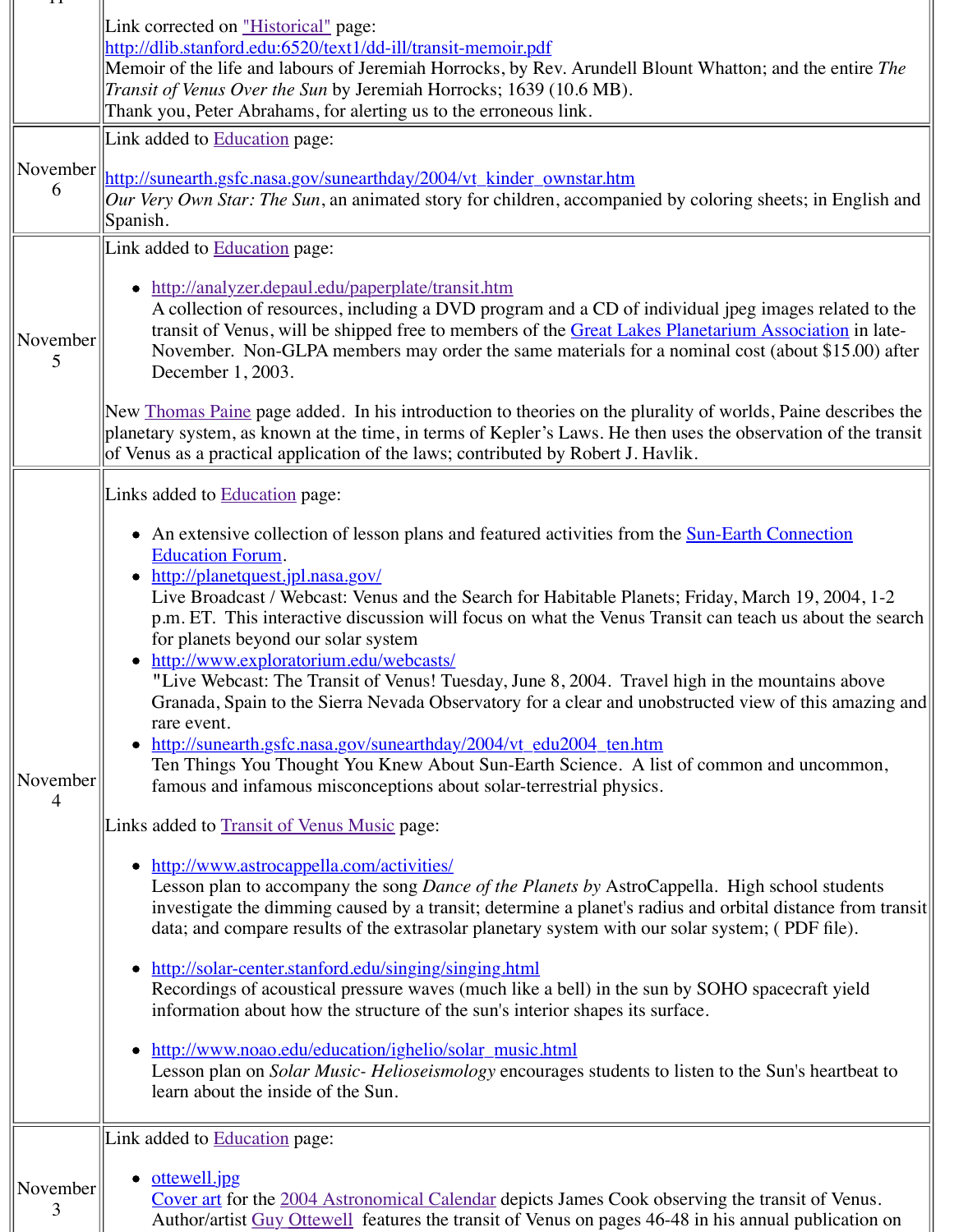| | |
|---|---|
| | Link corrected on "Historical" page:<br>http://dlib.stanford.edu:6520/text1/dd-ill/transit-memoir.pdf<br>Memoir of the life and labours of Jeremiah Horrocks, by Rev. Arundell Blount Whatton; and the entire *The Transit of Venus Over the Sun* by Jeremiah Horrocks; 1639 (10.6 MB).<br>Thank you, Peter Abrahams, for alerting us to the erroneous link. |
| November 6 | Link added to Education page:<br><br>http://sunearth.gsfc.nasa.gov/sunearthday/2004/vt_kinder_ownstar.htm<br>*Our Very Own Star: The Sun*, an animated story for children, accompanied by coloring sheets; in English and Spanish. |
| November 5 | Link added to Education page:<br><br>• http://analyzer.depaul.edu/paperplate/transit.htm<br>A collection of resources, including a DVD program and a CD of individual jpeg images related to the transit of Venus, will be shipped free to members of the Great Lakes Planetarium Association in late-November. Non-GLPA members may order the same materials for a nominal cost (about $15.00) after December 1, 2003.<br><br>New Thomas Paine page added. In his introduction to theories on the plurality of worlds, Paine describes the planetary system, as known at the time, in terms of Kepler's Laws. He then uses the observation of the transit of Venus as a practical application of the laws; contributed by Robert J. Havlik. |
| November 4 | Links added to Education page:<br><br>• An extensive collection of lesson plans and featured activities from the Sun-Earth Connection Education Forum.<br>• http://planetquest.jpl.nasa.gov/<br>Live Broadcast / Webcast: Venus and the Search for Habitable Planets; Friday, March 19, 2004, 1-2 p.m. ET. This interactive discussion will focus on what the Venus Transit can teach us about the search for planets beyond our solar system<br>• http://www.exploratorium.edu/webcasts/<br>"Live Webcast: The Transit of Venus! Tuesday, June 8, 2004. Travel high in the mountains above Granada, Spain to the Sierra Nevada Observatory for a clear and unobstructed view of this amazing and rare event.<br>• http://sunearth.gsfc.nasa.gov/sunearthday/2004/vt_edu2004_ten.htm<br>Ten Things You Thought You Knew About Sun-Earth Science. A list of common and uncommon, famous and infamous misconceptions about solar-terrestrial physics.<br><br>Links added to Transit of Venus Music page:<br><br>• http://www.astrocappella.com/activities/<br>Lesson plan to accompany the song *Dance of the Planets by* AstroCappella. High school students investigate the dimming caused by a transit; determine a planet's radius and orbital distance from transit data; and compare results of the extrasolar planetary system with our solar system; ( PDF file).<br><br>• http://solar-center.stanford.edu/singing/singing.html<br>Recordings of acoustical pressure waves (much like a bell) in the sun by SOHO spacecraft yield information about how the structure of the sun's interior shapes its surface.<br><br>• http://www.noao.edu/education/ighelio/solar_music.html<br>Lesson plan on *Solar Music- Helioseismology* encourages students to listen to the Sun's heartbeat to learn about the inside of the Sun. |
| November 3 | Link added to Education page:<br><br>• ottewell.jpg<br>Cover art for the 2004 Astronomical Calendar depicts James Cook observing the transit of Venus. Author/artist Guy Ottewell features the transit of Venus on pages 46-48 in his annual publication on |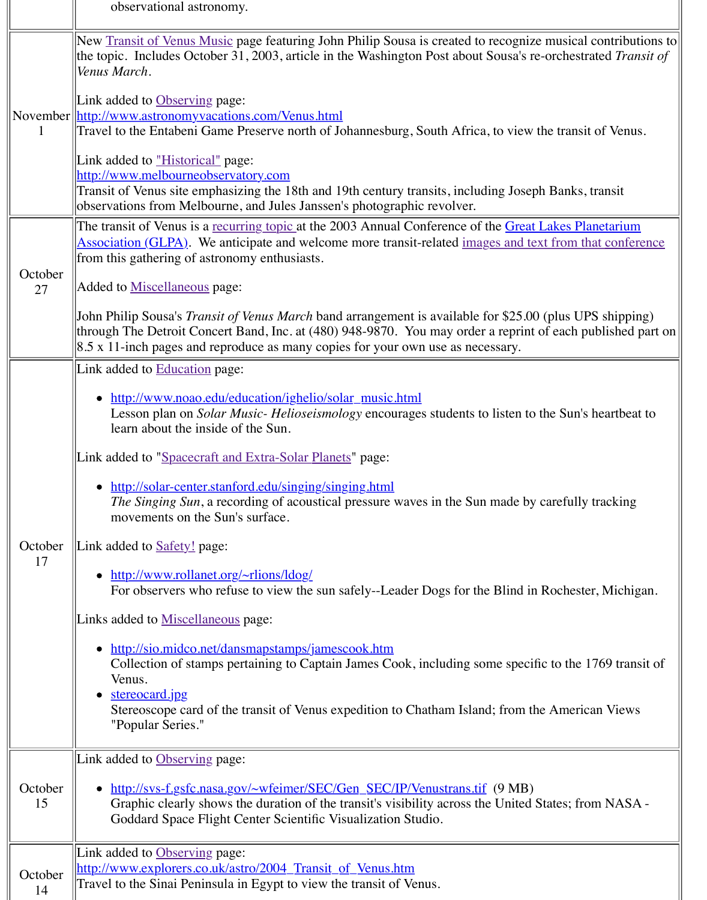| | observational astronomy. |
|---|---|
| November 1 | New Transit of Venus Music page featuring John Philip Sousa is created to recognize musical contributions to the topic. Includes October 31, 2003, article in the Washington Post about Sousa's re-orchestrated *Transit of Venus March*.<br><br>Link added to Observing page:<br>http://www.astronomyvacations.com/Venus.html<br>Travel to the Entabeni Game Preserve north of Johannesburg, South Africa, to view the transit of Venus.<br><br>Link added to "Historical" page:<br>http://www.melbourneobservatory.com<br>Transit of Venus site emphasizing the 18th and 19th century transits, including Joseph Banks, transit observations from Melbourne, and Jules Janssen's photographic revolver. |
| October 27 | The transit of Venus is a recurring topic at the 2003 Annual Conference of the Great Lakes Planetarium Association (GLPA). We anticipate and welcome more transit-related images and text from that conference from this gathering of astronomy enthusiasts.<br><br>Added to Miscellaneous page:<br><br>John Philip Sousa's *Transit of Venus March* band arrangement is available for $25.00 (plus UPS shipping) through The Detroit Concert Band, Inc. at (480) 948-9870. You may order a reprint of each published part on 8.5 x 11-inch pages and reproduce as many copies for your own use as necessary. |
| October 17 | Link added to Education page:<br><br>• http://www.noao.edu/education/ighelio/solar_music.html<br>Lesson plan on *Solar Music- Helioseismology* encourages students to listen to the Sun's heartbeat to learn about the inside of the Sun.<br><br>Link added to "Spacecraft and Extra-Solar Planets" page:<br><br>• http://solar-center.stanford.edu/singing/singing.html<br>*The Singing Sun*, a recording of acoustical pressure waves in the Sun made by carefully tracking movements on the Sun's surface.<br><br>Link added to Safety! page:<br><br>• http://www.rollanet.org/~rlions/ldog/<br>For observers who refuse to view the sun safely--Leader Dogs for the Blind in Rochester, Michigan.<br><br>Links added to Miscellaneous page:<br><br>• http://sio.midco.net/dansmapstamps/jamescook.htm<br>Collection of stamps pertaining to Captain James Cook, including some specific to the 1769 transit of Venus.<br>• stereocard.jpg<br>Stereoscope card of the transit of Venus expedition to Chatham Island; from the American Views "Popular Series." |
| October 15 | Link added to Observing page:<br><br>• http://svs-f.gsfc.nasa.gov/~wfeimer/SEC/Gen_SEC/IP/Venustrans.tif (9 MB)<br>Graphic clearly shows the duration of the transit's visibility across the United States; from NASA - Goddard Space Flight Center Scientific Visualization Studio. |
| October 14 | Link added to Observing page:<br>http://www.explorers.co.uk/astro/2004_Transit_of_Venus.htm<br>Travel to the Sinai Peninsula in Egypt to view the transit of Venus. |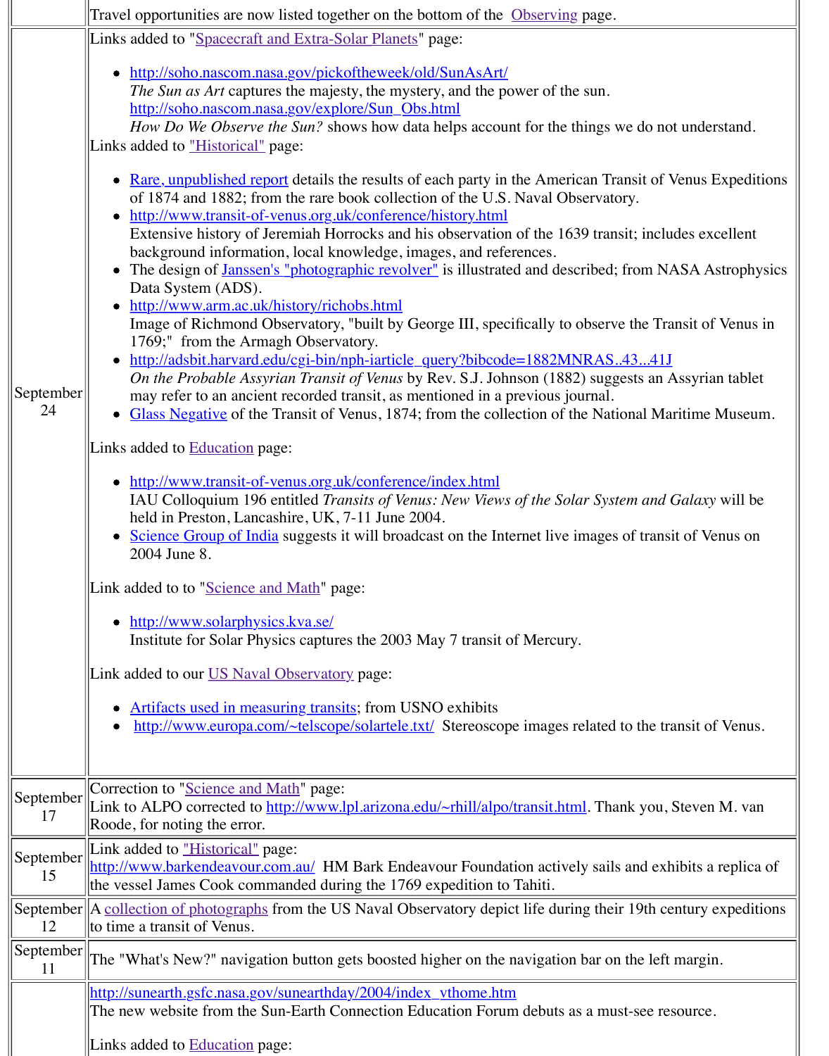| | |
|---|---|
| | Travel opportunities are now listed together on the bottom of the Observing page. |
| September 24 | Links added to "Spacecraft and Extra-Solar Planets" page:<br>• http://soho.nascom.nasa.gov/pickoftheweek/old/SunAsArt/ *The Sun as Art* captures the majesty, the mystery, and the power of the sun. http://soho.nascom.nasa.gov/explore/Sun_Obs.html *How Do We Observe the Sun?* shows how data helps account for the things we do not understand.<br>Links added to "Historical" page:<br>• Rare, unpublished report details the results of each party in the American Transit of Venus Expeditions of 1874 and 1882; from the rare book collection of the U.S. Naval Observatory.<br>• http://www.transit-of-venus.org.uk/conference/history.html Extensive history of Jeremiah Horrocks and his observation of the 1639 transit; includes excellent background information, local knowledge, images, and references.<br>• The design of Janssen's "photographic revolver" is illustrated and described; from NASA Astrophysics Data System (ADS).<br>• http://www.arm.ac.uk/history/richobs.html Image of Richmond Observatory, "built by George III, specifically to observe the Transit of Venus in 1769;" from the Armagh Observatory.<br>• http://adsbit.harvard.edu/cgi-bin/nph-iarticle_query?bibcode=1882MNRAS..43...41J *On the Probable Assyrian Transit of Venus* by Rev. S.J. Johnson (1882) suggests an Assyrian tablet may refer to an ancient recorded transit, as mentioned in a previous journal.<br>• Glass Negative of the Transit of Venus, 1874; from the collection of the National Maritime Museum.<br><br>Links added to Education page:<br>• http://www.transit-of-venus.org.uk/conference/index.html IAU Colloquium 196 entitled *Transits of Venus: New Views of the Solar System and Galaxy* will be held in Preston, Lancashire, UK, 7-11 June 2004.<br>• Science Group of India suggests it will broadcast on the Internet live images of transit of Venus on 2004 June 8.<br><br>Link added to to "Science and Math" page:<br>• http://www.solarphysics.kva.se/ Institute for Solar Physics captures the 2003 May 7 transit of Mercury.<br><br>Link added to our US Naval Observatory page:<br>• Artifacts used in measuring transits; from USNO exhibits<br>• http://www.europa.com/~telscope/solartele.txt/ Stereoscope images related to the transit of Venus. |
| September 17 | Correction to "Science and Math" page:<br>Link to ALPO corrected to http://www.lpl.arizona.edu/~rhill/alpo/transit.html. Thank you, Steven M. van Roode, for noting the error. |
| September 15 | Link added to "Historical" page:<br>http://www.barkendeavour.com.au/ HM Bark Endeavour Foundation actively sails and exhibits a replica of the vessel James Cook commanded during the 1769 expedition to Tahiti. |
| September 12 | A collection of photographs from the US Naval Observatory depict life during their 19th century expeditions to time a transit of Venus. |
| September 11 | The "What's New?" navigation button gets boosted higher on the navigation bar on the left margin. |
| | http://sunearth.gsfc.nasa.gov/sunearthday/2004/index_vthome.htm<br>The new website from the Sun-Earth Connection Education Forum debuts as a must-see resource.<br><br>Links added to Education page: |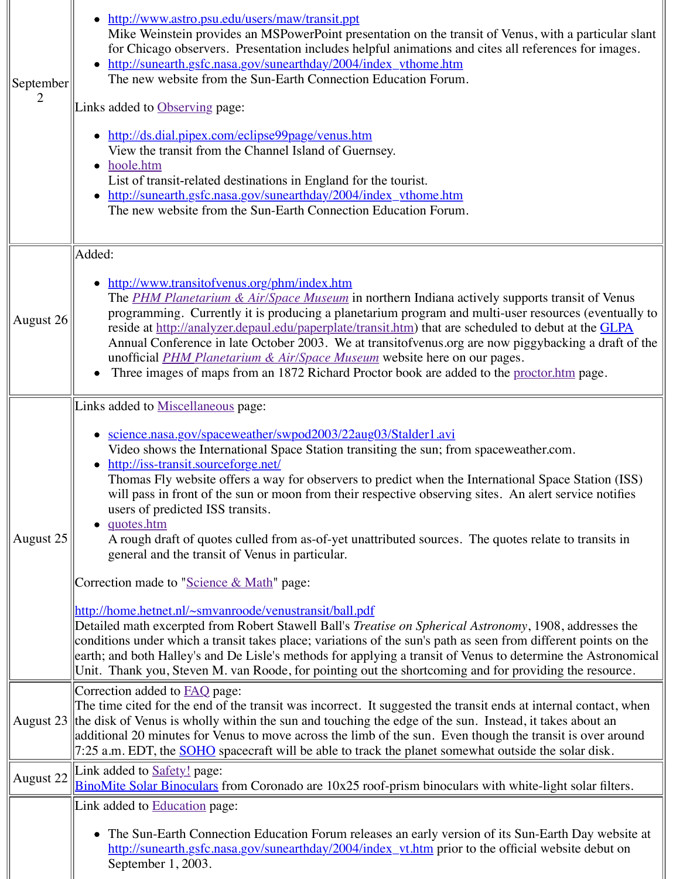| Date | Changes |
| --- | --- |
| September 2 | • http://www.astro.psu.edu/users/maw/transit.ppt<br>Mike Weinstein provides an MSPowerPoint presentation on the transit of Venus, with a particular slant for Chicago observers. Presentation includes helpful animations and cites all references for images.<br>• http://sunearth.gsfc.nasa.gov/sunearthday/2004/index_vthome.htm<br>The new website from the Sun-Earth Connection Education Forum.<br><br>Links added to Observing page:<br><br>• http://ds.dial.pipex.com/eclipse99page/venus.htm<br>View the transit from the Channel Island of Guernsey.<br>• hoole.htm<br>List of transit-related destinations in England for the tourist.<br>• http://sunearth.gsfc.nasa.gov/sunearthday/2004/index_vthome.htm<br>The new website from the Sun-Earth Connection Education Forum. |
| August 26 | Added:<br><br>• http://www.transitofvenus.org/phm/index.htm<br>The *PHM Planetarium & Air/Space Museum* in northern Indiana actively supports transit of Venus programming. Currently it is producing a planetarium program and multi-user resources (eventually to reside at http://analyzer.depaul.edu/paperplate/transit.htm) that are scheduled to debut at the GLPA Annual Conference in late October 2003. We at transitofvenus.org are now piggybacking a draft of the unofficial *PHM Planetarium & Air/Space Museum* website here on our pages.<br>• Three images of maps from an 1872 Richard Proctor book are added to the proctor.htm page. |
| August 25 | Links added to Miscellaneous page:<br><br>• science.nasa.gov/spaceweather/swpod2003/22aug03/Stalder1.avi<br>Video shows the International Space Station transiting the sun; from spaceweather.com.<br>• http://iss-transit.sourceforge.net/<br>Thomas Fly website offers a way for observers to predict when the International Space Station (ISS) will pass in front of the sun or moon from their respective observing sites. An alert service notifies users of predicted ISS transits.<br>• quotes.htm<br>A rough draft of quotes culled from as-of-yet unattributed sources. The quotes relate to transits in general and the transit of Venus in particular.<br><br>Correction made to "Science & Math" page:<br><br>http://home.hetnet.nl/~smvanroode/venustransit/ball.pdf<br>Detailed math excerpted from Robert Stawell Ball's *Treatise on Spherical Astronomy*, 1908, addresses the conditions under which a transit takes place; variations of the sun's path as seen from different points on the earth; and both Halley's and De Lisle's methods for applying a transit of Venus to determine the Astronomical Unit. Thank you, Steven M. van Roode, for pointing out the shortcoming and for providing the resource. |
| August 23 | Correction added to FAQ page:<br>The time cited for the end of the transit was incorrect. It suggested the transit ends at internal contact, when the disk of Venus is wholly within the sun and touching the edge of the sun. Instead, it takes about an additional 20 minutes for Venus to move across the limb of the sun. Even though the transit is over around 7:25 a.m. EDT, the SOHO spacecraft will be able to track the planet somewhat outside the solar disk. |
| August 22 | Link added to Safety! page:<br>BinoMite Solar Binoculars from Coronado are 10x25 roof-prism binoculars with white-light solar filters. |
| | Link added to Education page:<br><br>• The Sun-Earth Connection Education Forum releases an early version of its Sun-Earth Day website at http://sunearth.gsfc.nasa.gov/sunearthday/2004/index_vt.htm prior to the official website debut on September 1, 2003. |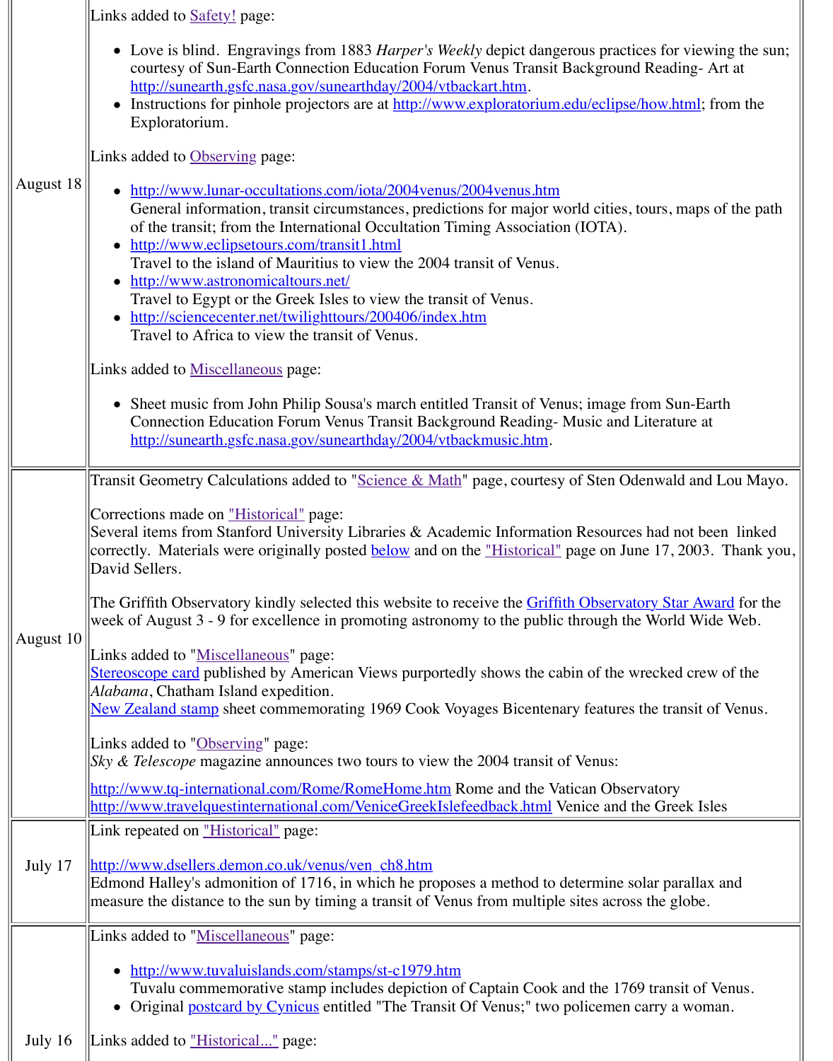| | |
|---|---|
| August 18 | Links added to Safety! page:<br><br>• Love is blind. Engravings from 1883 *Harper's Weekly* depict dangerous practices for viewing the sun; courtesy of Sun-Earth Connection Education Forum Venus Transit Background Reading- Art at http://sunearth.gsfc.nasa.gov/sunearthday/2004/vtbackart.htm.<br>• Instructions for pinhole projectors are at http://www.exploratorium.edu/eclipse/how.html; from the Exploratorium.<br><br>Links added to Observing page:<br><br>• http://www.lunar-occultations.com/iota/2004venus/2004venus.htm General information, transit circumstances, predictions for major world cities, tours, maps of the path of the transit; from the International Occultation Timing Association (IOTA).<br>• http://www.eclipsetours.com/transit1.html Travel to the island of Mauritius to view the 2004 transit of Venus.<br>• http://www.astronomicaltours.net/ Travel to Egypt or the Greek Isles to view the transit of Venus.<br>• http://sciencecenter.net/twilighttours/200406/index.htm Travel to Africa to view the transit of Venus.<br><br>Links added to Miscellaneous page:<br><br>• Sheet music from John Philip Sousa's march entitled Transit of Venus; image from Sun-Earth Connection Education Forum Venus Transit Background Reading- Music and Literature at http://sunearth.gsfc.nasa.gov/sunearthday/2004/vtbackmusic.htm. |
| August 10 | Transit Geometry Calculations added to "Science & Math" page, courtesy of Sten Odenwald and Lou Mayo.<br><br>Corrections made on "Historical" page:<br>Several items from Stanford University Libraries & Academic Information Resources had not been linked correctly. Materials were originally posted below and on the "Historical" page on June 17, 2003. Thank you, David Sellers.<br><br>The Griffith Observatory kindly selected this website to receive the Griffith Observatory Star Award for the week of August 3 - 9 for excellence in promoting astronomy to the public through the World Wide Web.<br><br>Links added to "Miscellaneous" page:<br>Stereoscope card published by American Views purportedly shows the cabin of the wrecked crew of the *Alabama*, Chatham Island expedition.<br>New Zealand stamp sheet commemorating 1969 Cook Voyages Bicentenary features the transit of Venus.<br><br>Links added to "Observing" page:<br>*Sky & Telescope* magazine announces two tours to view the 2004 transit of Venus:<br><br>http://www.tq-international.com/Rome/RomeHome.htm Rome and the Vatican Observatory<br>http://www.travelquestinternational.com/VeniceGreekIslefeedback.html Venice and the Greek Isles |
| July 17 | Link repeated on "Historical" page:<br><br>http://www.dsellers.demon.co.uk/venus/ven_ch8.htm<br>Edmond Halley's admonition of 1716, in which he proposes a method to determine solar parallax and measure the distance to the sun by timing a transit of Venus from multiple sites across the globe. |
| July 16 | Links added to "Miscellaneous" page:<br><br>• http://www.tuvaluislands.com/stamps/st-c1979.htm Tuvalu commemorative stamp includes depiction of Captain Cook and the 1769 transit of Venus.<br>• Original postcard by Cynicus entitled "The Transit Of Venus;" two policemen carry a woman.<br><br>Links added to "Historical..." page: |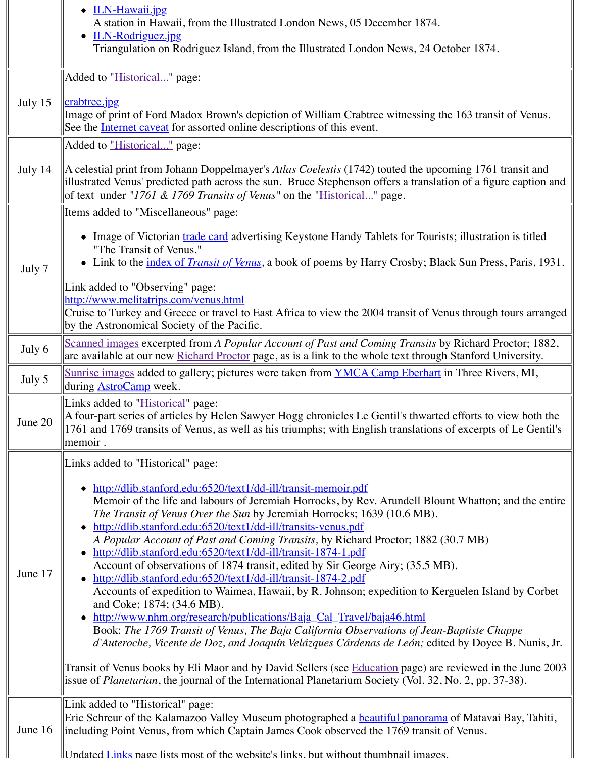| | |
|---|---|
| | • ILN-Hawaii.jpg<br>A station in Hawaii, from the Illustrated London News, 05 December 1874.<br>• ILN-Rodriguez.jpg<br>Triangulation on Rodriguez Island, from the Illustrated London News, 24 October 1874. |
| July 15 | Added to "Historical..." page:<br><br>crabtree.jpg<br>Image of print of Ford Madox Brown's depiction of William Crabtree witnessing the 163 transit of Venus. See the Internet caveat for assorted online descriptions of this event. |
| July 14 | Added to "Historical..." page:<br><br>A celestial print from Johann Doppelmayer's *Atlas Coelestis* (1742) touted the upcoming 1761 transit and illustrated Venus' predicted path across the sun. Bruce Stephenson offers a translation of a figure caption and of text under "*1761 & 1769 Transits of Venus*" on the "Historical..." page. |
| July 7 | Items added to "Miscellaneous" page:<br><br>• Image of Victorian trade card advertising Keystone Handy Tablets for Tourists; illustration is titled "The Transit of Venus."<br>• Link to the index of *Transit of Venus*, a book of poems by Harry Crosby; Black Sun Press, Paris, 1931.<br><br>Link added to "Observing" page:<br>http://www.melitatrips.com/venus.html<br>Cruise to Turkey and Greece or travel to East Africa to view the 2004 transit of Venus through tours arranged by the Astronomical Society of the Pacific. |
| July 6 | Scanned images excerpted from *A Popular Account of Past and Coming Transits* by Richard Proctor; 1882, are available at our new Richard Proctor page, as is a link to the whole text through Stanford University. |
| July 5 | Sunrise images added to gallery; pictures were taken from YMCA Camp Eberhart in Three Rivers, MI, during AstroCamp week. |
| June 20 | Links added to "Historical" page:<br>A four-part series of articles by Helen Sawyer Hogg chronicles Le Gentil's thwarted efforts to view both the 1761 and 1769 transits of Venus, as well as his triumphs; with English translations of excerpts of Le Gentil's memoir . |
| June 17 | Links added to "Historical" page:<br><br>• http://dlib.stanford.edu:6520/text1/dd-ill/transit-memoir.pdf<br>Memoir of the life and labours of Jeremiah Horrocks, by Rev. Arundell Blount Whatton; and the entire *The Transit of Venus Over the Sun* by Jeremiah Horrocks; 1639 (10.6 MB).<br>• http://dlib.stanford.edu:6520/text1/dd-ill/transits-venus.pdf<br>*A Popular Account of Past and Coming Transits*, by Richard Proctor; 1882 (30.7 MB)<br>• http://dlib.stanford.edu:6520/text1/dd-ill/transit-1874-1.pdf<br>Account of observations of 1874 transit, edited by Sir George Airy; (35.5 MB).<br>• http://dlib.stanford.edu:6520/text1/dd-ill/transit-1874-2.pdf<br>Accounts of expedition to Waimea, Hawaii, by R. Johnson; expedition to Kerguelen Island by Corbet and Coke; 1874; (34.6 MB).<br>• http://www.nhm.org/research/publications/Baja_Cal_Travel/baja46.html<br>Book: *The 1769 Transit of Venus, The Baja California Observations of Jean-Baptiste Chappe d'Auteroche, Vicente de Doz, and Joaquín Velázques Cárdenas de León;* edited by Doyce B. Nunis, Jr.<br><br>Transit of Venus books by Eli Maor and by David Sellers (see Education page) are reviewed in the June 2003 issue of *Planetarian*, the journal of the International Planetarium Society (Vol. 32, No. 2, pp. 37-38). |
| June 16 | Link added to "Historical" page:<br>Eric Schreur of the Kalamazoo Valley Museum photographed a beautiful panorama of Matavai Bay, Tahiti, including Point Venus, from which Captain James Cook observed the 1769 transit of Venus.<br><br>Updated Links page lists most of the website's links, but without thumbnail images. |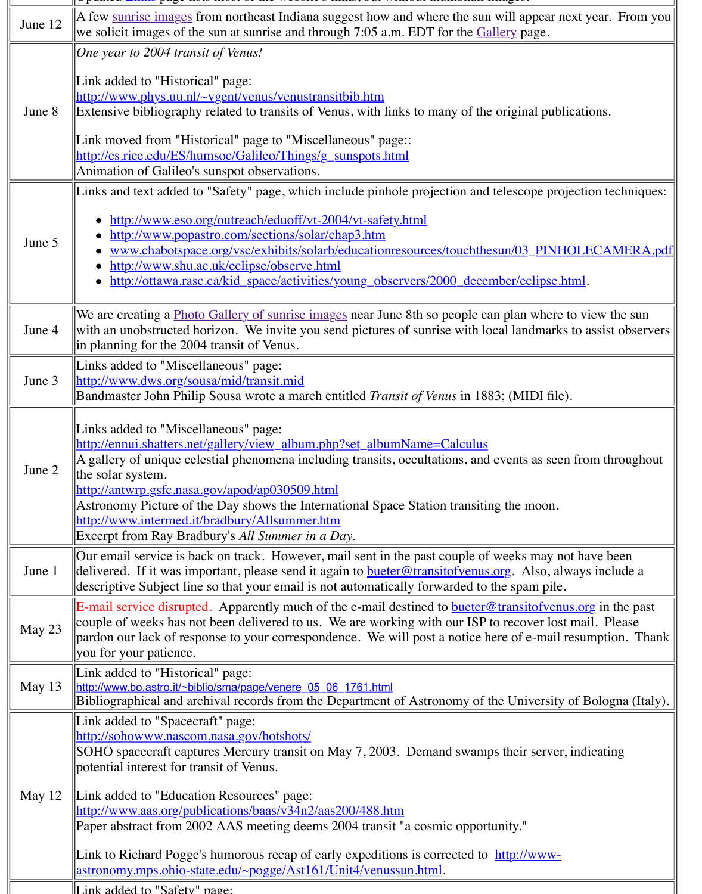| | |
|---|---|
| June 12 | A few sunrise images from northeast Indiana suggest how and where the sun will appear next year. From you we solicit images of the sun at sunrise and through 7:05 a.m. EDT for the Gallery page. |
| June 8 | *One year to 2004 transit of Venus!*<br><br>Link added to "Historical" page:<br>http://www.phys.uu.nl/~vgent/venus/venustransitbib.htm<br>Extensive bibliography related to transits of Venus, with links to many of the original publications.<br><br>Link moved from "Historical" page to "Miscellaneous" page::<br>http://es.rice.edu/ES/humsoc/Galileo/Things/g_sunspots.html<br>Animation of Galileo's sunspot observations. |
| June 5 | Links and text added to "Safety" page, which include pinhole projection and telescope projection techniques:<br><br>• http://www.eso.org/outreach/eduoff/vt-2004/vt-safety.html<br>• http://www.popastro.com/sections/solar/chap3.htm<br>• www.chabotspace.org/vsc/exhibits/solarb/educationresources/touchthesun/03_PINHOLECAMERA.pdf<br>• http://www.shu.ac.uk/eclipse/observe.html<br>• http://ottawa.rasc.ca/kid_space/activities/young_observers/2000_december/eclipse.html. |
| June 4 | We are creating a Photo Gallery of sunrise images near June 8th so people can plan where to view the sun with an unobstructed horizon. We invite you send pictures of sunrise with local landmarks to assist observers in planning for the 2004 transit of Venus. |
| June 3 | Links added to "Miscellaneous" page:<br>http://www.dws.org/sousa/mid/transit.mid<br>Bandmaster John Philip Sousa wrote a march entitled *Transit of Venus* in 1883; (MIDI file). |
| June 2 | Links added to "Miscellaneous" page:<br>http://ennui.shatters.net/gallery/view_album.php?set_albumName=Calculus<br>A gallery of unique celestial phenomena including transits, occultations, and events as seen from throughout the solar system.<br>http://antwrp.gsfc.nasa.gov/apod/ap030509.html<br>Astronomy Picture of the Day shows the International Space Station transiting the moon.<br>http://www.intermed.it/bradbury/Allsummer.htm<br>Excerpt from Ray Bradbury's *All Summer in a Day*. |
| June 1 | Our email service is back on track. However, mail sent in the past couple of weeks may not have been delivered. If it was important, please send it again to bueter@transitofvenus.org. Also, always include a descriptive Subject line so that your email is not automatically forwarded to the spam pile. |
| May 23 | E-mail service disrupted. Apparently much of the e-mail destined to bueter@transitofvenus.org in the past couple of weeks has not been delivered to us. We are working with our ISP to recover lost mail. Please pardon our lack of response to your correspondence. We will post a notice here of e-mail resumption. Thank you for your patience. |
| May 13 | Link added to "Historical" page:<br>http://www.bo.astro.it/~biblio/sma/page/venere_05_06_1761.html<br>Bibliographical and archival records from the Department of Astronomy of the University of Bologna (Italy). |
| May 12 | Link added to "Spacecraft" page:<br>http://sohowww.nascom.nasa.gov/hotshots/<br>SOHO spacecraft captures Mercury transit on May 7, 2003. Demand swamps their server, indicating potential interest for transit of Venus.<br><br>Link added to "Education Resources" page:<br>http://www.aas.org/publications/baas/v34n2/aas200/488.htm<br>Paper abstract from 2002 AAS meeting deems 2004 transit "a cosmic opportunity."<br><br>Link to Richard Pogge's humorous recap of early expeditions is corrected to http://www-astronomy.mps.ohio-state.edu/~pogge/Ast161/Unit4/venussun.html. |
| | Link added to "Safety" page: |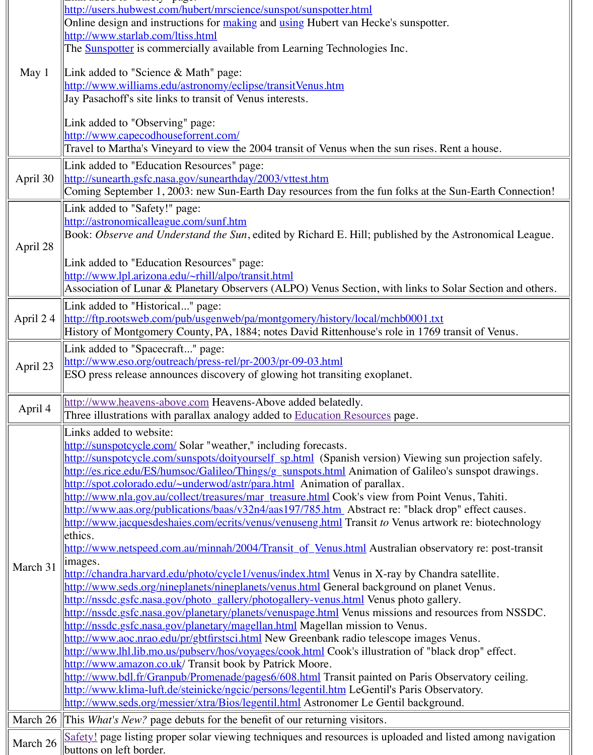| | |
|---|---|
| May 1 | http://users.hubwest.com/hubert/mrscience/sunspot/sunspotter.html<br>Online design and instructions for making and using Hubert van Hecke's sunspotter.<br>http://www.starlab.com/ltiss.html<br>The Sunspotter is commercially available from Learning Technologies Inc.<br><br>Link added to "Science & Math" page:<br>http://www.williams.edu/astronomy/eclipse/transitVenus.htm<br>Jay Pasachoff's site links to transit of Venus interests.<br><br>Link added to "Observing" page:<br>http://www.capecodhouseforrent.com/<br>Travel to Martha's Vineyard to view the 2004 transit of Venus when the sun rises. Rent a house. |
| April 30 | Link added to "Education Resources" page:<br>http://sunearth.gsfc.nasa.gov/sunearthday/2003/vttest.htm<br>Coming September 1, 2003: new Sun-Earth Day resources from the fun folks at the Sun-Earth Connection! |
| April 28 | Link added to "Safety!" page:<br>http://astronomicalleague.com/sunf.htm<br>Book: *Observe and Understand the Sun*, edited by Richard E. Hill; published by the Astronomical League.<br><br>Link added to "Education Resources" page:<br>http://www.lpl.arizona.edu/~rhill/alpo/transit.html<br>Association of Lunar & Planetary Observers (ALPO) Venus Section, with links to Solar Section and others. |
| April 2 4 | Link added to "Historical..." page:<br>http://ftp.rootsweb.com/pub/usgenweb/pa/montgomery/history/local/mchb0001.txt<br>History of Montgomery County, PA, 1884; notes David Rittenhouse's role in 1769 transit of Venus. |
| April 23 | Link added to "Spacecraft..." page:<br>http://www.eso.org/outreach/press-rel/pr-2003/pr-09-03.html<br>ESO press release announces discovery of glowing hot transiting exoplanet. |
| April 4 | http://www.heavens-above.com Heavens-Above added belatedly.<br>Three illustrations with parallax analogy added to Education Resources page. |
| March 31 | Links added to website:<br>http://sunspotcycle.com/ Solar "weather," including forecasts.<br>http://sunspotcycle.com/sunspots/doityourself_sp.html (Spanish version) Viewing sun projection safely.<br>http://es.rice.edu/ES/humsoc/Galileo/Things/g_sunspots.html Animation of Galileo's sunspot drawings.<br>http://spot.colorado.edu/~underwod/astr/para.html Animation of parallax.<br>http://www.nla.gov.au/collect/treasures/mar_treasure.html Cook's view from Point Venus, Tahiti.<br>http://www.aas.org/publications/baas/v32n4/aas197/785.htm Abstract re: "black drop" effect causes.<br>http://www.jacquesdeshaies.com/ecrits/venus/venuseng.html Transit *to* Venus artwork re: biotechnology ethics.<br>http://www.netspeed.com.au/minnah/2004/Transit_of_Venus.html Australian observatory re: post-transit images.<br>http://chandra.harvard.edu/photo/cycle1/venus/index.html Venus in X-ray by Chandra satellite.<br>http://www.seds.org/nineplanets/nineplanets/venus.html General background on planet Venus.<br>http://nssdc.gsfc.nasa.gov/photo_gallery/photogallery-venus.html Venus photo gallery.<br>http://nssdc.gsfc.nasa.gov/planetary/planets/venuspage.html Venus missions and resources from NSSDC.<br>http://nssdc.gsfc.nasa.gov/planetary/magellan.html Magellan mission to Venus.<br>http://www.aoc.nrao.edu/pr/gbtfirstsci.html New Greenbank radio telescope images Venus.<br>http://www.lhl.lib.mo.us/pubserv/hos/voyages/cook.html Cook's illustration of "black drop" effect.<br>http://www.amazon.co.uk/ Transit book by Patrick Moore.<br>http://www.bdl.fr/Granpub/Promenade/pages6/608.html Transit painted on Paris Observatory ceiling.<br>http://www.klima-luft.de/steinicke/ngcic/persons/legentil.htm LeGentil's Paris Observatory.<br>http://www.seds.org/messier/xtra/Bios/legentil.html Astronomer Le Gentil background. |
| March 26 | This *What's New?* page debuts for the benefit of our returning visitors. |
| March 26 | Safety! page listing proper solar viewing techniques and resources is uploaded and listed among navigation buttons on left border. |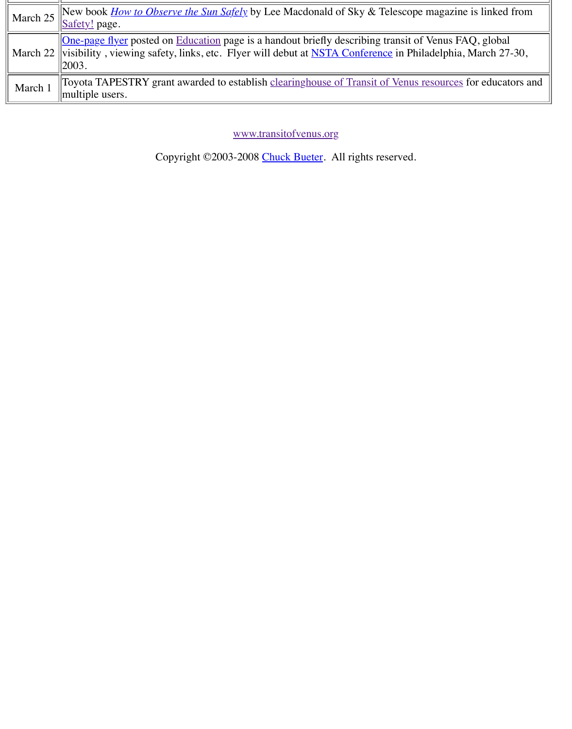| | |
|---|---|
| March 25 | New book *How to Observe the Sun Safely* by Lee Macdonald of Sky & Telescope magazine is linked from Safety! page. |
| March 22 | One-page flyer posted on Education page is a handout briefly describing transit of Venus FAQ, global visibility , viewing safety, links, etc.  Flyer will debut at NSTA Conference in Philadelphia, March 27-30, 2003. |
| March 1 | Toyota TAPESTRY grant awarded to establish clearinghouse of Transit of Venus resources for educators and multiple users. |

www.transitofvenus.org

Copyright ©2003-2008 Chuck Bueter.  All rights reserved.